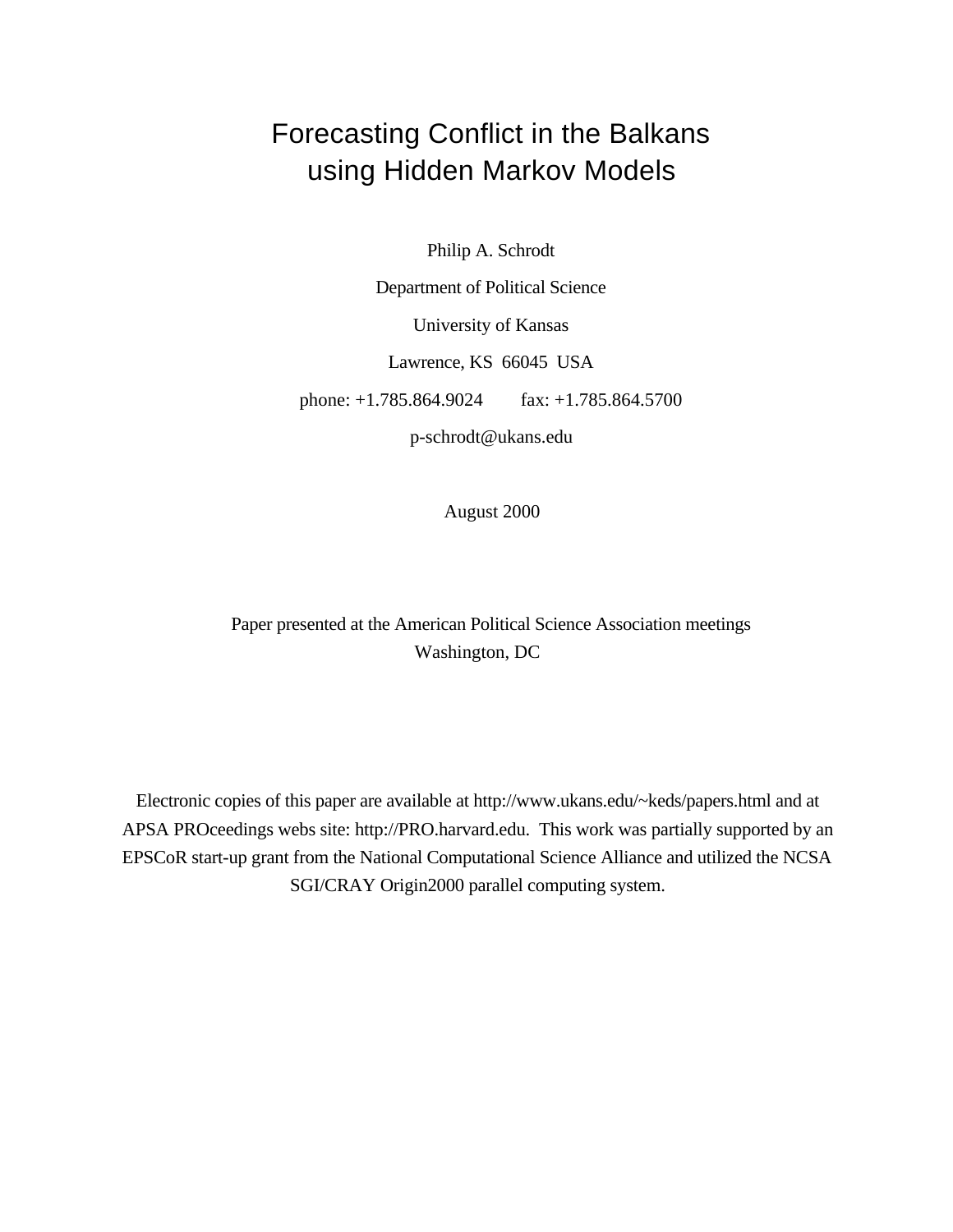# Forecasting Conflict in the Balkans using Hidden Markov Models

Philip A. Schrodt

Department of Political Science

University of Kansas

Lawrence, KS 66045 USA

phone: +1.785.864.9024 fax: +1.785.864.5700

p-schrodt@ukans.edu

August 2000

Paper presented at the American Political Science Association meetings
Washington, DC

Electronic copies of this paper are available at http://www.ukans.edu/~keds/papers.html and at APSA PROceedings webs site: http://PRO.harvard.edu. This work was partially supported by an EPSCoR start-up grant from the National Computational Science Alliance and utilized the NCSA SGI/CRAY Origin2000 parallel computing system.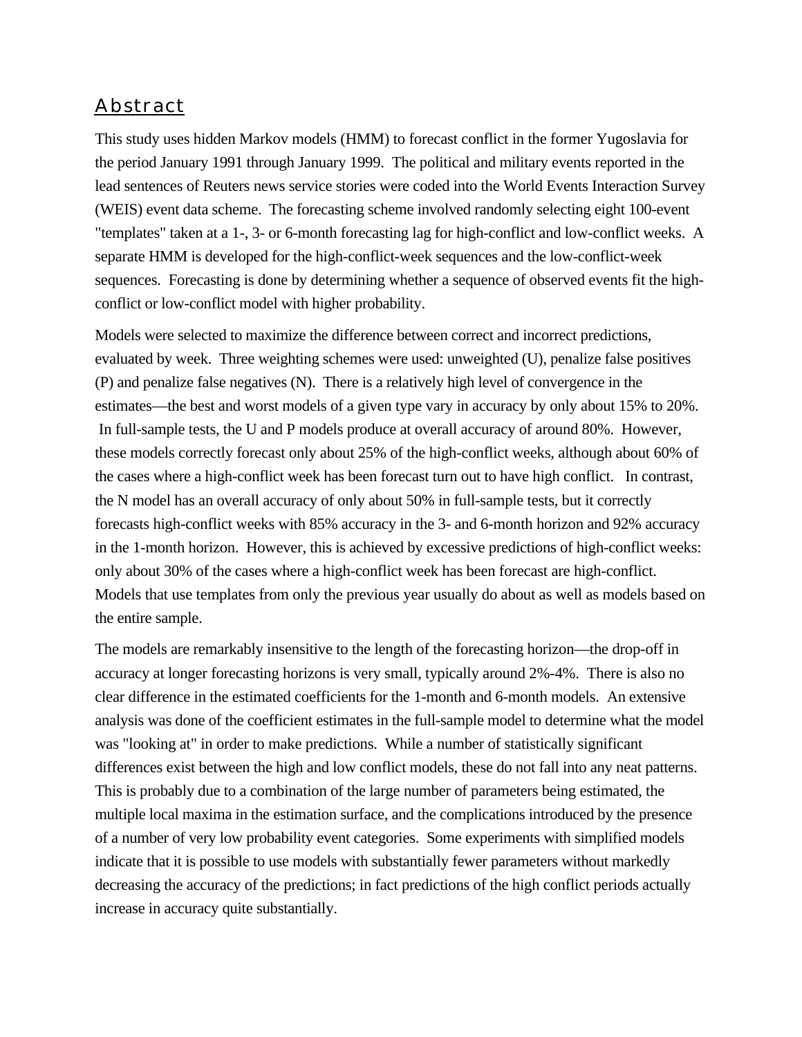## Abstract

This study uses hidden Markov models (HMM) to forecast conflict in the former Yugoslavia for the period January 1991 through January 1999. The political and military events reported in the lead sentences of Reuters news service stories were coded into the World Events Interaction Survey (WEIS) event data scheme. The forecasting scheme involved randomly selecting eight 100-event "templates" taken at a 1-, 3- or 6-month forecasting lag for high-conflict and low-conflict weeks. A separate HMM is developed for the high-conflict-week sequences and the low-conflict-week sequences. Forecasting is done by determining whether a sequence of observed events fit the high-conflict or low-conflict model with higher probability.

Models were selected to maximize the difference between correct and incorrect predictions, evaluated by week. Three weighting schemes were used: unweighted (U), penalize false positives (P) and penalize false negatives (N). There is a relatively high level of convergence in the estimates—the best and worst models of a given type vary in accuracy by only about 15% to 20%. In full-sample tests, the U and P models produce at overall accuracy of around 80%. However, these models correctly forecast only about 25% of the high-conflict weeks, although about 60% of the cases where a high-conflict week has been forecast turn out to have high conflict. In contrast, the N model has an overall accuracy of only about 50% in full-sample tests, but it correctly forecasts high-conflict weeks with 85% accuracy in the 3- and 6-month horizon and 92% accuracy in the 1-month horizon. However, this is achieved by excessive predictions of high-conflict weeks: only about 30% of the cases where a high-conflict week has been forecast are high-conflict. Models that use templates from only the previous year usually do about as well as models based on the entire sample.

The models are remarkably insensitive to the length of the forecasting horizon—the drop-off in accuracy at longer forecasting horizons is very small, typically around 2%-4%. There is also no clear difference in the estimated coefficients for the 1-month and 6-month models. An extensive analysis was done of the coefficient estimates in the full-sample model to determine what the model was "looking at" in order to make predictions. While a number of statistically significant differences exist between the high and low conflict models, these do not fall into any neat patterns. This is probably due to a combination of the large number of parameters being estimated, the multiple local maxima in the estimation surface, and the complications introduced by the presence of a number of very low probability event categories. Some experiments with simplified models indicate that it is possible to use models with substantially fewer parameters without markedly decreasing the accuracy of the predictions; in fact predictions of the high conflict periods actually increase in accuracy quite substantially.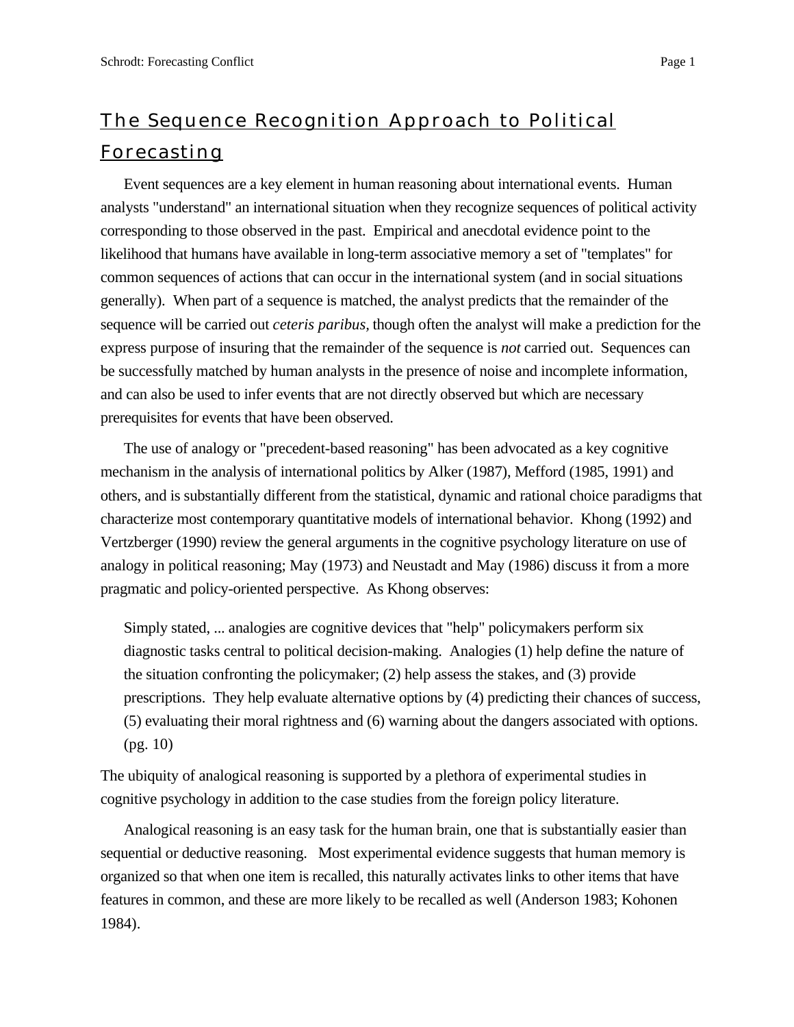# The Sequence Recognition Approach to Political Forecasting

Event sequences are a key element in human reasoning about international events. Human analysts "understand" an international situation when they recognize sequences of political activity corresponding to those observed in the past. Empirical and anecdotal evidence point to the likelihood that humans have available in long-term associative memory a set of "templates" for common sequences of actions that can occur in the international system (and in social situations generally). When part of a sequence is matched, the analyst predicts that the remainder of the sequence will be carried out *ceteris paribus,* though often the analyst will make a prediction for the express purpose of insuring that the remainder of the sequence is *not* carried out. Sequences can be successfully matched by human analysts in the presence of noise and incomplete information, and can also be used to infer events that are not directly observed but which are necessary prerequisites for events that have been observed.

The use of analogy or "precedent-based reasoning" has been advocated as a key cognitive mechanism in the analysis of international politics by Alker (1987), Mefford (1985, 1991) and others, and is substantially different from the statistical, dynamic and rational choice paradigms that characterize most contemporary quantitative models of international behavior. Khong (1992) and Vertzberger (1990) review the general arguments in the cognitive psychology literature on use of analogy in political reasoning; May (1973) and Neustadt and May (1986) discuss it from a more pragmatic and policy-oriented perspective. As Khong observes:

> Simply stated, ... analogies are cognitive devices that "help" policymakers perform six diagnostic tasks central to political decision-making. Analogies (1) help define the nature of the situation confronting the policymaker; (2) help assess the stakes, and (3) provide prescriptions. They help evaluate alternative options by (4) predicting their chances of success, (5) evaluating their moral rightness and (6) warning about the dangers associated with options. (pg. 10)

The ubiquity of analogical reasoning is supported by a plethora of experimental studies in cognitive psychology in addition to the case studies from the foreign policy literature.

Analogical reasoning is an easy task for the human brain, one that is substantially easier than sequential or deductive reasoning. Most experimental evidence suggests that human memory is organized so that when one item is recalled, this naturally activates links to other items that have features in common, and these are more likely to be recalled as well (Anderson 1983; Kohonen 1984).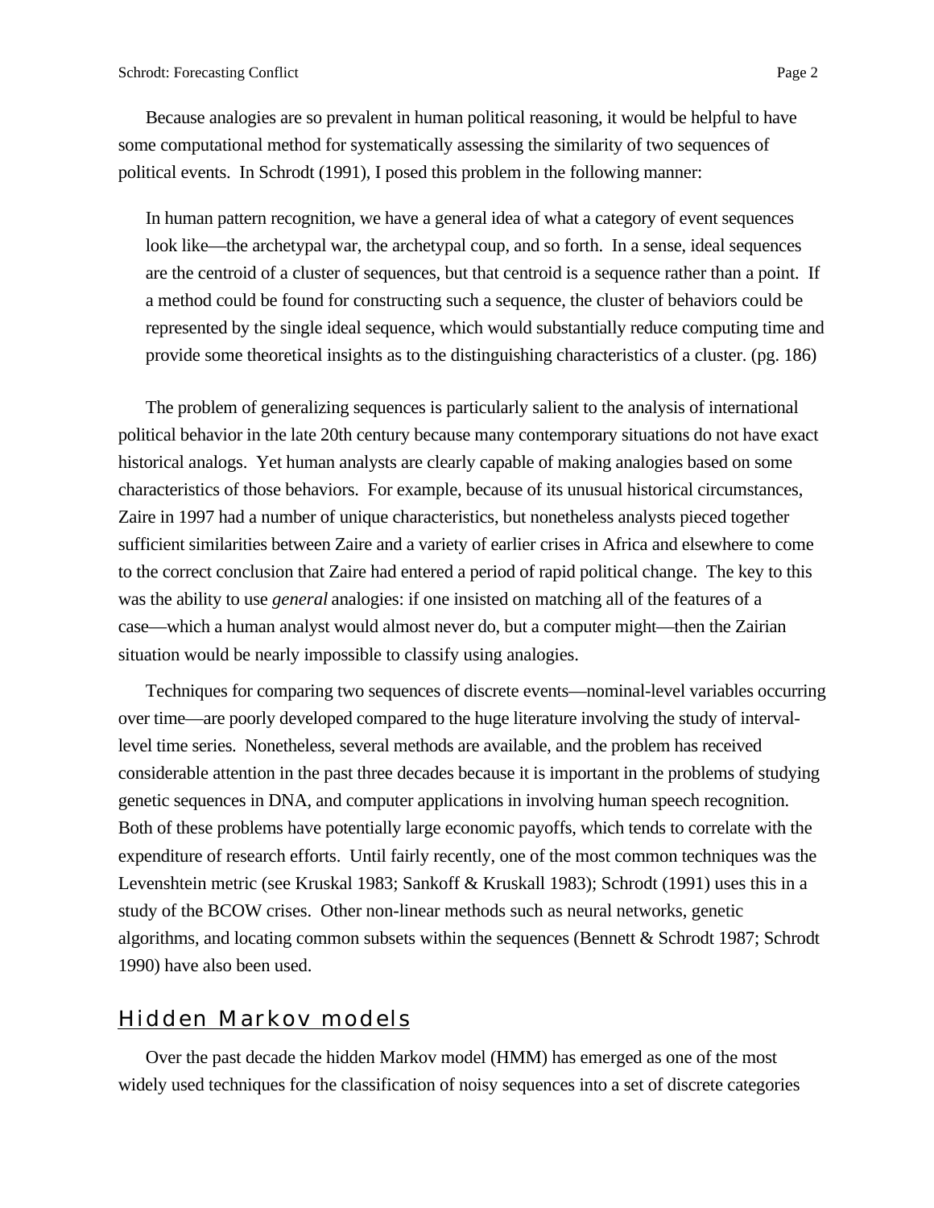Because analogies are so prevalent in human political reasoning, it would be helpful to have some computational method for systematically assessing the similarity of two sequences of political events. In Schrodt (1991), I posed this problem in the following manner:

> In human pattern recognition, we have a general idea of what a category of event sequences look like—the archetypal war, the archetypal coup, and so forth. In a sense, ideal sequences are the centroid of a cluster of sequences, but that centroid is a sequence rather than a point. If a method could be found for constructing such a sequence, the cluster of behaviors could be represented by the single ideal sequence, which would substantially reduce computing time and provide some theoretical insights as to the distinguishing characteristics of a cluster. (pg. 186)

The problem of generalizing sequences is particularly salient to the analysis of international political behavior in the late 20th century because many contemporary situations do not have exact historical analogs. Yet human analysts are clearly capable of making analogies based on some characteristics of those behaviors. For example, because of its unusual historical circumstances, Zaire in 1997 had a number of unique characteristics, but nonetheless analysts pieced together sufficient similarities between Zaire and a variety of earlier crises in Africa and elsewhere to come to the correct conclusion that Zaire had entered a period of rapid political change. The key to this was the ability to use *general* analogies: if one insisted on matching all of the features of a case—which a human analyst would almost never do, but a computer might—then the Zairian situation would be nearly impossible to classify using analogies.

Techniques for comparing two sequences of discrete events—nominal-level variables occurring over time—are poorly developed compared to the huge literature involving the study of interval-level time series. Nonetheless, several methods are available, and the problem has received considerable attention in the past three decades because it is important in the problems of studying genetic sequences in DNA, and computer applications in involving human speech recognition. Both of these problems have potentially large economic payoffs, which tends to correlate with the expenditure of research efforts. Until fairly recently, one of the most common techniques was the Levenshtein metric (see Kruskal 1983; Sankoff & Kruskall 1983); Schrodt (1991) uses this in a study of the BCOW crises. Other non-linear methods such as neural networks, genetic algorithms, and locating common subsets within the sequences (Bennett & Schrodt 1987; Schrodt 1990) have also been used.

## Hidden Markov models

Over the past decade the hidden Markov model (HMM) has emerged as one of the most widely used techniques for the classification of noisy sequences into a set of discrete categories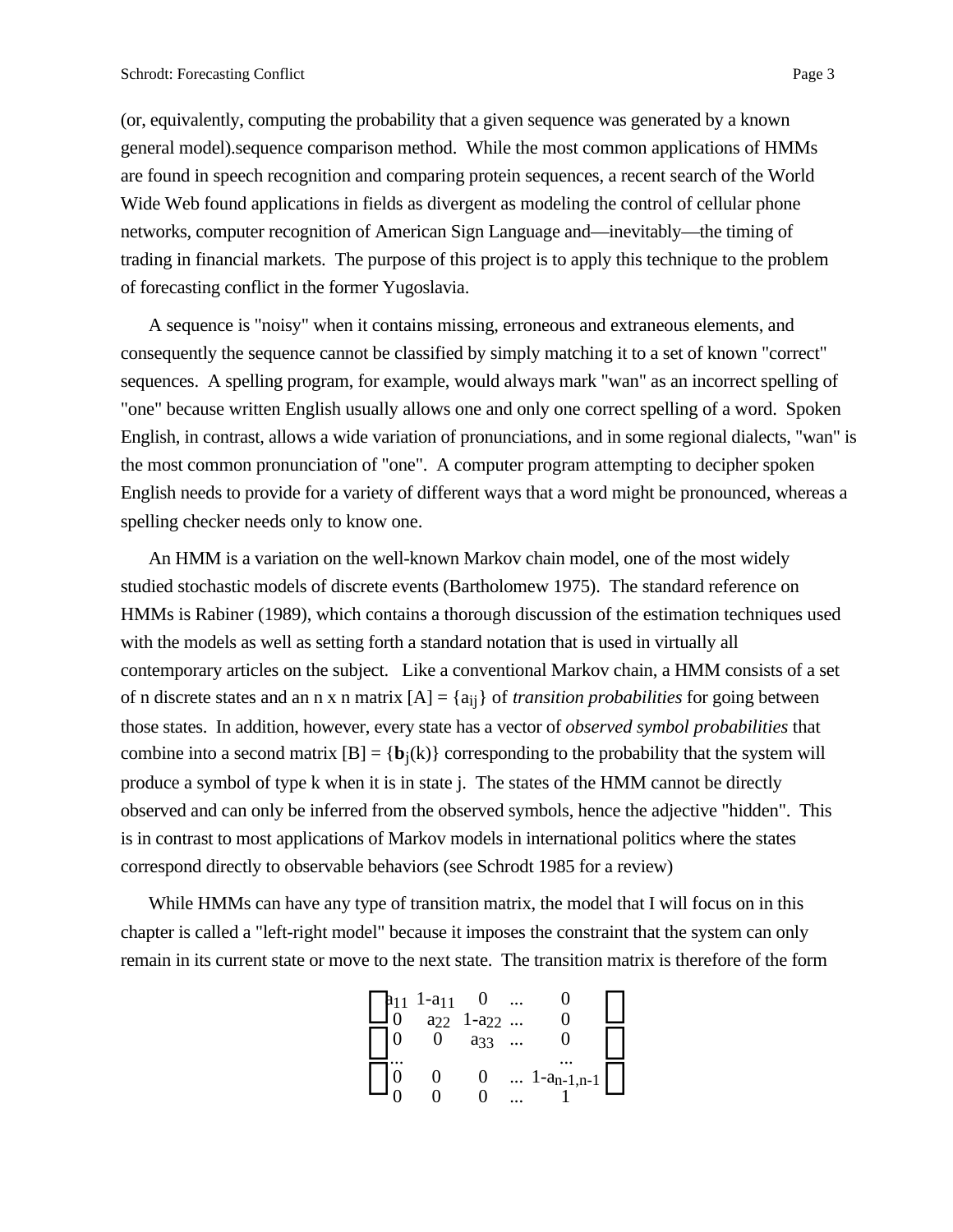(or, equivalently, computing the probability that a given sequence was generated by a known general model).sequence comparison method. While the most common applications of HMMs are found in speech recognition and comparing protein sequences, a recent search of the World Wide Web found applications in fields as divergent as modeling the control of cellular phone networks, computer recognition of American Sign Language and—inevitably—the timing of trading in financial markets. The purpose of this project is to apply this technique to the problem of forecasting conflict in the former Yugoslavia.

A sequence is "noisy" when it contains missing, erroneous and extraneous elements, and consequently the sequence cannot be classified by simply matching it to a set of known "correct" sequences. A spelling program, for example, would always mark "wan" as an incorrect spelling of "one" because written English usually allows one and only one correct spelling of a word. Spoken English, in contrast, allows a wide variation of pronunciations, and in some regional dialects, "wan" is the most common pronunciation of "one". A computer program attempting to decipher spoken English needs to provide for a variety of different ways that a word might be pronounced, whereas a spelling checker needs only to know one.

An HMM is a variation on the well-known Markov chain model, one of the most widely studied stochastic models of discrete events (Bartholomew 1975). The standard reference on HMMs is Rabiner (1989), which contains a thorough discussion of the estimation techniques used with the models as well as setting forth a standard notation that is used in virtually all contemporary articles on the subject. Like a conventional Markov chain, a HMM consists of a set of n discrete states and an n x n matrix $[A] = \{a_{ij}\}$ of *transition probabilities* for going between those states. In addition, however, every state has a vector of *observed symbol probabilities* that combine into a second matrix $[B] = \{\mathbf{b}_j(k)\}$ corresponding to the probability that the system will produce a symbol of type k when it is in state j. The states of the HMM cannot be directly observed and can only be inferred from the observed symbols, hence the adjective "hidden". This is in contrast to most applications of Markov models in international politics where the states correspond directly to observable behaviors (see Schrodt 1985 for a review)

While HMMs can have any type of transition matrix, the model that I will focus on in this chapter is called a "left-right model" because it imposes the constraint that the system can only remain in its current state or move to the next state. The transition matrix is therefore of the form

$$
\begin{bmatrix}
a_{11} & 1-a_{11} & 0 & \cdots & 0 \\
0 & a_{22} & 1-a_{22} & \cdots & 0 \\
0 & 0 & a_{33} & \cdots & 0 \\
\cdots & & & & \cdots \\
0 & 0 & 0 & \cdots & 1-a_{n-1,n-1} \\
0 & 0 & 0 & \cdots & 1
\end{bmatrix}
$$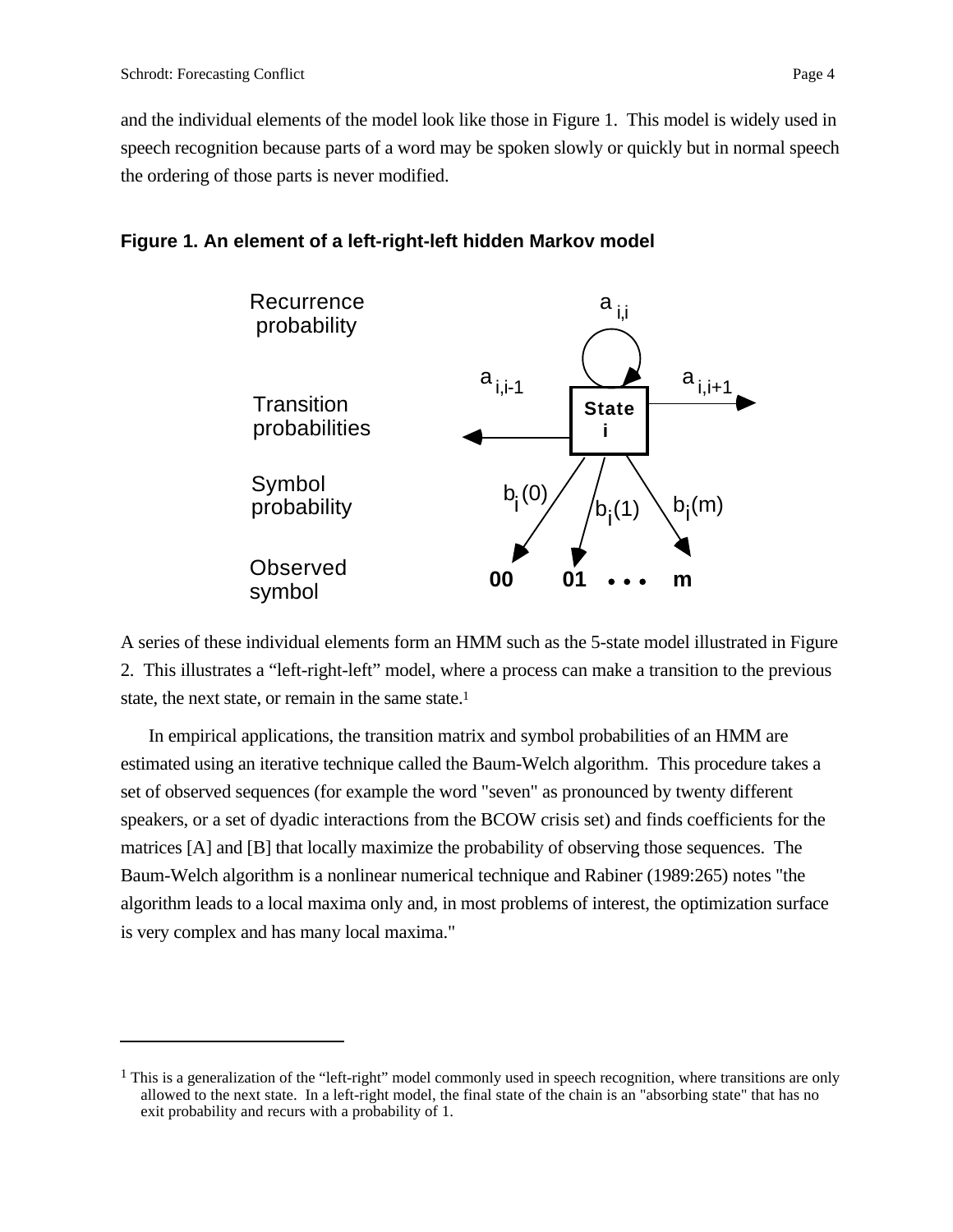and the individual elements of the model look like those in Figure 1. This model is widely used in speech recognition because parts of a word may be spoken slowly or quickly but in normal speech the ordering of those parts is never modified.

**Figure 1. An element of a left-right-left hidden Markov model**

| | |
|---|---|
| Recurrence probability | $a_{i,i}$ |
| Transition probabilities | $a_{i,i-1}$ ← **State i** → $a_{i,i+1}$ |
| Symbol probability | $b_i(0)$, $b_i(1)$, $b_i(m)$ |
| Observed symbol | **00** **01** • • • **m** |

A series of these individual elements form an HMM such as the 5-state model illustrated in Figure 2. This illustrates a "left-right-left" model, where a process can make a transition to the previous state, the next state, or remain in the same state.[1]

In empirical applications, the transition matrix and symbol probabilities of an HMM are estimated using an iterative technique called the Baum-Welch algorithm. This procedure takes a set of observed sequences (for example the word "seven" as pronounced by twenty different speakers, or a set of dyadic interactions from the BCOW crisis set) and finds coefficients for the matrices [A] and [B] that locally maximize the probability of observing those sequences. The Baum-Welch algorithm is a nonlinear numerical technique and Rabiner (1989:265) notes "the algorithm leads to a local maxima only and, in most problems of interest, the optimization surface is very complex and has many local maxima."

---

[1] This is a generalization of the "left-right" model commonly used in speech recognition, where transitions are only allowed to the next state. In a left-right model, the final state of the chain is an "absorbing state" that has no exit probability and recurs with a probability of 1.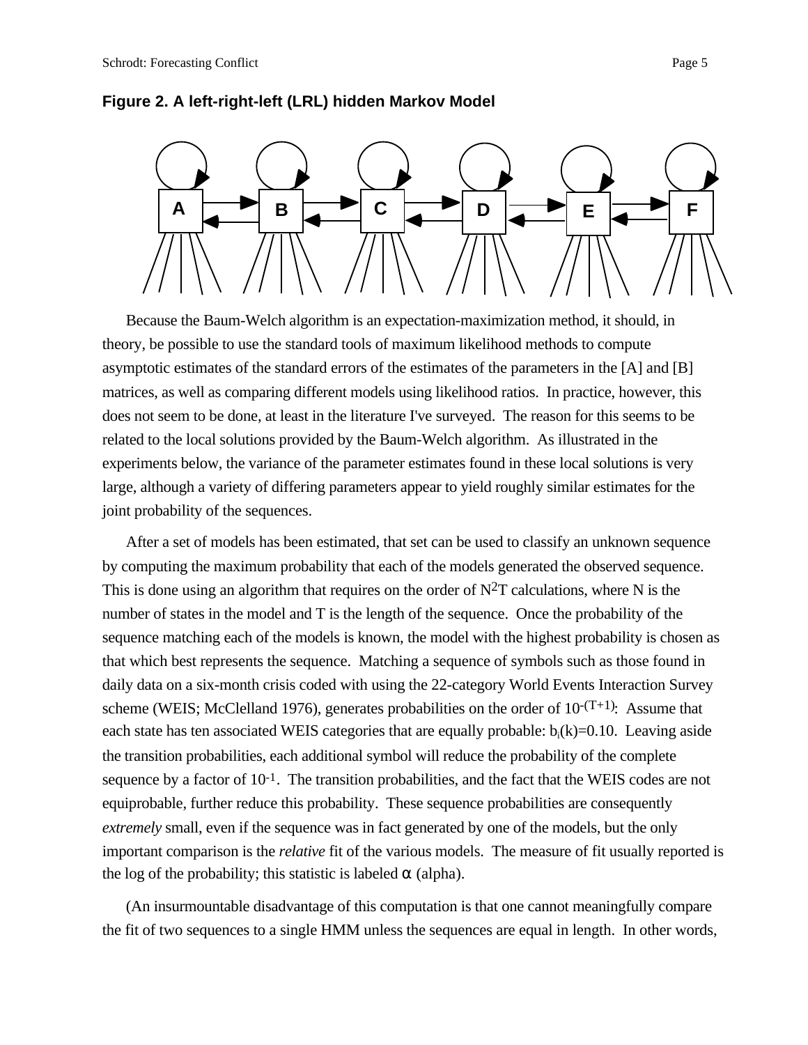**Figure 2. A left-right-left (LRL) hidden Markov Model**

Because the Baum-Welch algorithm is an expectation-maximization method, it should, in theory, be possible to use the standard tools of maximum likelihood methods to compute asymptotic estimates of the standard errors of the estimates of the parameters in the [A] and [B] matrices, as well as comparing different models using likelihood ratios. In practice, however, this does not seem to be done, at least in the literature I've surveyed. The reason for this seems to be related to the local solutions provided by the Baum-Welch algorithm. As illustrated in the experiments below, the variance of the parameter estimates found in these local solutions is very large, although a variety of differing parameters appear to yield roughly similar estimates for the joint probability of the sequences.

After a set of models has been estimated, that set can be used to classify an unknown sequence by computing the maximum probability that each of the models generated the observed sequence. This is done using an algorithm that requires on the order of $N^2T$ calculations, where N is the number of states in the model and T is the length of the sequence. Once the probability of the sequence matching each of the models is known, the model with the highest probability is chosen as that which best represents the sequence. Matching a sequence of symbols such as those found in daily data on a six-month crisis coded with using the 22-category World Events Interaction Survey scheme (WEIS; McClelland 1976), generates probabilities on the order of $10^{-(T+1)}$: Assume that each state has ten associated WEIS categories that are equally probable: $b_i(k)=0.10$. Leaving aside the transition probabilities, each additional symbol will reduce the probability of the complete sequence by a factor of $10^{-1}$. The transition probabilities, and the fact that the WEIS codes are not equiprobable, further reduce this probability. These sequence probabilities are consequently *extremely* small, even if the sequence was in fact generated by one of the models, but the only important comparison is the *relative* fit of the various models. The measure of fit usually reported is the log of the probability; this statistic is labeled $\alpha$ (alpha).

(An insurmountable disadvantage of this computation is that one cannot meaningfully compare the fit of two sequences to a single HMM unless the sequences are equal in length. In other words,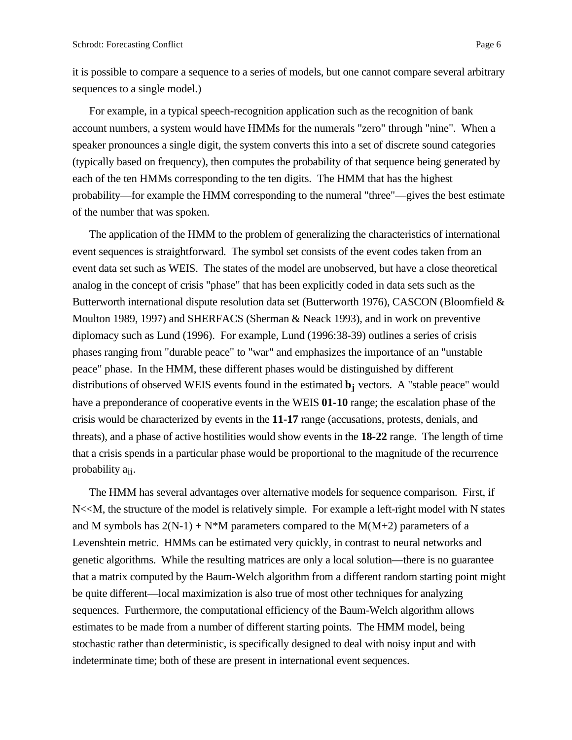it is possible to compare a sequence to a series of models, but one cannot compare several arbitrary sequences to a single model.)

For example, in a typical speech-recognition application such as the recognition of bank account numbers, a system would have HMMs for the numerals "zero" through "nine". When a speaker pronounces a single digit, the system converts this into a set of discrete sound categories (typically based on frequency), then computes the probability of that sequence being generated by each of the ten HMMs corresponding to the ten digits. The HMM that has the highest probability—for example the HMM corresponding to the numeral "three"—gives the best estimate of the number that was spoken.

The application of the HMM to the problem of generalizing the characteristics of international event sequences is straightforward. The symbol set consists of the event codes taken from an event data set such as WEIS. The states of the model are unobserved, but have a close theoretical analog in the concept of crisis "phase" that has been explicitly coded in data sets such as the Butterworth international dispute resolution data set (Butterworth 1976), CASCON (Bloomfield & Moulton 1989, 1997) and SHERFACS (Sherman & Neack 1993), and in work on preventive diplomacy such as Lund (1996). For example, Lund (1996:38-39) outlines a series of crisis phases ranging from "durable peace" to "war" and emphasizes the importance of an "unstable peace" phase. In the HMM, these different phases would be distinguished by different distributions of observed WEIS events found in the estimated $\mathbf{b_j}$ vectors. A "stable peace" would have a preponderance of cooperative events in the WEIS **01-10** range; the escalation phase of the crisis would be characterized by events in the **11-17** range (accusations, protests, denials, and threats), and a phase of active hostilities would show events in the **18-22** range. The length of time that a crisis spends in a particular phase would be proportional to the magnitude of the recurrence probability $a_{ii}$.

The HMM has several advantages over alternative models for sequence comparison. First, if N<<M, the structure of the model is relatively simple. For example a left-right model with N states and M symbols has $2(N-1) + N*M$ parameters compared to the $M(M+2)$ parameters of a Levenshtein metric. HMMs can be estimated very quickly, in contrast to neural networks and genetic algorithms. While the resulting matrices are only a local solution—there is no guarantee that a matrix computed by the Baum-Welch algorithm from a different random starting point might be quite different—local maximization is also true of most other techniques for analyzing sequences. Furthermore, the computational efficiency of the Baum-Welch algorithm allows estimates to be made from a number of different starting points. The HMM model, being stochastic rather than deterministic, is specifically designed to deal with noisy input and with indeterminate time; both of these are present in international event sequences.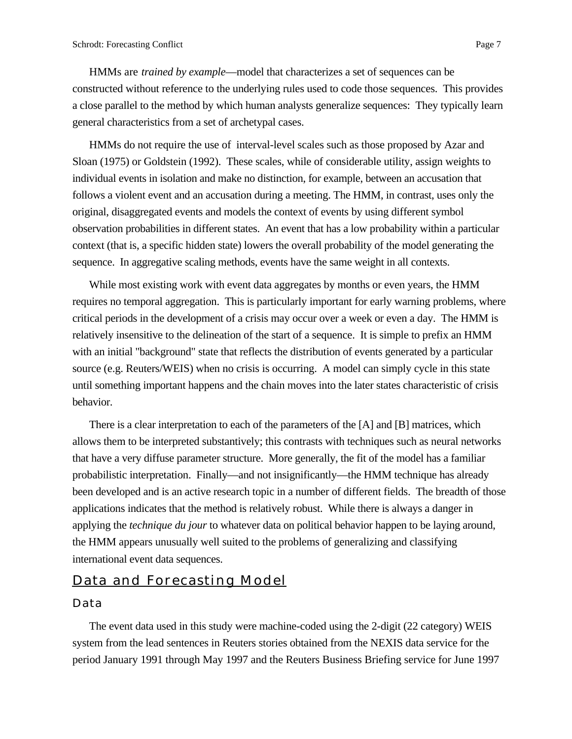HMMs are *trained by example*—model that characterizes a set of sequences can be constructed without reference to the underlying rules used to code those sequences. This provides a close parallel to the method by which human analysts generalize sequences: They typically learn general characteristics from a set of archetypal cases.

HMMs do not require the use of interval-level scales such as those proposed by Azar and Sloan (1975) or Goldstein (1992). These scales, while of considerable utility, assign weights to individual events in isolation and make no distinction, for example, between an accusation that follows a violent event and an accusation during a meeting. The HMM, in contrast, uses only the original, disaggregated events and models the context of events by using different symbol observation probabilities in different states. An event that has a low probability within a particular context (that is, a specific hidden state) lowers the overall probability of the model generating the sequence. In aggregative scaling methods, events have the same weight in all contexts.

While most existing work with event data aggregates by months or even years, the HMM requires no temporal aggregation. This is particularly important for early warning problems, where critical periods in the development of a crisis may occur over a week or even a day. The HMM is relatively insensitive to the delineation of the start of a sequence. It is simple to prefix an HMM with an initial "background" state that reflects the distribution of events generated by a particular source (e.g. Reuters/WEIS) when no crisis is occurring. A model can simply cycle in this state until something important happens and the chain moves into the later states characteristic of crisis behavior.

There is a clear interpretation to each of the parameters of the [A] and [B] matrices, which allows them to be interpreted substantively; this contrasts with techniques such as neural networks that have a very diffuse parameter structure. More generally, the fit of the model has a familiar probabilistic interpretation. Finally—and not insignificantly—the HMM technique has already been developed and is an active research topic in a number of different fields. The breadth of those applications indicates that the method is relatively robust. While there is always a danger in applying the *technique du jour* to whatever data on political behavior happen to be laying around, the HMM appears unusually well suited to the problems of generalizing and classifying international event data sequences.

## Data and Forecasting Model

### Data

The event data used in this study were machine-coded using the 2-digit (22 category) WEIS system from the lead sentences in Reuters stories obtained from the NEXIS data service for the period January 1991 through May 1997 and the Reuters Business Briefing service for June 1997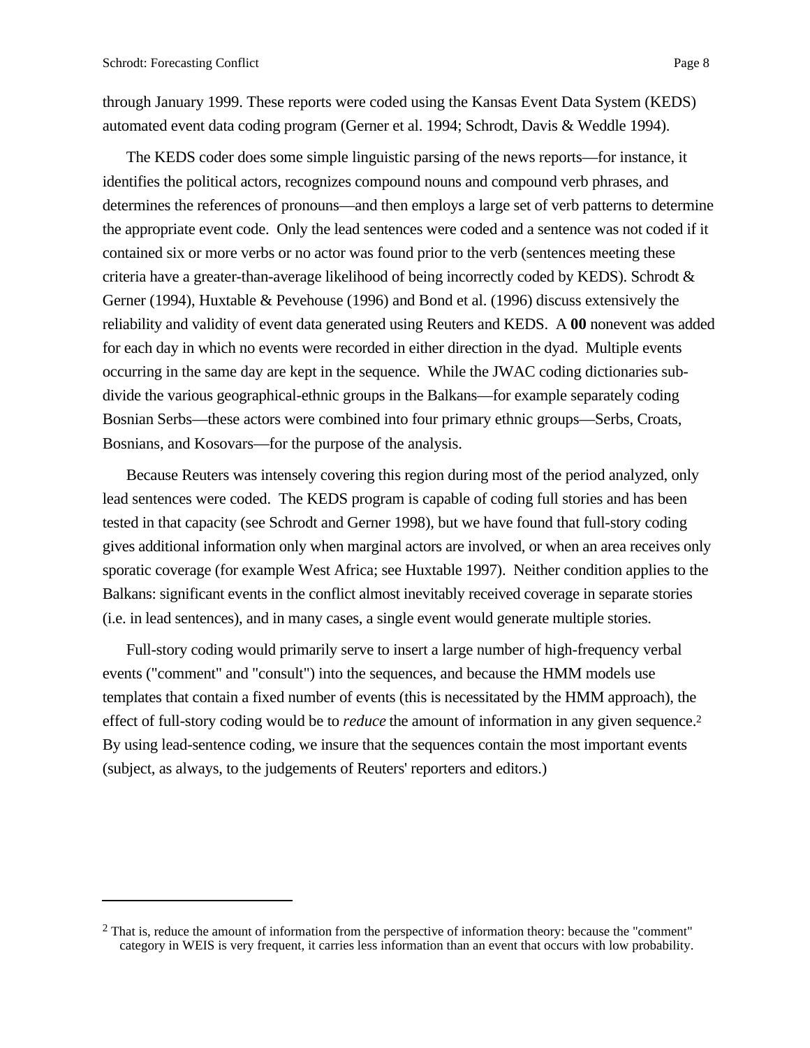through January 1999. These reports were coded using the Kansas Event Data System (KEDS) automated event data coding program (Gerner et al. 1994; Schrodt, Davis & Weddle 1994).

The KEDS coder does some simple linguistic parsing of the news reports—for instance, it identifies the political actors, recognizes compound nouns and compound verb phrases, and determines the references of pronouns—and then employs a large set of verb patterns to determine the appropriate event code. Only the lead sentences were coded and a sentence was not coded if it contained six or more verbs or no actor was found prior to the verb (sentences meeting these criteria have a greater-than-average likelihood of being incorrectly coded by KEDS). Schrodt & Gerner (1994), Huxtable & Pevehouse (1996) and Bond et al. (1996) discuss extensively the reliability and validity of event data generated using Reuters and KEDS. A **00** nonevent was added for each day in which no events were recorded in either direction in the dyad. Multiple events occurring in the same day are kept in the sequence. While the JWAC coding dictionaries sub-divide the various geographical-ethnic groups in the Balkans—for example separately coding Bosnian Serbs—these actors were combined into four primary ethnic groups—Serbs, Croats, Bosnians, and Kosovars—for the purpose of the analysis.

Because Reuters was intensely covering this region during most of the period analyzed, only lead sentences were coded. The KEDS program is capable of coding full stories and has been tested in that capacity (see Schrodt and Gerner 1998), but we have found that full-story coding gives additional information only when marginal actors are involved, or when an area receives only sporatic coverage (for example West Africa; see Huxtable 1997). Neither condition applies to the Balkans: significant events in the conflict almost inevitably received coverage in separate stories (i.e. in lead sentences), and in many cases, a single event would generate multiple stories.

Full-story coding would primarily serve to insert a large number of high-frequency verbal events ("comment" and "consult") into the sequences, and because the HMM models use templates that contain a fixed number of events (this is necessitated by the HMM approach), the effect of full-story coding would be to *reduce* the amount of information in any given sequence.[2] By using lead-sentence coding, we insure that the sequences contain the most important events (subject, as always, to the judgements of Reuters' reporters and editors.)

---

[2] That is, reduce the amount of information from the perspective of information theory: because the "comment" category in WEIS is very frequent, it carries less information than an event that occurs with low probability.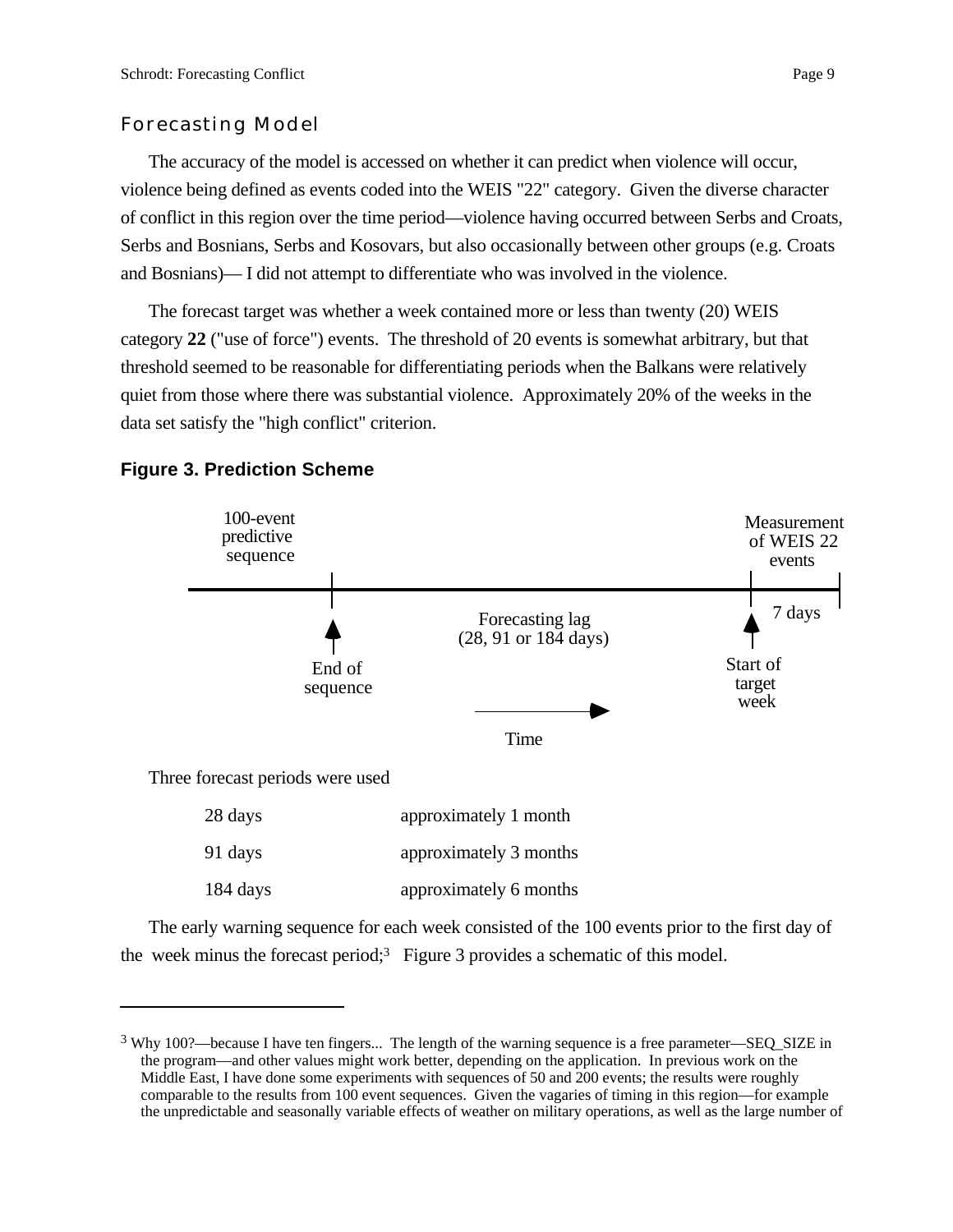## Forecasting Model

The accuracy of the model is accessed on whether it can predict when violence will occur, violence being defined as events coded into the WEIS "22" category. Given the diverse character of conflict in this region over the time period—violence having occurred between Serbs and Croats, Serbs and Bosnians, Serbs and Kosovars, but also occasionally between other groups (e.g. Croats and Bosnians)— I did not attempt to differentiate who was involved in the violence.

The forecast target was whether a week contained more or less than twenty (20) WEIS category **22** ("use of force") events. The threshold of 20 events is somewhat arbitrary, but that threshold seemed to be reasonable for differentiating periods when the Balkans were relatively quiet from those where there was substantial violence. Approximately 20% of the weeks in the data set satisfy the "high conflict" criterion.

**Figure 3. Prediction Scheme**

100-event predictive sequence | End of sequence | Forecasting lag (28, 91 or 184 days) | Start of target week | Measurement of WEIS 22 events | 7 days | Time

Three forecast periods were used

| | |
|---|---|
| 28 days | approximately 1 month |
| 91 days | approximately 3 months |
| 184 days | approximately 6 months |

The early warning sequence for each week consisted of the 100 events prior to the first day of the week minus the forecast period;[3] Figure 3 provides a schematic of this model.

---

[3] Why 100?—because I have ten fingers... The length of the warning sequence is a free parameter—SEQ_SIZE in the program—and other values might work better, depending on the application. In previous work on the Middle East, I have done some experiments with sequences of 50 and 200 events; the results were roughly comparable to the results from 100 event sequences. Given the vagaries of timing in this region—for example the unpredictable and seasonally variable effects of weather on military operations, as well as the large number of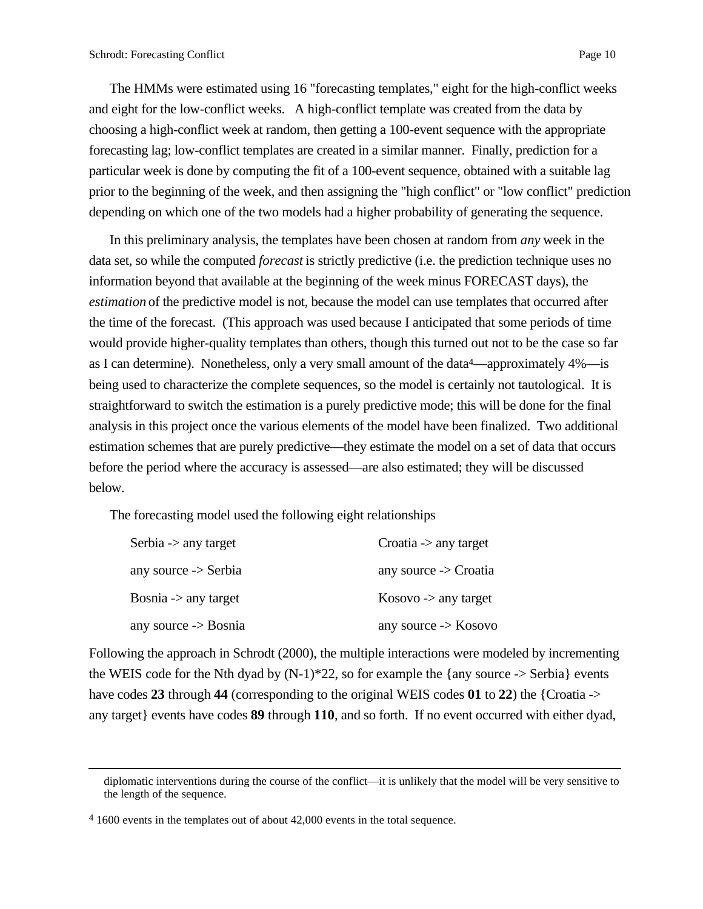The HMMs were estimated using 16 "forecasting templates," eight for the high-conflict weeks and eight for the low-conflict weeks. A high-conflict template was created from the data by choosing a high-conflict week at random, then getting a 100-event sequence with the appropriate forecasting lag; low-conflict templates are created in a similar manner. Finally, prediction for a particular week is done by computing the fit of a 100-event sequence, obtained with a suitable lag prior to the beginning of the week, and then assigning the "high conflict" or "low conflict" prediction depending on which one of the two models had a higher probability of generating the sequence.

In this preliminary analysis, the templates have been chosen at random from *any* week in the data set, so while the computed *forecast* is strictly predictive (i.e. the prediction technique uses no information beyond that available at the beginning of the week minus FORECAST days), the *estimation* of the predictive model is not, because the model can use templates that occurred after the time of the forecast. (This approach was used because I anticipated that some periods of time would provide higher-quality templates than others, though this turned out not to be the case so far as I can determine). Nonetheless, only a very small amount of the data[4]—approximately 4%—is being used to characterize the complete sequences, so the model is certainly not tautological. It is straightforward to switch the estimation is a purely predictive mode; this will be done for the final analysis in this project once the various elements of the model have been finalized. Two additional estimation schemes that are purely predictive—they estimate the model on a set of data that occurs before the period where the accuracy is assessed—are also estimated; they will be discussed below.

The forecasting model used the following eight relationships

| | |
|---|---|
| Serbia -> any target | Croatia -> any target |
| any source -> Serbia | any source -> Croatia |
| Bosnia -> any target | Kosovo -> any target |
| any source -> Bosnia | any source -> Kosovo |

Following the approach in Schrodt (2000), the multiple interactions were modeled by incrementing the WEIS code for the Nth dyad by (N-1)*22, so for example the {any source -> Serbia} events have codes **23** through **44** (corresponding to the original WEIS codes **01** to **22**) the {Croatia -> any target} events have codes **89** through **110**, and so forth. If no event occurred with either dyad,

diplomatic interventions during the course of the conflict—it is unlikely that the model will be very sensitive to the length of the sequence.

[4] 1600 events in the templates out of about 42,000 events in the total sequence.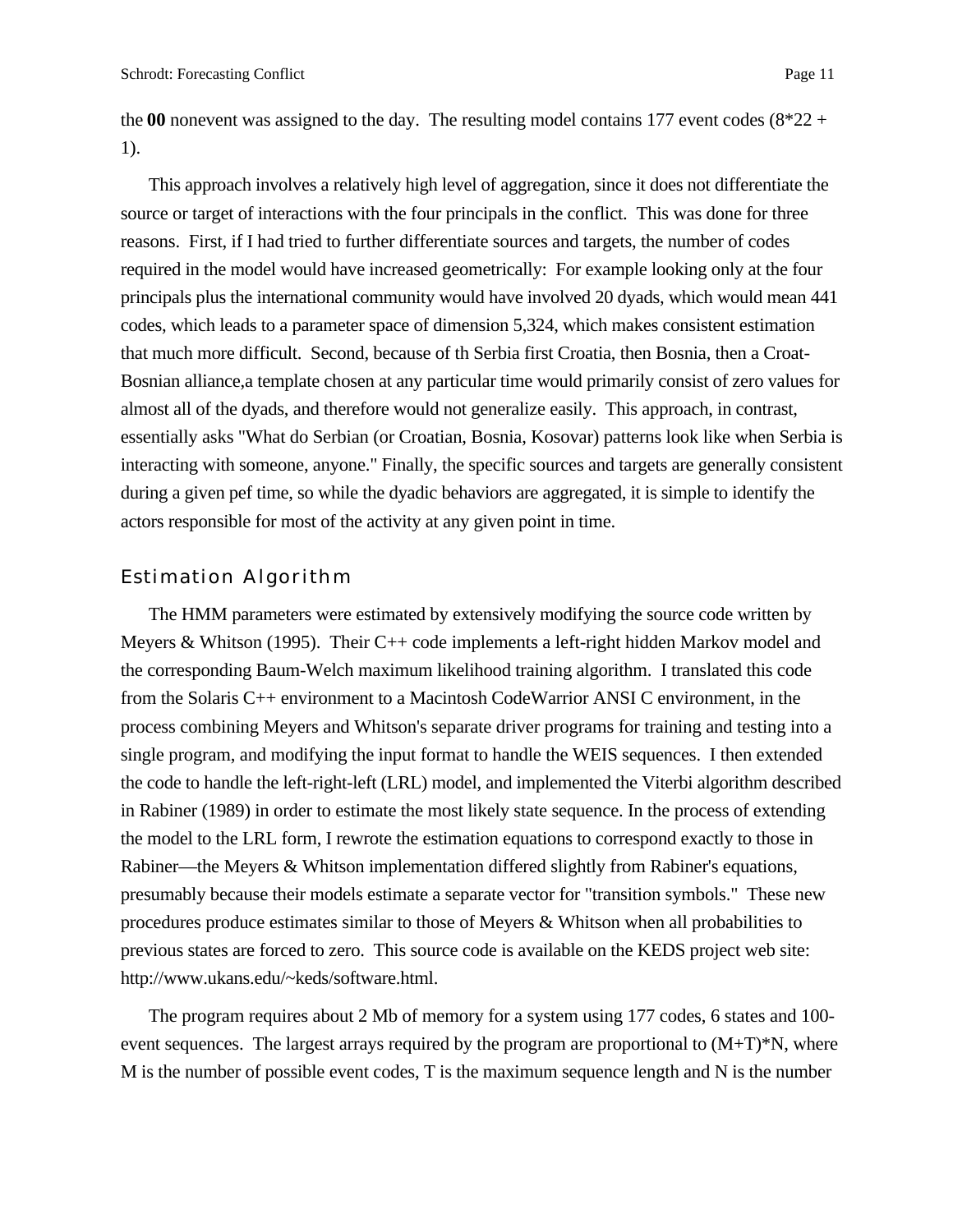the **00** nonevent was assigned to the day. The resulting model contains 177 event codes (8*22 + 1).

This approach involves a relatively high level of aggregation, since it does not differentiate the source or target of interactions with the four principals in the conflict. This was done for three reasons. First, if I had tried to further differentiate sources and targets, the number of codes required in the model would have increased geometrically: For example looking only at the four principals plus the international community would have involved 20 dyads, which would mean 441 codes, which leads to a parameter space of dimension 5,324, which makes consistent estimation that much more difficult. Second, because of th Serbia first Croatia, then Bosnia, then a Croat-Bosnian alliance,a template chosen at any particular time would primarily consist of zero values for almost all of the dyads, and therefore would not generalize easily. This approach, in contrast, essentially asks "What do Serbian (or Croatian, Bosnia, Kosovar) patterns look like when Serbia is interacting with someone, anyone." Finally, the specific sources and targets are generally consistent during a given pef time, so while the dyadic behaviors are aggregated, it is simple to identify the actors responsible for most of the activity at any given point in time.

## Estimation Algorithm

The HMM parameters were estimated by extensively modifying the source code written by Meyers & Whitson (1995). Their C++ code implements a left-right hidden Markov model and the corresponding Baum-Welch maximum likelihood training algorithm. I translated this code from the Solaris C++ environment to a Macintosh CodeWarrior ANSI C environment, in the process combining Meyers and Whitson's separate driver programs for training and testing into a single program, and modifying the input format to handle the WEIS sequences. I then extended the code to handle the left-right-left (LRL) model, and implemented the Viterbi algorithm described in Rabiner (1989) in order to estimate the most likely state sequence. In the process of extending the model to the LRL form, I rewrote the estimation equations to correspond exactly to those in Rabiner—the Meyers & Whitson implementation differed slightly from Rabiner's equations, presumably because their models estimate a separate vector for "transition symbols." These new procedures produce estimates similar to those of Meyers & Whitson when all probabilities to previous states are forced to zero. This source code is available on the KEDS project web site: http://www.ukans.edu/~keds/software.html.

The program requires about 2 Mb of memory for a system using 177 codes, 6 states and 100-event sequences. The largest arrays required by the program are proportional to (M+T)*N, where M is the number of possible event codes, T is the maximum sequence length and N is the number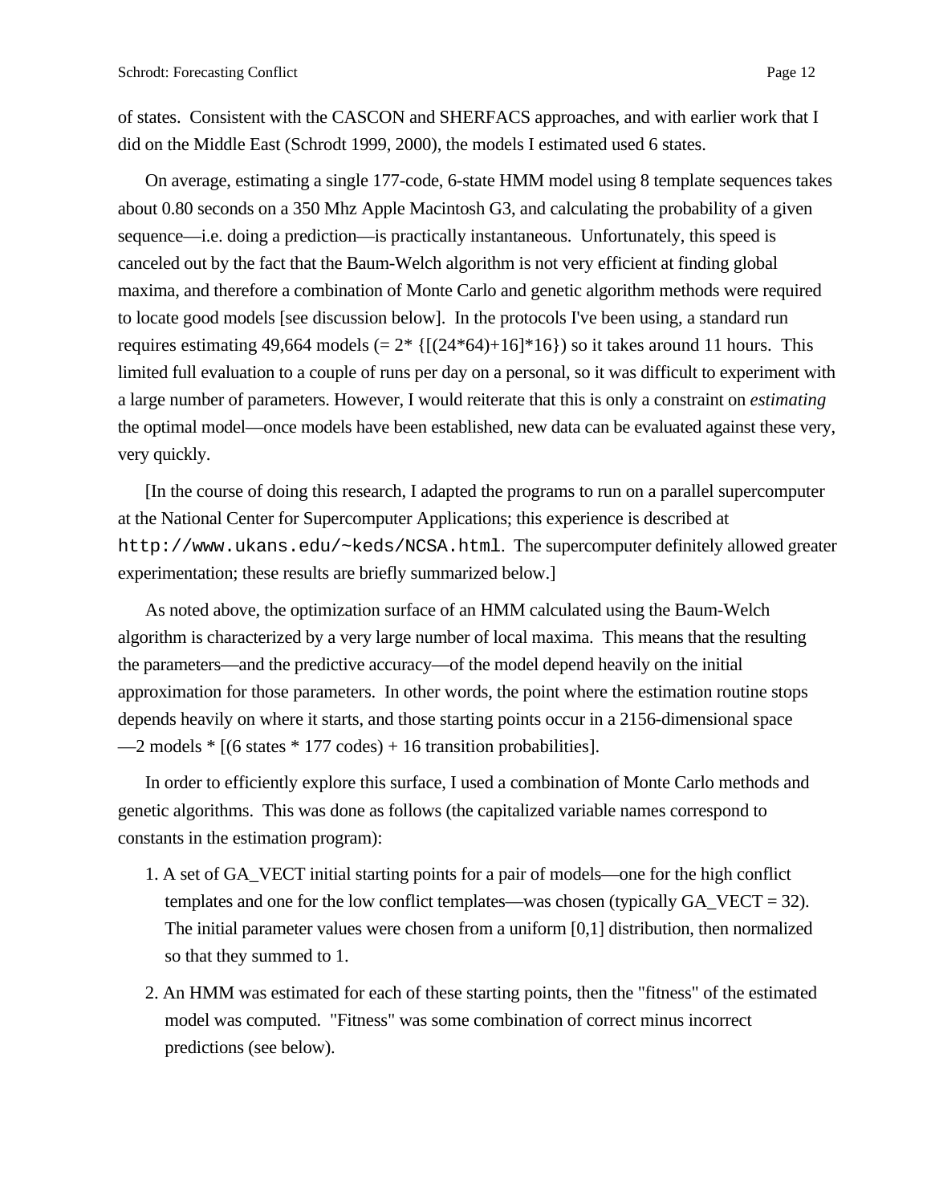of states. Consistent with the CASCON and SHERFACS approaches, and with earlier work that I did on the Middle East (Schrodt 1999, 2000), the models I estimated used 6 states.

On average, estimating a single 177-code, 6-state HMM model using 8 template sequences takes about 0.80 seconds on a 350 Mhz Apple Macintosh G3, and calculating the probability of a given sequence—i.e. doing a prediction—is practically instantaneous. Unfortunately, this speed is canceled out by the fact that the Baum-Welch algorithm is not very efficient at finding global maxima, and therefore a combination of Monte Carlo and genetic algorithm methods were required to locate good models [see discussion below]. In the protocols I've been using, a standard run requires estimating 49,664 models (= 2* {[(24*64)+16]*16}) so it takes around 11 hours. This limited full evaluation to a couple of runs per day on a personal, so it was difficult to experiment with a large number of parameters. However, I would reiterate that this is only a constraint on *estimating* the optimal model—once models have been established, new data can be evaluated against these very, very quickly.

[In the course of doing this research, I adapted the programs to run on a parallel supercomputer at the National Center for Supercomputer Applications; this experience is described at `http://www.ukans.edu/~keds/NCSA.html`. The supercomputer definitely allowed greater experimentation; these results are briefly summarized below.]

As noted above, the optimization surface of an HMM calculated using the Baum-Welch algorithm is characterized by a very large number of local maxima. This means that the resulting the parameters—and the predictive accuracy—of the model depend heavily on the initial approximation for those parameters. In other words, the point where the estimation routine stops depends heavily on where it starts, and those starting points occur in a 2156-dimensional space —2 models * [(6 states * 177 codes) + 16 transition probabilities].

In order to efficiently explore this surface, I used a combination of Monte Carlo methods and genetic algorithms. This was done as follows (the capitalized variable names correspond to constants in the estimation program):

1. A set of GA_VECT initial starting points for a pair of models—one for the high conflict templates and one for the low conflict templates—was chosen (typically GA_VECT = 32). The initial parameter values were chosen from a uniform [0,1] distribution, then normalized so that they summed to 1.
2. An HMM was estimated for each of these starting points, then the "fitness" of the estimated model was computed. "Fitness" was some combination of correct minus incorrect predictions (see below).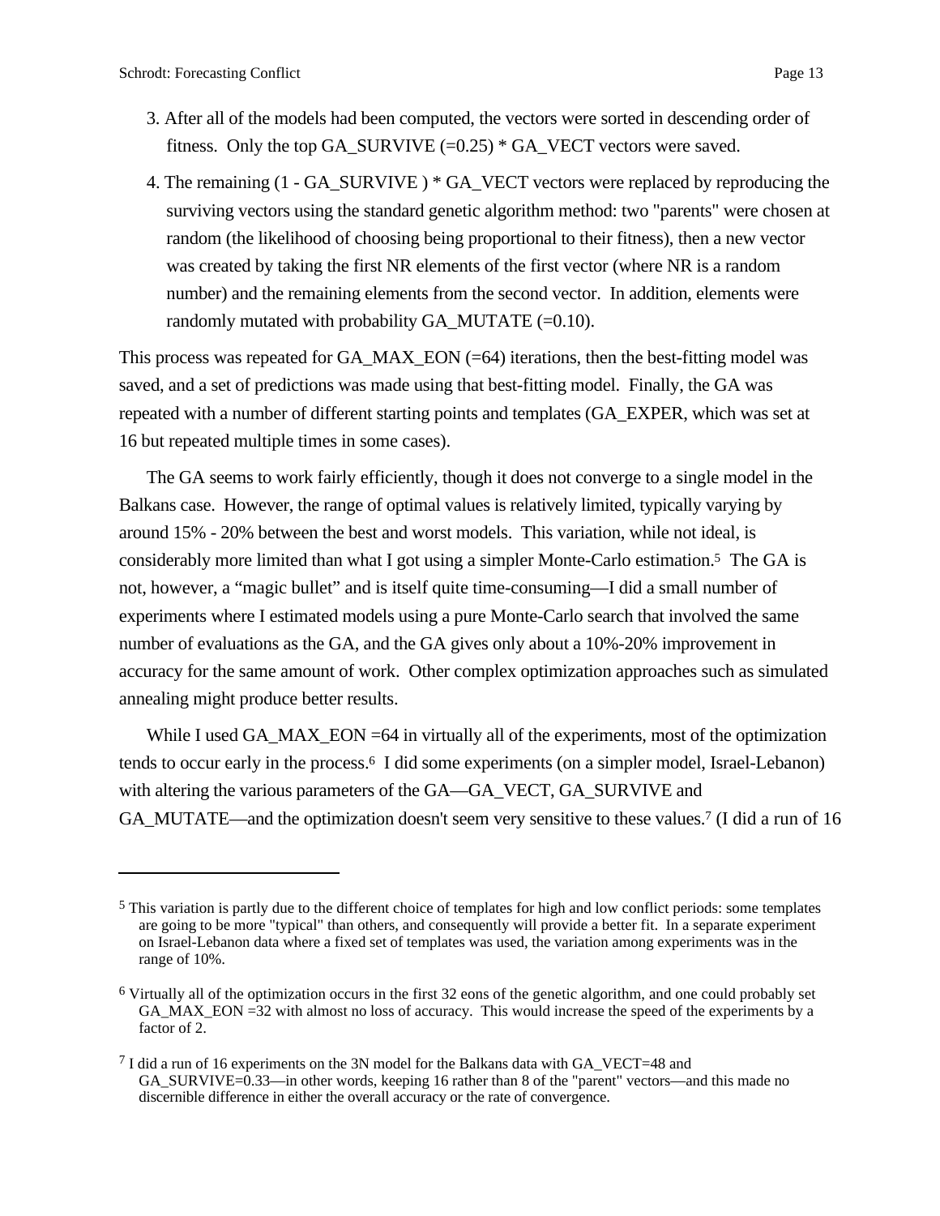3. After all of the models had been computed, the vectors were sorted in descending order of fitness. Only the top GA_SURVIVE (=0.25) * GA_VECT vectors were saved.

4. The remaining (1 - GA_SURVIVE ) * GA_VECT vectors were replaced by reproducing the surviving vectors using the standard genetic algorithm method: two "parents" were chosen at random (the likelihood of choosing being proportional to their fitness), then a new vector was created by taking the first NR elements of the first vector (where NR is a random number) and the remaining elements from the second vector. In addition, elements were randomly mutated with probability GA_MUTATE (=0.10).

This process was repeated for GA_MAX_EON (=64) iterations, then the best-fitting model was saved, and a set of predictions was made using that best-fitting model. Finally, the GA was repeated with a number of different starting points and templates (GA_EXPER, which was set at 16 but repeated multiple times in some cases).

The GA seems to work fairly efficiently, though it does not converge to a single model in the Balkans case. However, the range of optimal values is relatively limited, typically varying by around 15% - 20% between the best and worst models. This variation, while not ideal, is considerably more limited than what I got using a simpler Monte-Carlo estimation.[5] The GA is not, however, a “magic bullet” and is itself quite time-consuming—I did a small number of experiments where I estimated models using a pure Monte-Carlo search that involved the same number of evaluations as the GA, and the GA gives only about a 10%-20% improvement in accuracy for the same amount of work. Other complex optimization approaches such as simulated annealing might produce better results.

While I used GA_MAX_EON =64 in virtually all of the experiments, most of the optimization tends to occur early in the process.[6] I did some experiments (on a simpler model, Israel-Lebanon) with altering the various parameters of the GA—GA_VECT, GA_SURVIVE and GA_MUTATE—and the optimization doesn't seem very sensitive to these values.[7] (I did a run of 16

---

[5] This variation is partly due to the different choice of templates for high and low conflict periods: some templates are going to be more "typical" than others, and consequently will provide a better fit. In a separate experiment on Israel-Lebanon data where a fixed set of templates was used, the variation among experiments was in the range of 10%.

[6] Virtually all of the optimization occurs in the first 32 eons of the genetic algorithm, and one could probably set GA_MAX_EON =32 with almost no loss of accuracy. This would increase the speed of the experiments by a factor of 2.

[7] I did a run of 16 experiments on the 3N model for the Balkans data with GA_VECT=48 and GA_SURVIVE=0.33—in other words, keeping 16 rather than 8 of the "parent" vectors—and this made no discernible difference in either the overall accuracy or the rate of convergence.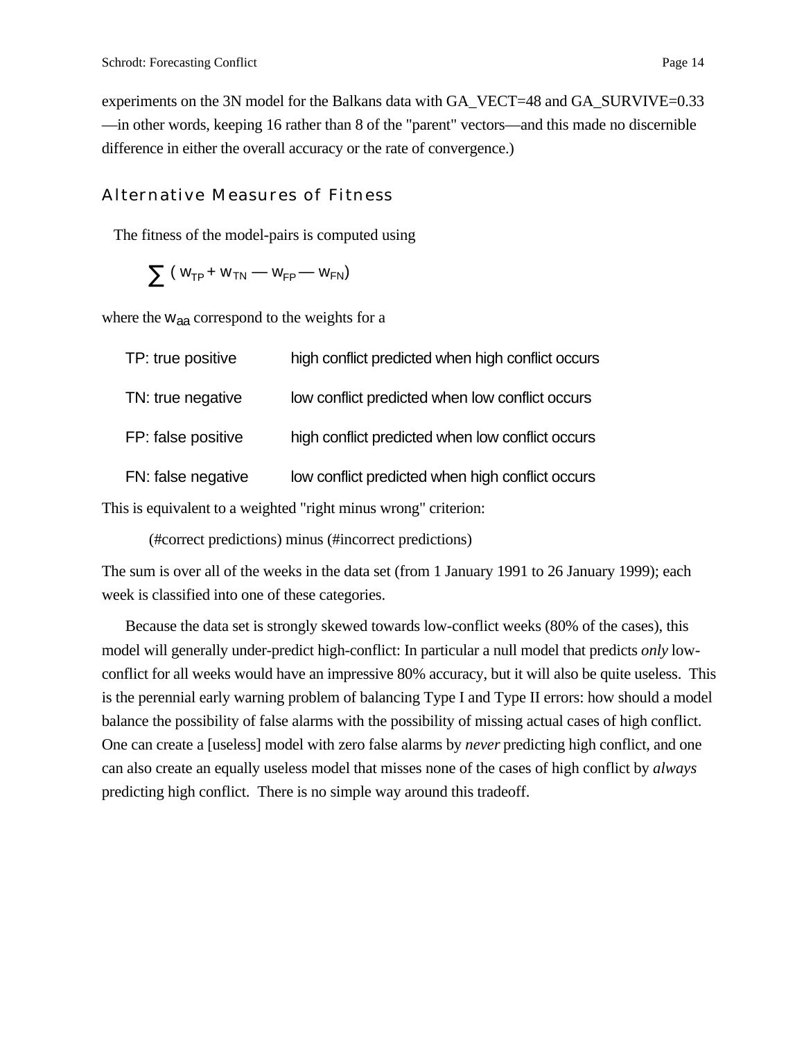experiments on the 3N model for the Balkans data with GA_VECT=48 and GA_SURVIVE=0.33—in other words, keeping 16 rather than 8 of the "parent" vectors—and this made no discernible difference in either the overall accuracy or the rate of convergence.)

## Alternative Measures of Fitness

The fitness of the model-pairs is computed using

$$\sum ( w_{TP} + w_{TN} - w_{FP} - w_{FN})$$

where the $w_{aa}$ correspond to the weights for a

| | |
|---|---|
| TP: true positive | high conflict predicted when high conflict occurs |
| TN: true negative | low conflict predicted when low conflict occurs |
| FP: false positive | high conflict predicted when low conflict occurs |
| FN: false negative | low conflict predicted when high conflict occurs |

This is equivalent to a weighted "right minus wrong" criterion:

(#correct predictions) minus (#incorrect predictions)

The sum is over all of the weeks in the data set (from 1 January 1991 to 26 January 1999); each week is classified into one of these categories.

Because the data set is strongly skewed towards low-conflict weeks (80% of the cases), this model will generally under-predict high-conflict: In particular a null model that predicts *only* low-conflict for all weeks would have an impressive 80% accuracy, but it will also be quite useless. This is the perennial early warning problem of balancing Type I and Type II errors: how should a model balance the possibility of false alarms with the possibility of missing actual cases of high conflict. One can create a [useless] model with zero false alarms by *never* predicting high conflict, and one can also create an equally useless model that misses none of the cases of high conflict by *always* predicting high conflict. There is no simple way around this tradeoff.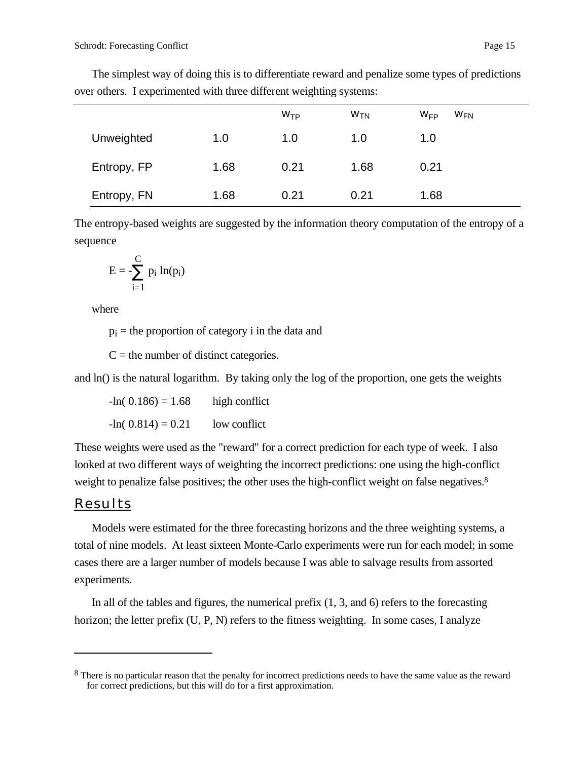The simplest way of doing this is to differentiate reward and penalize some types of predictions over others. I experimented with three different weighting systems:

| | $w_{TP}$ | $w_{TN}$ | $w_{FP}$ | $w_{FN}$ |
|---|---|---|---|---|
| Unweighted | 1.0 | 1.0 | 1.0 | 1.0 |
| Entropy, FP | 1.68 | 0.21 | 1.68 | 0.21 |
| Entropy, FN | 1.68 | 0.21 | 0.21 | 1.68 |

The entropy-based weights are suggested by the information theory computation of the entropy of a sequence

$$E = -\sum_{i=1}^{C} p_i \ln(p_i)$$

where

$p_i$ = the proportion of category i in the data and

C = the number of distinct categories.

and ln() is the natural logarithm. By taking only the log of the proportion, one gets the weights

$-\ln(0.186) = 1.68$ high conflict

$-\ln(0.814) = 0.21$ low conflict

These weights were used as the "reward" for a correct prediction for each type of week. I also looked at two different ways of weighting the incorrect predictions: one using the high-conflict weight to penalize false positives; the other uses the high-conflict weight on false negatives.[8]

## Results

Models were estimated for the three forecasting horizons and the three weighting systems, a total of nine models. At least sixteen Monte-Carlo experiments were run for each model; in some cases there are a larger number of models because I was able to salvage results from assorted experiments.

In all of the tables and figures, the numerical prefix (1, 3, and 6) refers to the forecasting horizon; the letter prefix (U, P, N) refers to the fitness weighting. In some cases, I analyze

---

[8] There is no particular reason that the penalty for incorrect predictions needs to have the same value as the reward for correct predictions, but this will do for a first approximation.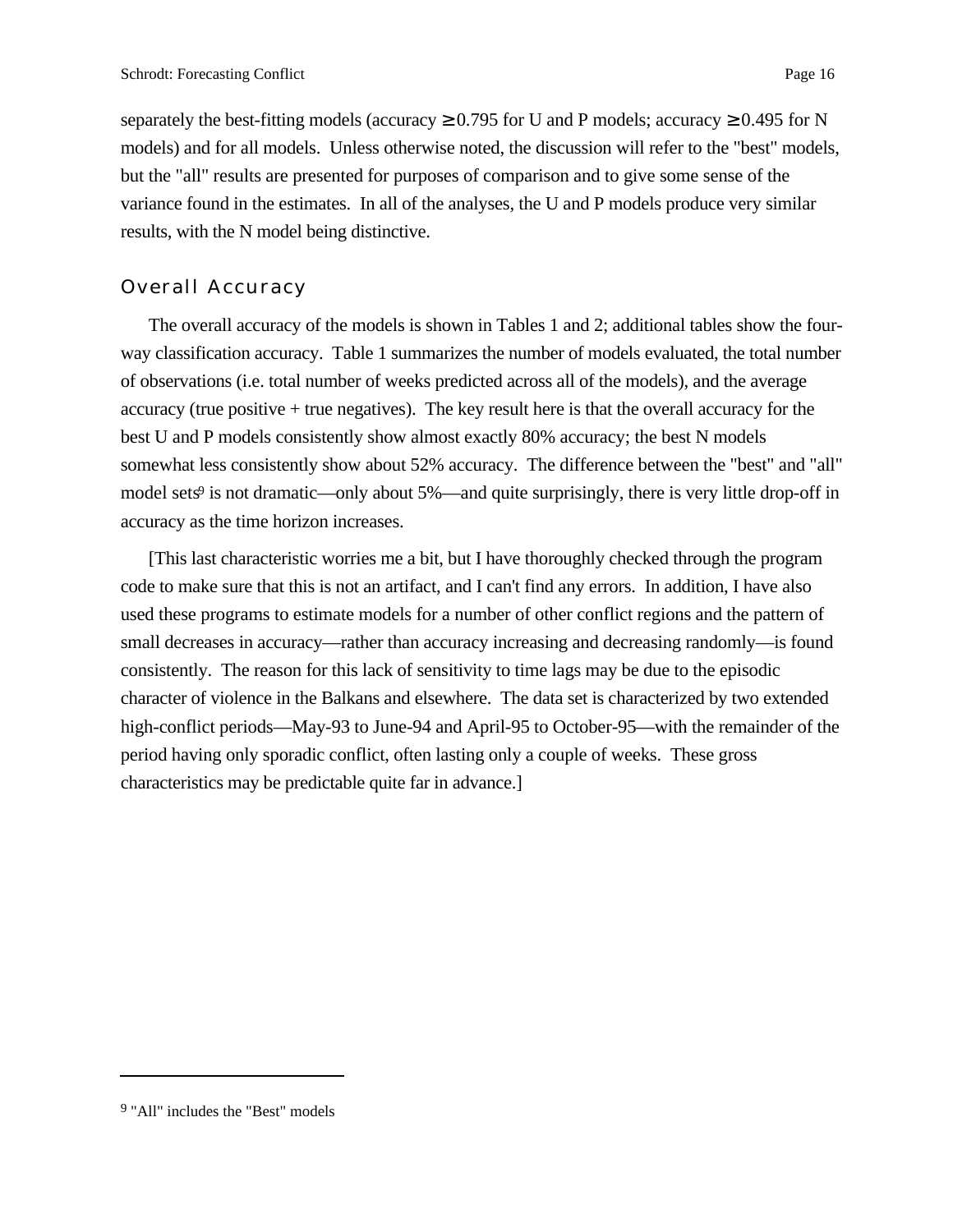separately the best-fitting models (accuracy $\geq$ 0.795 for U and P models; accuracy $\geq$ 0.495 for N models) and for all models. Unless otherwise noted, the discussion will refer to the "best" models, but the "all" results are presented for purposes of comparison and to give some sense of the variance found in the estimates. In all of the analyses, the U and P models produce very similar results, with the N model being distinctive.

## Overall Accuracy

The overall accuracy of the models is shown in Tables 1 and 2; additional tables show the four-way classification accuracy. Table 1 summarizes the number of models evaluated, the total number of observations (i.e. total number of weeks predicted across all of the models), and the average accuracy (true positive + true negatives). The key result here is that the overall accuracy for the best U and P models consistently show almost exactly 80% accuracy; the best N models somewhat less consistently show about 52% accuracy. The difference between the "best" and "all" model sets[9] is not dramatic—only about 5%—and quite surprisingly, there is very little drop-off in accuracy as the time horizon increases.

[This last characteristic worries me a bit, but I have thoroughly checked through the program code to make sure that this is not an artifact, and I can't find any errors. In addition, I have also used these programs to estimate models for a number of other conflict regions and the pattern of small decreases in accuracy—rather than accuracy increasing and decreasing randomly—is found consistently. The reason for this lack of sensitivity to time lags may be due to the episodic character of violence in the Balkans and elsewhere. The data set is characterized by two extended high-conflict periods—May-93 to June-94 and April-95 to October-95—with the remainder of the period having only sporadic conflict, often lasting only a couple of weeks. These gross characteristics may be predictable quite far in advance.]

---

[9] "All" includes the "Best" models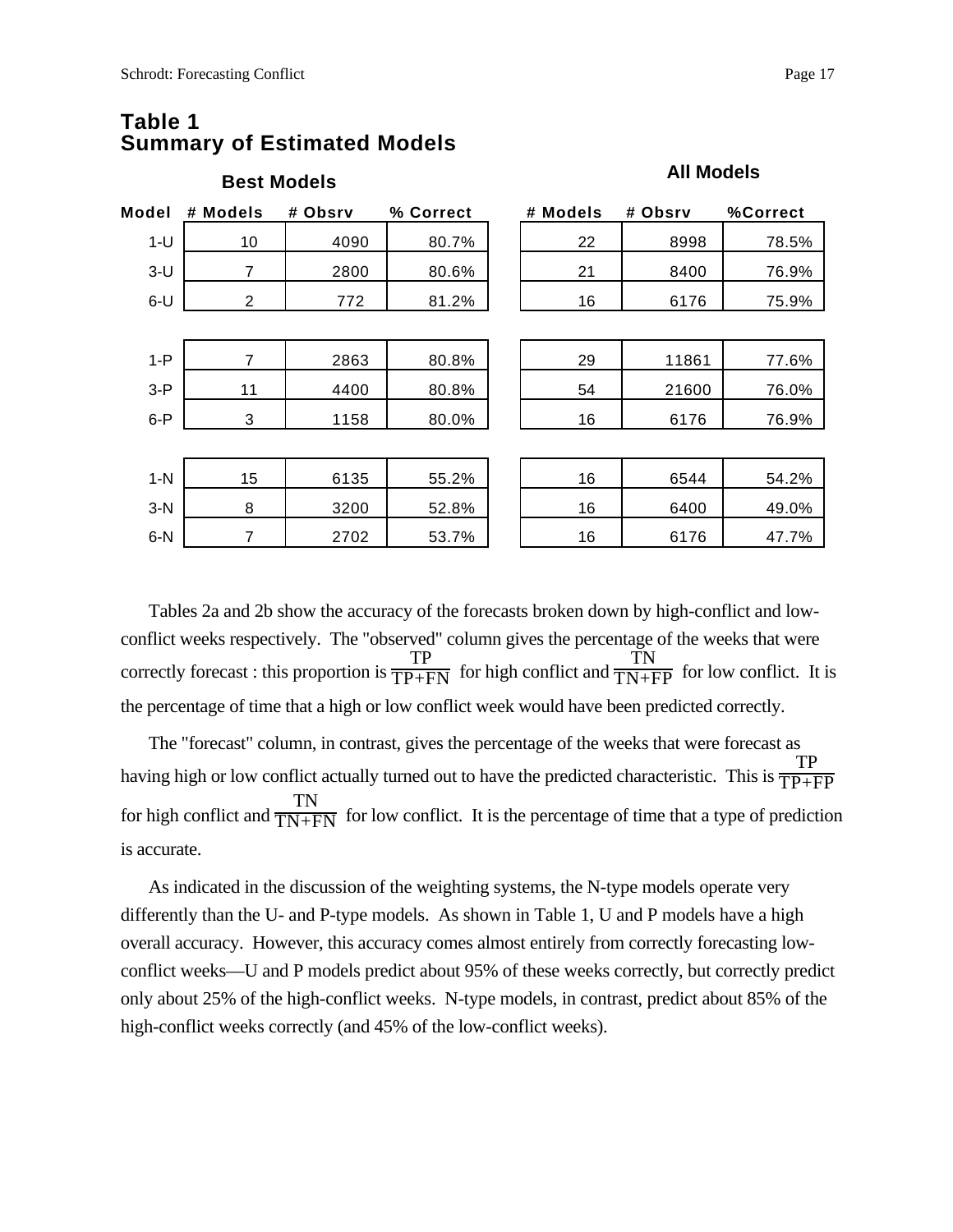## Table 1
## Summary of Estimated Models

| | Best Models | | | All Models | | |
|---|---|---|---|---|---|---|
| Model | # Models | # Obsrv | % Correct | # Models | # Obsrv | %Correct |
| 1-U | 10 | 4090 | 80.7% | 22 | 8998 | 78.5% |
| 3-U | 7 | 2800 | 80.6% | 21 | 8400 | 76.9% |
| 6-U | 2 | 772 | 81.2% | 16 | 6176 | 75.9% |
| 1-P | 7 | 2863 | 80.8% | 29 | 11861 | 77.6% |
| 3-P | 11 | 4400 | 80.8% | 54 | 21600 | 76.0% |
| 6-P | 3 | 1158 | 80.0% | 16 | 6176 | 76.9% |
| 1-N | 15 | 6135 | 55.2% | 16 | 6544 | 54.2% |
| 3-N | 8 | 3200 | 52.8% | 16 | 6400 | 49.0% |
| 6-N | 7 | 2702 | 53.7% | 16 | 6176 | 47.7% |

Tables 2a and 2b show the accuracy of the forecasts broken down by high-conflict and low-conflict weeks respectively. The "observed" column gives the percentage of the weeks that were correctly forecast : this proportion is $\frac{TP}{TP+FN}$ for high conflict and $\frac{TN}{TN+FP}$ for low conflict. It is the percentage of time that a high or low conflict week would have been predicted correctly.

The "forecast" column, in contrast, gives the percentage of the weeks that were forecast as having high or low conflict actually turned out to have the predicted characteristic. This is $\frac{TP}{TP+FP}$ for high conflict and $\frac{TN}{TN+FN}$ for low conflict. It is the percentage of time that a type of prediction is accurate.

As indicated in the discussion of the weighting systems, the N-type models operate very differently than the U- and P-type models. As shown in Table 1, U and P models have a high overall accuracy. However, this accuracy comes almost entirely from correctly forecasting low-conflict weeks—U and P models predict about 95% of these weeks correctly, but correctly predict only about 25% of the high-conflict weeks. N-type models, in contrast, predict about 85% of the high-conflict weeks correctly (and 45% of the low-conflict weeks).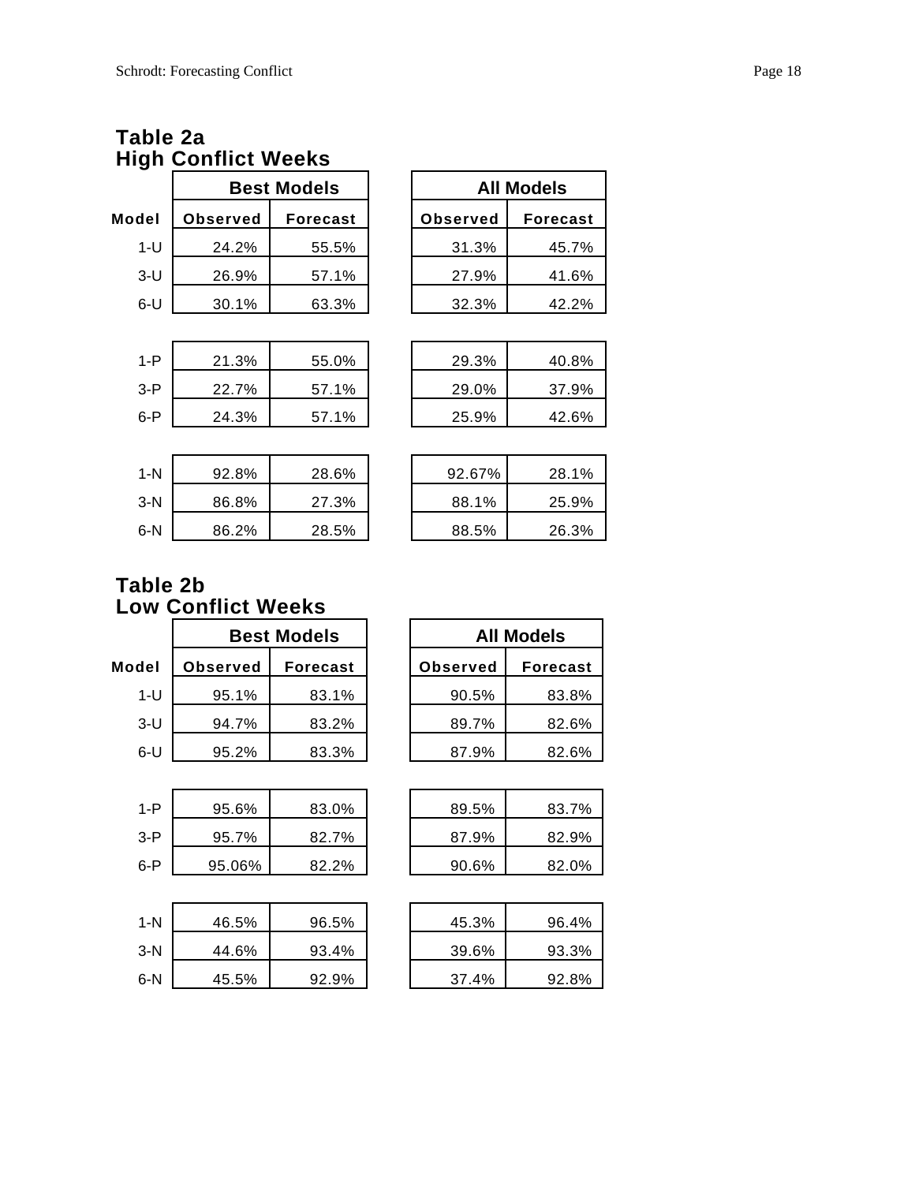## Table 2a
## High Conflict Weeks

| Model | Best Models | | All Models | |
|---|---|---|---|---|
| | Observed | Forecast | Observed | Forecast |
| 1-U | 24.2% | 55.5% | 31.3% | 45.7% |
| 3-U | 26.9% | 57.1% | 27.9% | 41.6% |
| 6-U | 30.1% | 63.3% | 32.3% | 42.2% |
| 1-P | 21.3% | 55.0% | 29.3% | 40.8% |
| 3-P | 22.7% | 57.1% | 29.0% | 37.9% |
| 6-P | 24.3% | 57.1% | 25.9% | 42.6% |
| 1-N | 92.8% | 28.6% | 92.67% | 28.1% |
| 3-N | 86.8% | 27.3% | 88.1% | 25.9% |
| 6-N | 86.2% | 28.5% | 88.5% | 26.3% |

## Table 2b
## Low Conflict Weeks

| Model | Best Models | | All Models | |
|---|---|---|---|---|
| | Observed | Forecast | Observed | Forecast |
| 1-U | 95.1% | 83.1% | 90.5% | 83.8% |
| 3-U | 94.7% | 83.2% | 89.7% | 82.6% |
| 6-U | 95.2% | 83.3% | 87.9% | 82.6% |
| 1-P | 95.6% | 83.0% | 89.5% | 83.7% |
| 3-P | 95.7% | 82.7% | 87.9% | 82.9% |
| 6-P | 95.06% | 82.2% | 90.6% | 82.0% |
| 1-N | 46.5% | 96.5% | 45.3% | 96.4% |
| 3-N | 44.6% | 93.4% | 39.6% | 93.3% |
| 6-N | 45.5% | 92.9% | 37.4% | 92.8% |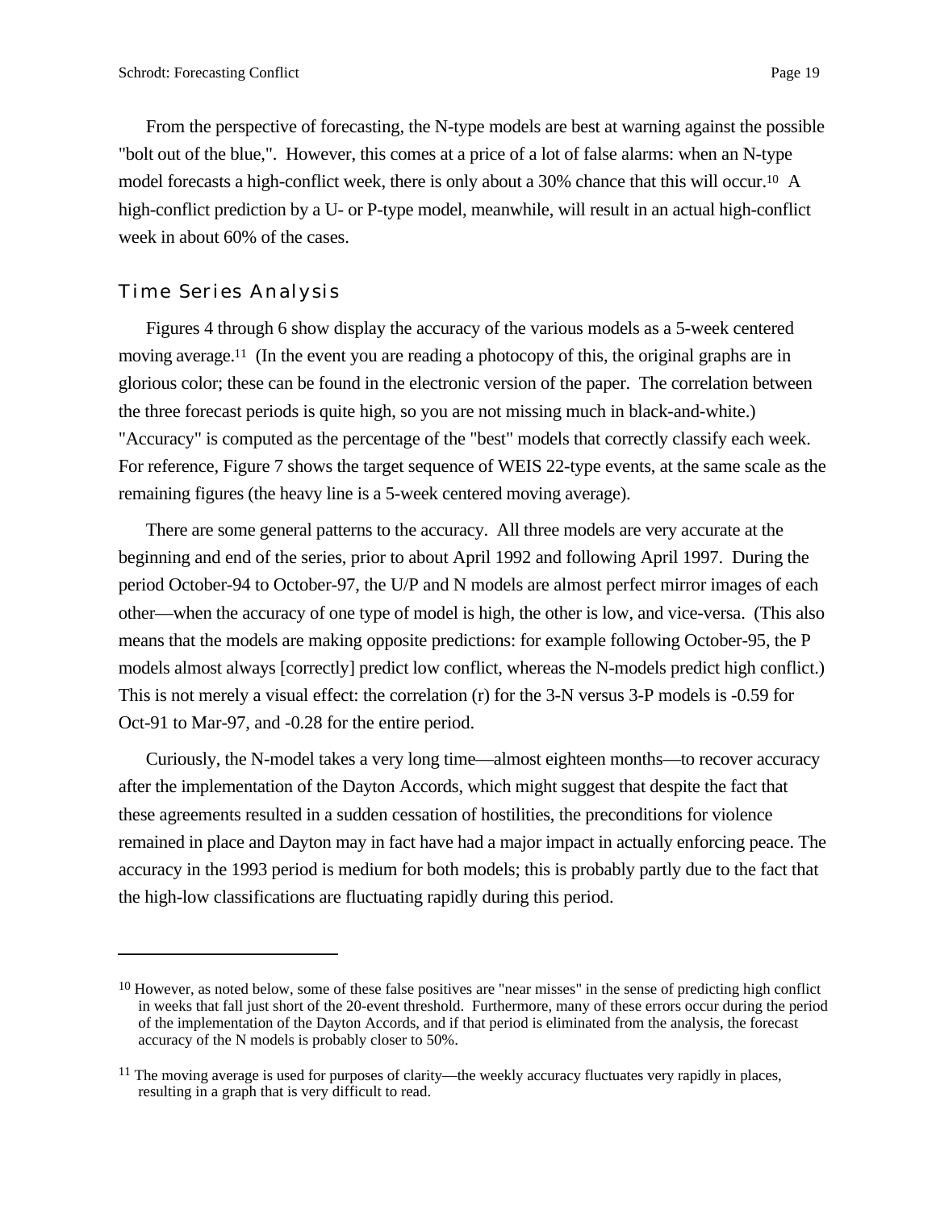From the perspective of forecasting, the N-type models are best at warning against the possible "bolt out of the blue,". However, this comes at a price of a lot of false alarms: when an N-type model forecasts a high-conflict week, there is only about a 30% chance that this will occur.[10] A high-conflict prediction by a U- or P-type model, meanwhile, will result in an actual high-conflict week in about 60% of the cases.

## Time Series Analysis

Figures 4 through 6 show display the accuracy of the various models as a 5-week centered moving average.[11] (In the event you are reading a photocopy of this, the original graphs are in glorious color; these can be found in the electronic version of the paper. The correlation between the three forecast periods is quite high, so you are not missing much in black-and-white.) "Accuracy" is computed as the percentage of the "best" models that correctly classify each week. For reference, Figure 7 shows the target sequence of WEIS 22-type events, at the same scale as the remaining figures (the heavy line is a 5-week centered moving average).

There are some general patterns to the accuracy. All three models are very accurate at the beginning and end of the series, prior to about April 1992 and following April 1997. During the period October-94 to October-97, the U/P and N models are almost perfect mirror images of each other—when the accuracy of one type of model is high, the other is low, and vice-versa. (This also means that the models are making opposite predictions: for example following October-95, the P models almost always [correctly] predict low conflict, whereas the N-models predict high conflict.) This is not merely a visual effect: the correlation (r) for the 3-N versus 3-P models is -0.59 for Oct-91 to Mar-97, and -0.28 for the entire period.

Curiously, the N-model takes a very long time—almost eighteen months—to recover accuracy after the implementation of the Dayton Accords, which might suggest that despite the fact that these agreements resulted in a sudden cessation of hostilities, the preconditions for violence remained in place and Dayton may in fact have had a major impact in actually enforcing peace. The accuracy in the 1993 period is medium for both models; this is probably partly due to the fact that the high-low classifications are fluctuating rapidly during this period.

---

[10] However, as noted below, some of these false positives are "near misses" in the sense of predicting high conflict in weeks that fall just short of the 20-event threshold. Furthermore, many of these errors occur during the period of the implementation of the Dayton Accords, and if that period is eliminated from the analysis, the forecast accuracy of the N models is probably closer to 50%.

[11] The moving average is used for purposes of clarity—the weekly accuracy fluctuates very rapidly in places, resulting in a graph that is very difficult to read.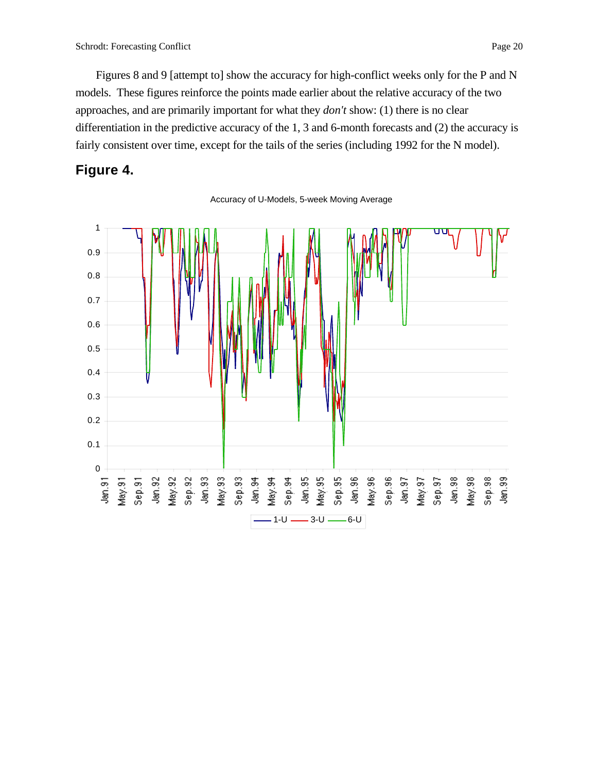Figures 8 and 9 [attempt to] show the accuracy for high-conflict weeks only for the P and N models. These figures reinforce the points made earlier about the relative accuracy of the two approaches, and are primarily important for what they *don't* show: (1) there is no clear differentiation in the predictive accuracy of the 1, 3 and 6-month forecasts and (2) the accuracy is fairly consistent over time, except for the tails of the series (including 1992 for the N model).

## Figure 4.

Accuracy of U-Models, 5-week Moving Average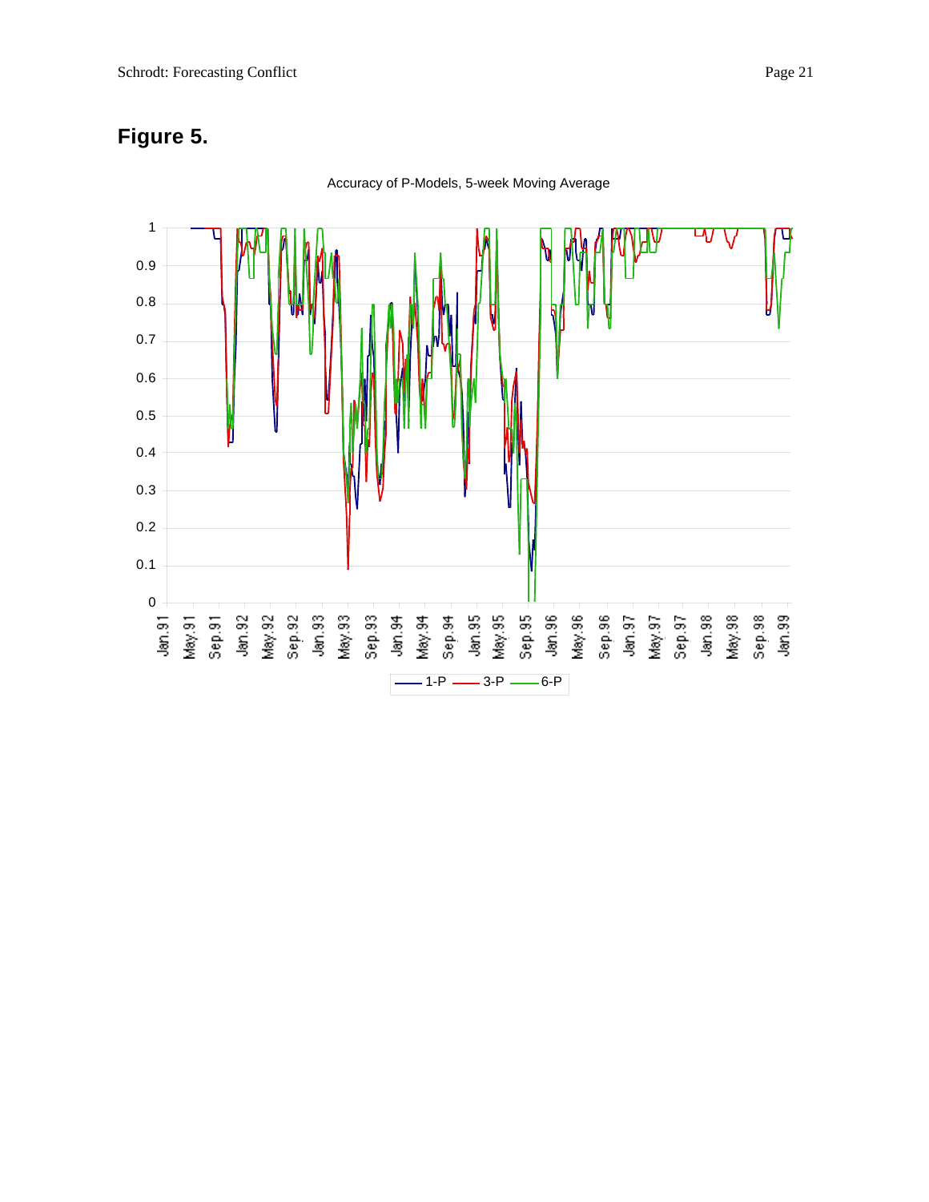**Figure 5.**

Accuracy of P-Models, 5-week Moving Average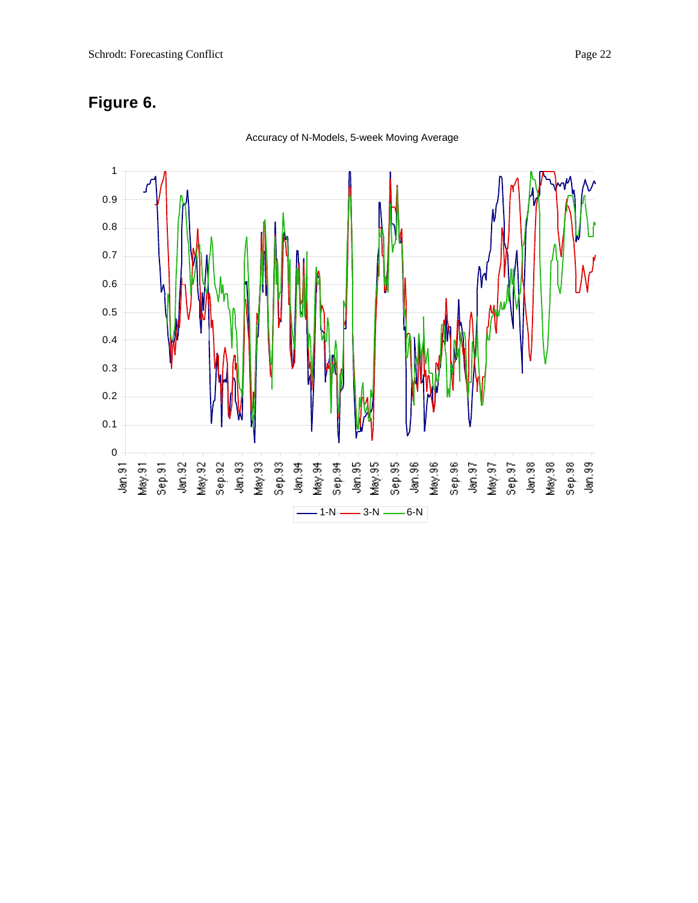## Figure 6.

Accuracy of N-Models, 5-week Moving Average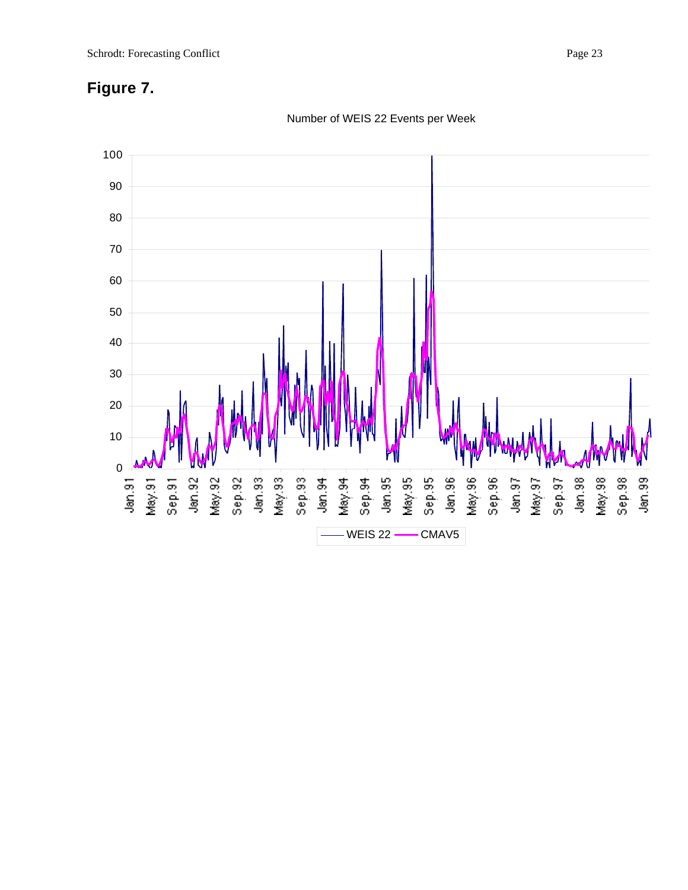## Figure 7.

Number of WEIS 22 Events per Week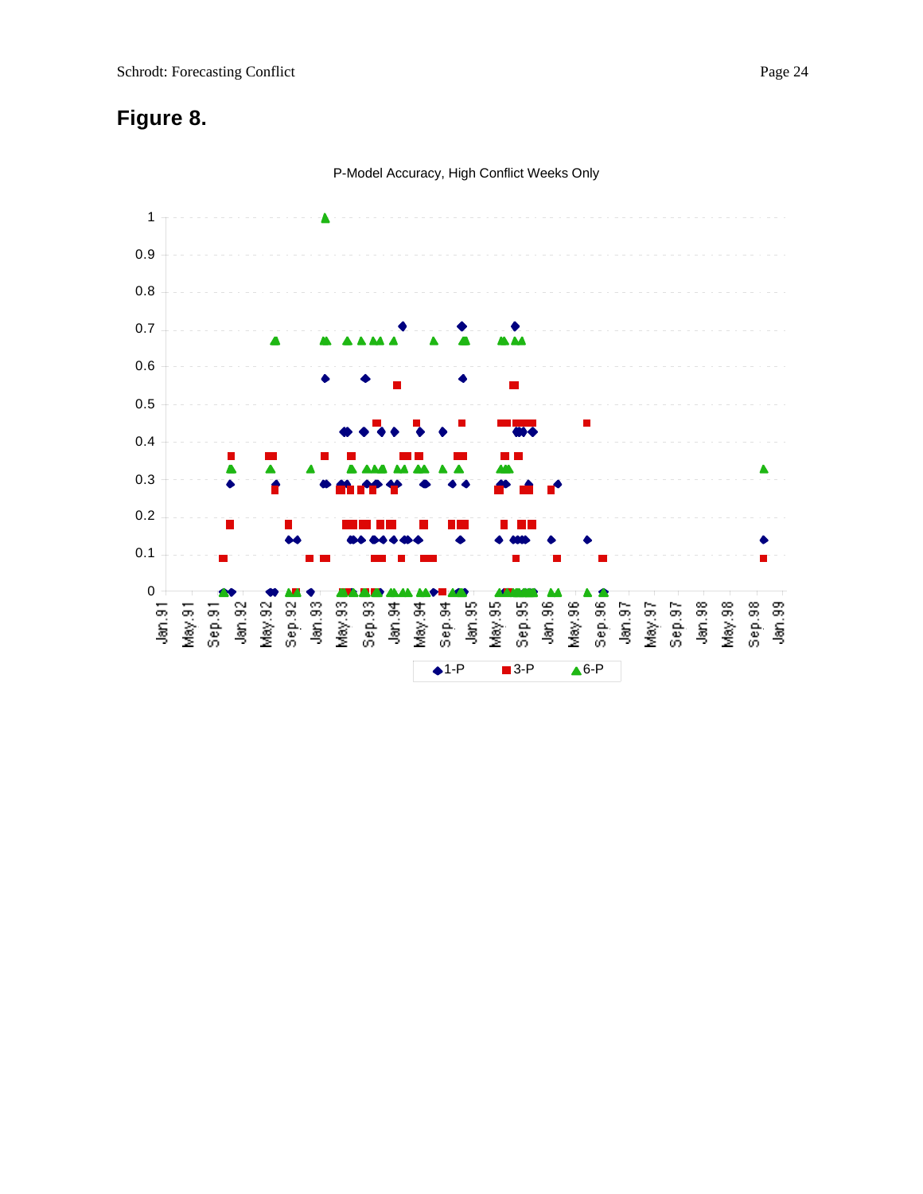# Figure 8.

P-Model Accuracy, High Conflict Weeks Only

1-P 3-P 6-P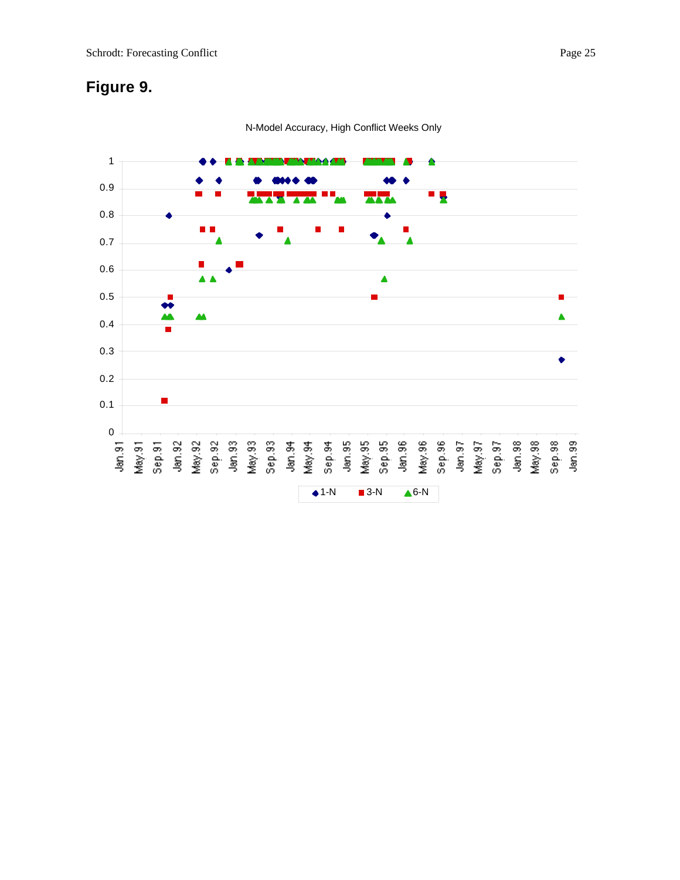# Figure 9.

N-Model Accuracy, High Conflict Weeks Only

1-N   3-N   6-N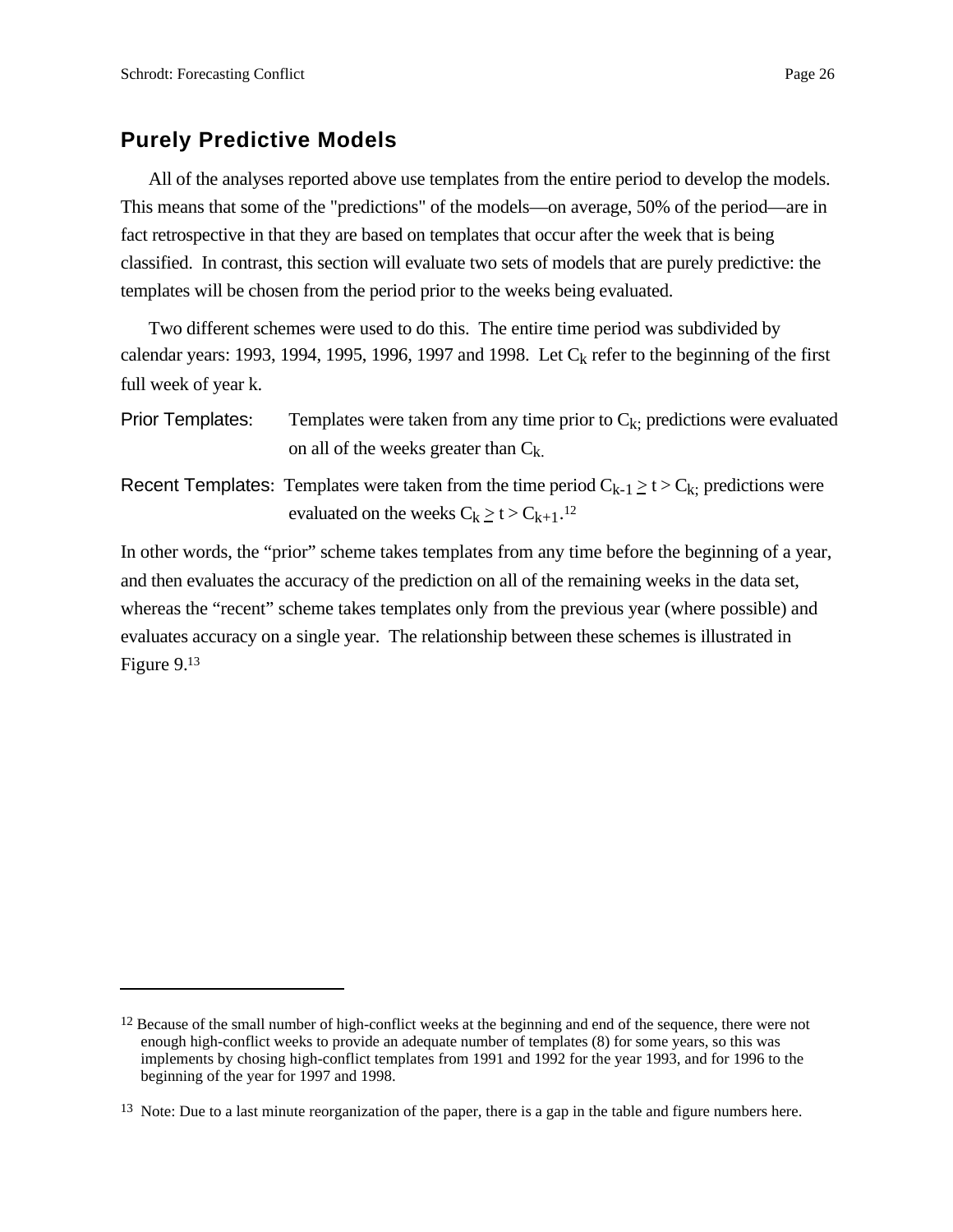## Purely Predictive Models

All of the analyses reported above use templates from the entire period to develop the models. This means that some of the "predictions" of the models—on average, 50% of the period—are in fact retrospective in that they are based on templates that occur after the week that is being classified. In contrast, this section will evaluate two sets of models that are purely predictive: the templates will be chosen from the period prior to the weeks being evaluated.

Two different schemes were used to do this. The entire time period was subdivided by calendar years: 1993, 1994, 1995, 1996, 1997 and 1998. Let $C_k$ refer to the beginning of the first full week of year k.

Prior Templates: Templates were taken from any time prior to $C_k$; predictions were evaluated on all of the weeks greater than $C_k$.

Recent Templates: Templates were taken from the time period $C_{k-1} \geq t > C_k$; predictions were evaluated on the weeks $C_k \geq t > C_{k+1}$.[12]

In other words, the "prior" scheme takes templates from any time before the beginning of a year, and then evaluates the accuracy of the prediction on all of the remaining weeks in the data set, whereas the "recent" scheme takes templates only from the previous year (where possible) and evaluates accuracy on a single year. The relationship between these schemes is illustrated in Figure 9.[13]

---

[12] Because of the small number of high-conflict weeks at the beginning and end of the sequence, there were not enough high-conflict weeks to provide an adequate number of templates (8) for some years, so this was implements by chosing high-conflict templates from 1991 and 1992 for the year 1993, and for 1996 to the beginning of the year for 1997 and 1998.

[13] Note: Due to a last minute reorganization of the paper, there is a gap in the table and figure numbers here.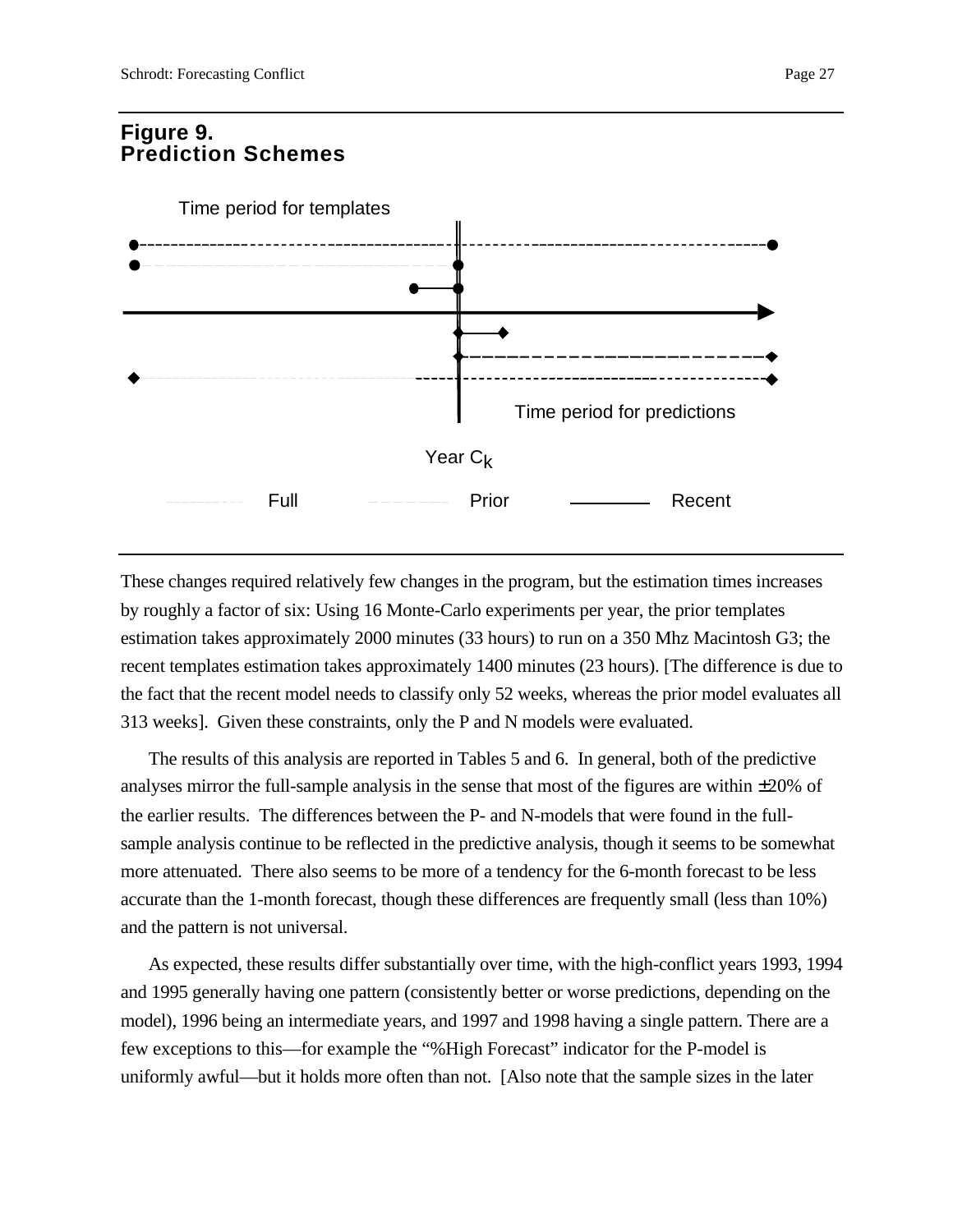## Figure 9.
## Prediction Schemes

Time period for templates

Time period for predictions

Year $C_k$

Full Prior Recent

These changes required relatively few changes in the program, but the estimation times increases by roughly a factor of six: Using 16 Monte-Carlo experiments per year, the prior templates estimation takes approximately 2000 minutes (33 hours) to run on a 350 Mhz Macintosh G3; the recent templates estimation takes approximately 1400 minutes (23 hours). [The difference is due to the fact that the recent model needs to classify only 52 weeks, whereas the prior model evaluates all 313 weeks]. Given these constraints, only the P and N models were evaluated.

The results of this analysis are reported in Tables 5 and 6. In general, both of the predictive analyses mirror the full-sample analysis in the sense that most of the figures are within ±20% of the earlier results. The differences between the P- and N-models that were found in the full-sample analysis continue to be reflected in the predictive analysis, though it seems to be somewhat more attenuated. There also seems to be more of a tendency for the 6-month forecast to be less accurate than the 1-month forecast, though these differences are frequently small (less than 10%) and the pattern is not universal.

As expected, these results differ substantially over time, with the high-conflict years 1993, 1994 and 1995 generally having one pattern (consistently better or worse predictions, depending on the model), 1996 being an intermediate years, and 1997 and 1998 having a single pattern. There are a few exceptions to this—for example the "%High Forecast" indicator for the P-model is uniformly awful—but it holds more often than not. [Also note that the sample sizes in the later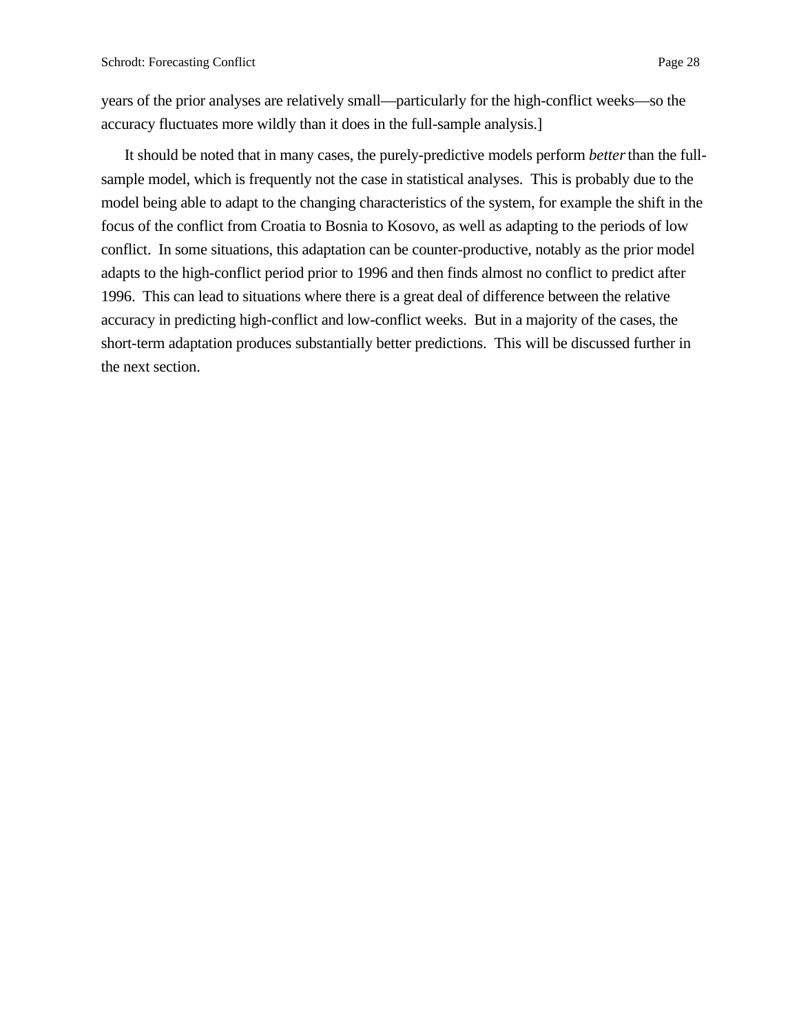years of the prior analyses are relatively small—particularly for the high-conflict weeks—so the accuracy fluctuates more wildly than it does in the full-sample analysis.]

It should be noted that in many cases, the purely-predictive models perform *better* than the full-sample model, which is frequently not the case in statistical analyses. This is probably due to the model being able to adapt to the changing characteristics of the system, for example the shift in the focus of the conflict from Croatia to Bosnia to Kosovo, as well as adapting to the periods of low conflict. In some situations, this adaptation can be counter-productive, notably as the prior model adapts to the high-conflict period prior to 1996 and then finds almost no conflict to predict after 1996. This can lead to situations where there is a great deal of difference between the relative accuracy in predicting high-conflict and low-conflict weeks. But in a majority of the cases, the short-term adaptation produces substantially better predictions. This will be discussed further in the next section.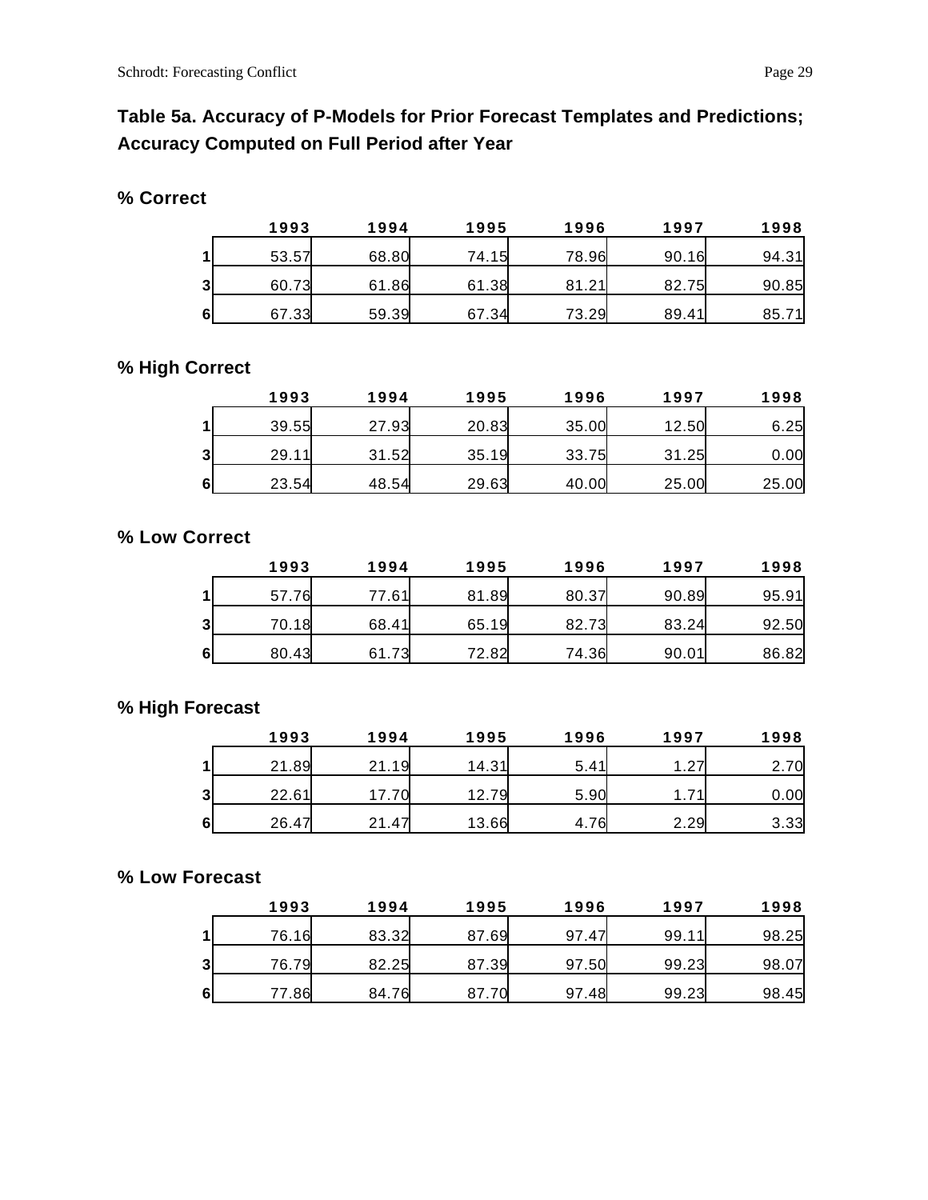## Table 5a. Accuracy of P-Models for Prior Forecast Templates and Predictions; Accuracy Computed on Full Period after Year

### % Correct

| | 1993 | 1994 | 1995 | 1996 | 1997 | 1998 |
|---|---|---|---|---|---|---|
| 1 | 53.57 | 68.80 | 74.15 | 78.96 | 90.16 | 94.31 |
| 3 | 60.73 | 61.86 | 61.38 | 81.21 | 82.75 | 90.85 |
| 6 | 67.33 | 59.39 | 67.34 | 73.29 | 89.41 | 85.71 |

### % High Correct

| | 1993 | 1994 | 1995 | 1996 | 1997 | 1998 |
|---|---|---|---|---|---|---|
| 1 | 39.55 | 27.93 | 20.83 | 35.00 | 12.50 | 6.25 |
| 3 | 29.11 | 31.52 | 35.19 | 33.75 | 31.25 | 0.00 |
| 6 | 23.54 | 48.54 | 29.63 | 40.00 | 25.00 | 25.00 |

### % Low Correct

| | 1993 | 1994 | 1995 | 1996 | 1997 | 1998 |
|---|---|---|---|---|---|---|
| 1 | 57.76 | 77.61 | 81.89 | 80.37 | 90.89 | 95.91 |
| 3 | 70.18 | 68.41 | 65.19 | 82.73 | 83.24 | 92.50 |
| 6 | 80.43 | 61.73 | 72.82 | 74.36 | 90.01 | 86.82 |

### % High Forecast

| | 1993 | 1994 | 1995 | 1996 | 1997 | 1998 |
|---|---|---|---|---|---|---|
| 1 | 21.89 | 21.19 | 14.31 | 5.41 | 1.27 | 2.70 |
| 3 | 22.61 | 17.70 | 12.79 | 5.90 | 1.71 | 0.00 |
| 6 | 26.47 | 21.47 | 13.66 | 4.76 | 2.29 | 3.33 |

### % Low Forecast

| | 1993 | 1994 | 1995 | 1996 | 1997 | 1998 |
|---|---|---|---|---|---|---|
| 1 | 76.16 | 83.32 | 87.69 | 97.47 | 99.11 | 98.25 |
| 3 | 76.79 | 82.25 | 87.39 | 97.50 | 99.23 | 98.07 |
| 6 | 77.86 | 84.76 | 87.70 | 97.48 | 99.23 | 98.45 |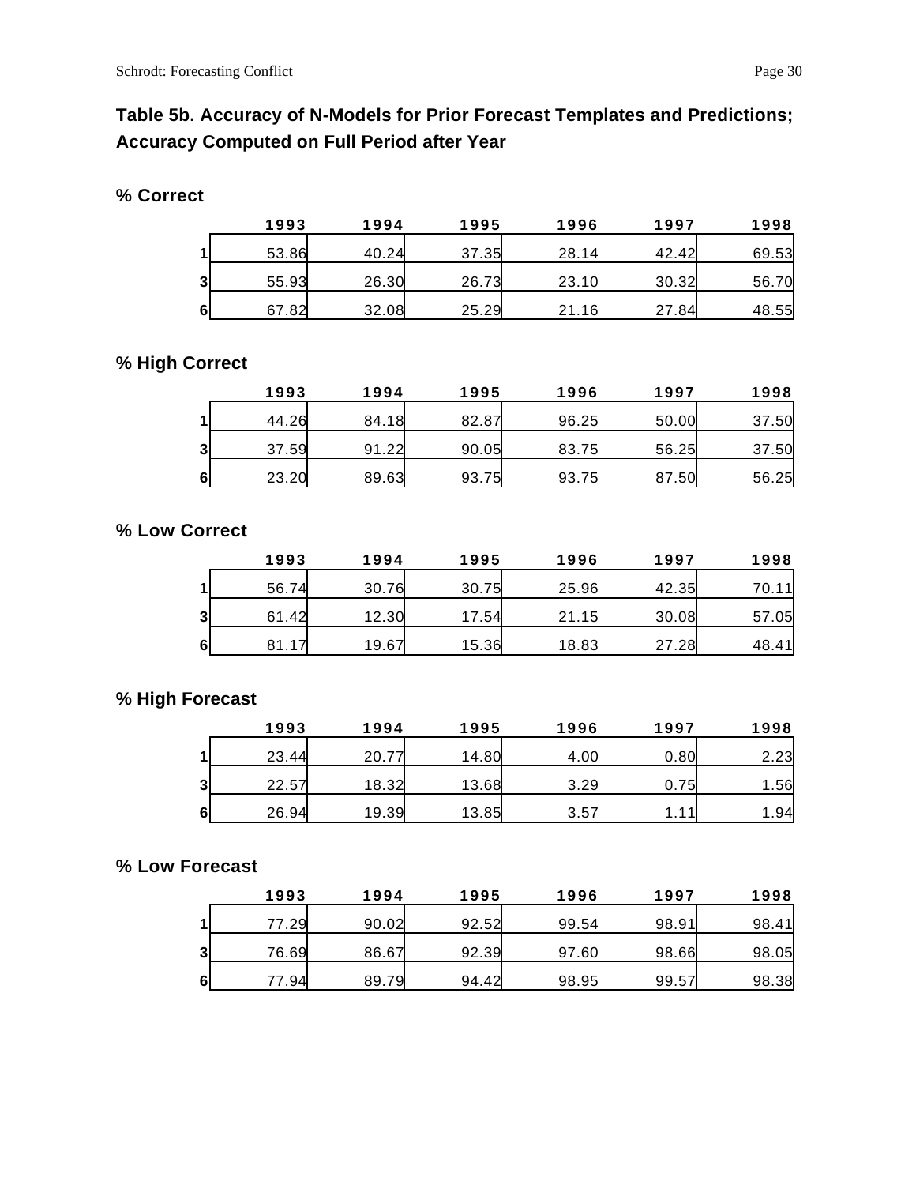**Table 5b. Accuracy of N-Models for Prior Forecast Templates and Predictions; Accuracy Computed on Full Period after Year**

**% Correct**

| | 1993 | 1994 | 1995 | 1996 | 1997 | 1998 |
|---|---|---|---|---|---|---|
| 1 | 53.86 | 40.24 | 37.35 | 28.14 | 42.42 | 69.53 |
| 3 | 55.93 | 26.30 | 26.73 | 23.10 | 30.32 | 56.70 |
| 6 | 67.82 | 32.08 | 25.29 | 21.16 | 27.84 | 48.55 |

**% High Correct**

| | 1993 | 1994 | 1995 | 1996 | 1997 | 1998 |
|---|---|---|---|---|---|---|
| 1 | 44.26 | 84.18 | 82.87 | 96.25 | 50.00 | 37.50 |
| 3 | 37.59 | 91.22 | 90.05 | 83.75 | 56.25 | 37.50 |
| 6 | 23.20 | 89.63 | 93.75 | 93.75 | 87.50 | 56.25 |

**% Low Correct**

| | 1993 | 1994 | 1995 | 1996 | 1997 | 1998 |
|---|---|---|---|---|---|---|
| 1 | 56.74 | 30.76 | 30.75 | 25.96 | 42.35 | 70.11 |
| 3 | 61.42 | 12.30 | 17.54 | 21.15 | 30.08 | 57.05 |
| 6 | 81.17 | 19.67 | 15.36 | 18.83 | 27.28 | 48.41 |

**% High Forecast**

| | 1993 | 1994 | 1995 | 1996 | 1997 | 1998 |
|---|---|---|---|---|---|---|
| 1 | 23.44 | 20.77 | 14.80 | 4.00 | 0.80 | 2.23 |
| 3 | 22.57 | 18.32 | 13.68 | 3.29 | 0.75 | 1.56 |
| 6 | 26.94 | 19.39 | 13.85 | 3.57 | 1.11 | 1.94 |

**% Low Forecast**

| | 1993 | 1994 | 1995 | 1996 | 1997 | 1998 |
|---|---|---|---|---|---|---|
| 1 | 77.29 | 90.02 | 92.52 | 99.54 | 98.91 | 98.41 |
| 3 | 76.69 | 86.67 | 92.39 | 97.60 | 98.66 | 98.05 |
| 6 | 77.94 | 89.79 | 94.42 | 98.95 | 99.57 | 98.38 |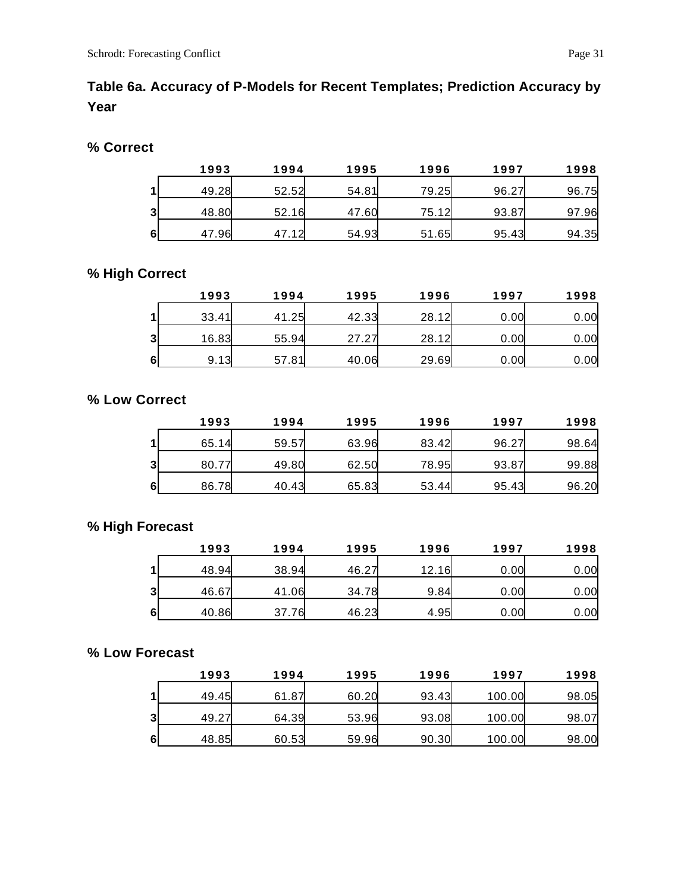## Table 6a. Accuracy of P-Models for Recent Templates; Prediction Accuracy by Year

### % Correct

| | 1993 | 1994 | 1995 | 1996 | 1997 | 1998 |
|---|---|---|---|---|---|---|
| 1 | 49.28 | 52.52 | 54.81 | 79.25 | 96.27 | 96.75 |
| 3 | 48.80 | 52.16 | 47.60 | 75.12 | 93.87 | 97.96 |
| 6 | 47.96 | 47.12 | 54.93 | 51.65 | 95.43 | 94.35 |

### % High Correct

| | 1993 | 1994 | 1995 | 1996 | 1997 | 1998 |
|---|---|---|---|---|---|---|
| 1 | 33.41 | 41.25 | 42.33 | 28.12 | 0.00 | 0.00 |
| 3 | 16.83 | 55.94 | 27.27 | 28.12 | 0.00 | 0.00 |
| 6 | 9.13 | 57.81 | 40.06 | 29.69 | 0.00 | 0.00 |

### % Low Correct

| | 1993 | 1994 | 1995 | 1996 | 1997 | 1998 |
|---|---|---|---|---|---|---|
| 1 | 65.14 | 59.57 | 63.96 | 83.42 | 96.27 | 98.64 |
| 3 | 80.77 | 49.80 | 62.50 | 78.95 | 93.87 | 99.88 |
| 6 | 86.78 | 40.43 | 65.83 | 53.44 | 95.43 | 96.20 |

### % High Forecast

| | 1993 | 1994 | 1995 | 1996 | 1997 | 1998 |
|---|---|---|---|---|---|---|
| 1 | 48.94 | 38.94 | 46.27 | 12.16 | 0.00 | 0.00 |
| 3 | 46.67 | 41.06 | 34.78 | 9.84 | 0.00 | 0.00 |
| 6 | 40.86 | 37.76 | 46.23 | 4.95 | 0.00 | 0.00 |

### % Low Forecast

| | 1993 | 1994 | 1995 | 1996 | 1997 | 1998 |
|---|---|---|---|---|---|---|
| 1 | 49.45 | 61.87 | 60.20 | 93.43 | 100.00 | 98.05 |
| 3 | 49.27 | 64.39 | 53.96 | 93.08 | 100.00 | 98.07 |
| 6 | 48.85 | 60.53 | 59.96 | 90.30 | 100.00 | 98.00 |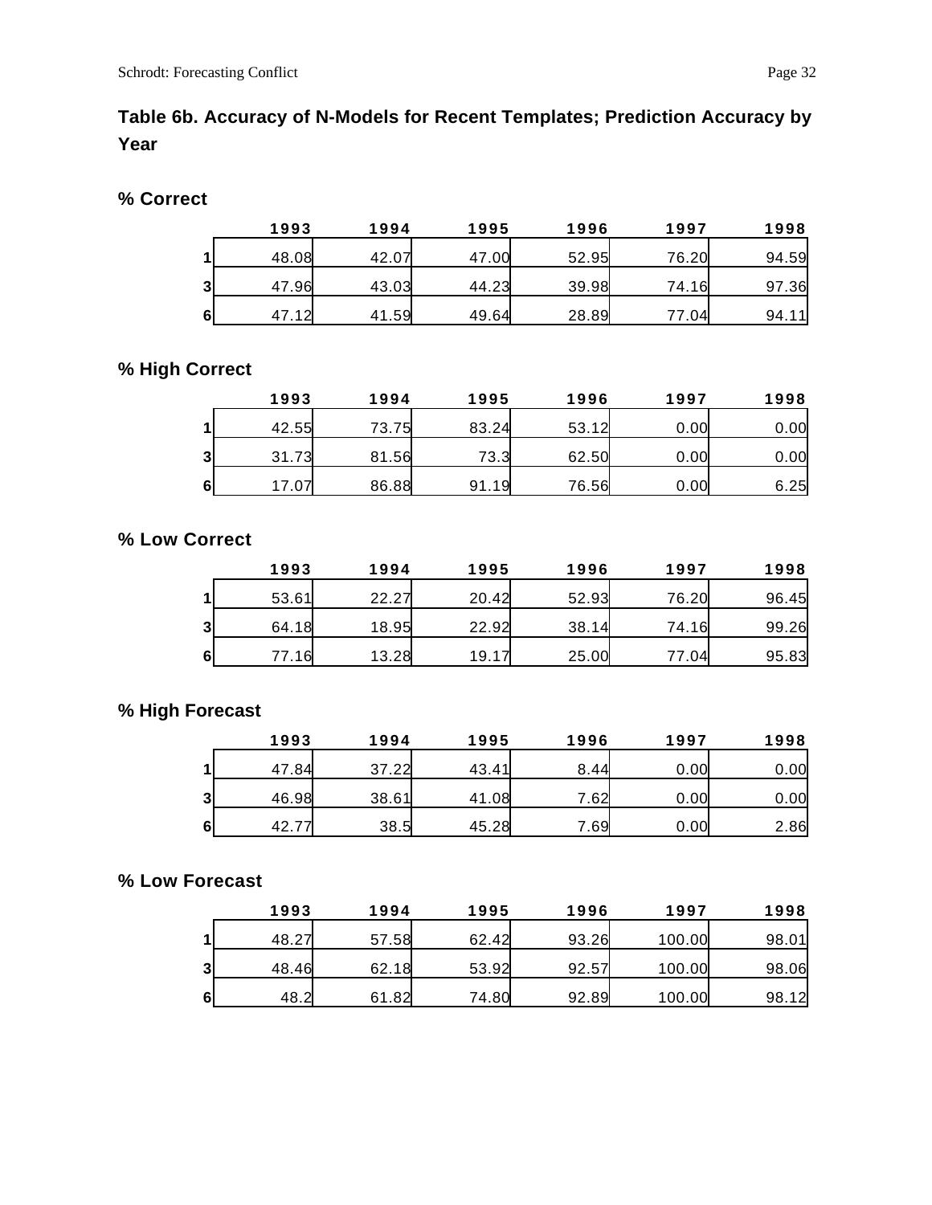**Table 6b. Accuracy of N-Models for Recent Templates; Prediction Accuracy by Year**

**% Correct**

| | 1993 | 1994 | 1995 | 1996 | 1997 | 1998 |
|---|---|---|---|---|---|---|
| 1 | 48.08 | 42.07 | 47.00 | 52.95 | 76.20 | 94.59 |
| 3 | 47.96 | 43.03 | 44.23 | 39.98 | 74.16 | 97.36 |
| 6 | 47.12 | 41.59 | 49.64 | 28.89 | 77.04 | 94.11 |

**% High Correct**

| | 1993 | 1994 | 1995 | 1996 | 1997 | 1998 |
|---|---|---|---|---|---|---|
| 1 | 42.55 | 73.75 | 83.24 | 53.12 | 0.00 | 0.00 |
| 3 | 31.73 | 81.56 | 73.3 | 62.50 | 0.00 | 0.00 |
| 6 | 17.07 | 86.88 | 91.19 | 76.56 | 0.00 | 6.25 |

**% Low Correct**

| | 1993 | 1994 | 1995 | 1996 | 1997 | 1998 |
|---|---|---|---|---|---|---|
| 1 | 53.61 | 22.27 | 20.42 | 52.93 | 76.20 | 96.45 |
| 3 | 64.18 | 18.95 | 22.92 | 38.14 | 74.16 | 99.26 |
| 6 | 77.16 | 13.28 | 19.17 | 25.00 | 77.04 | 95.83 |

**% High Forecast**

| | 1993 | 1994 | 1995 | 1996 | 1997 | 1998 |
|---|---|---|---|---|---|---|
| 1 | 47.84 | 37.22 | 43.41 | 8.44 | 0.00 | 0.00 |
| 3 | 46.98 | 38.61 | 41.08 | 7.62 | 0.00 | 0.00 |
| 6 | 42.77 | 38.5 | 45.28 | 7.69 | 0.00 | 2.86 |

**% Low Forecast**

| | 1993 | 1994 | 1995 | 1996 | 1997 | 1998 |
|---|---|---|---|---|---|---|
| 1 | 48.27 | 57.58 | 62.42 | 93.26 | 100.00 | 98.01 |
| 3 | 48.46 | 62.18 | 53.92 | 92.57 | 100.00 | 98.06 |
| 6 | 48.2 | 61.82 | 74.80 | 92.89 | 100.00 | 98.12 |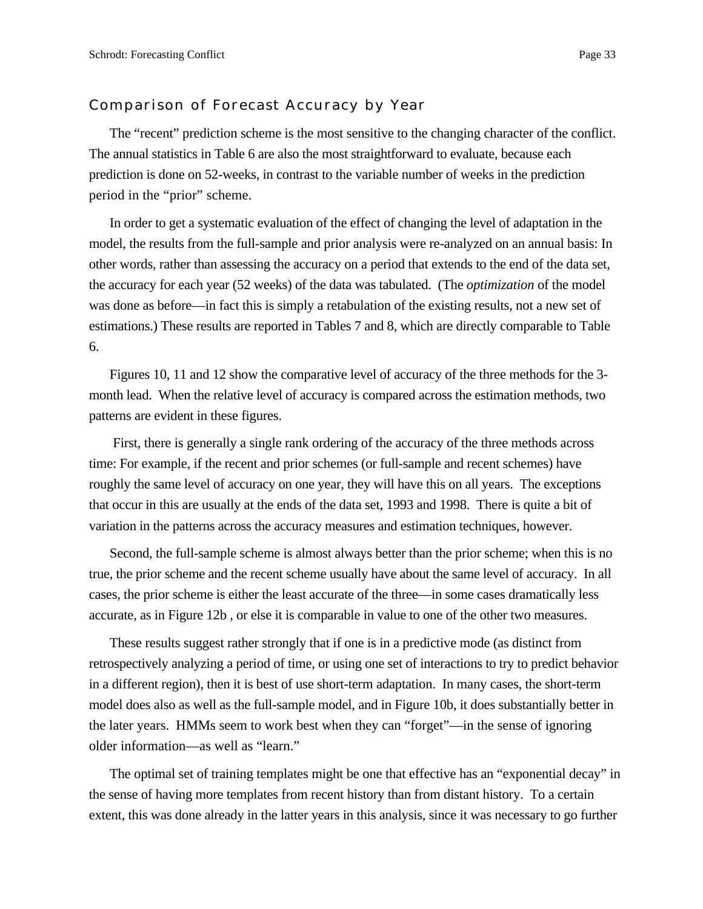## Comparison of Forecast Accuracy by Year

The "recent" prediction scheme is the most sensitive to the changing character of the conflict. The annual statistics in Table 6 are also the most straightforward to evaluate, because each prediction is done on 52-weeks, in contrast to the variable number of weeks in the prediction period in the "prior" scheme.

In order to get a systematic evaluation of the effect of changing the level of adaptation in the model, the results from the full-sample and prior analysis were re-analyzed on an annual basis: In other words, rather than assessing the accuracy on a period that extends to the end of the data set, the accuracy for each year (52 weeks) of the data was tabulated. (The *optimization* of the model was done as before—in fact this is simply a retabulation of the existing results, not a new set of estimations.) These results are reported in Tables 7 and 8, which are directly comparable to Table 6.

Figures 10, 11 and 12 show the comparative level of accuracy of the three methods for the 3-month lead. When the relative level of accuracy is compared across the estimation methods, two patterns are evident in these figures.

First, there is generally a single rank ordering of the accuracy of the three methods across time: For example, if the recent and prior schemes (or full-sample and recent schemes) have roughly the same level of accuracy on one year, they will have this on all years. The exceptions that occur in this are usually at the ends of the data set, 1993 and 1998. There is quite a bit of variation in the patterns across the accuracy measures and estimation techniques, however.

Second, the full-sample scheme is almost always better than the prior scheme; when this is no true, the prior scheme and the recent scheme usually have about the same level of accuracy. In all cases, the prior scheme is either the least accurate of the three—in some cases dramatically less accurate, as in Figure 12b , or else it is comparable in value to one of the other two measures.

These results suggest rather strongly that if one is in a predictive mode (as distinct from retrospectively analyzing a period of time, or using one set of interactions to try to predict behavior in a different region), then it is best of use short-term adaptation. In many cases, the short-term model does also as well as the full-sample model, and in Figure 10b, it does substantially better in the later years. HMMs seem to work best when they can "forget"—in the sense of ignoring older information—as well as "learn."

The optimal set of training templates might be one that effective has an "exponential decay" in the sense of having more templates from recent history than from distant history. To a certain extent, this was done already in the latter years in this analysis, since it was necessary to go further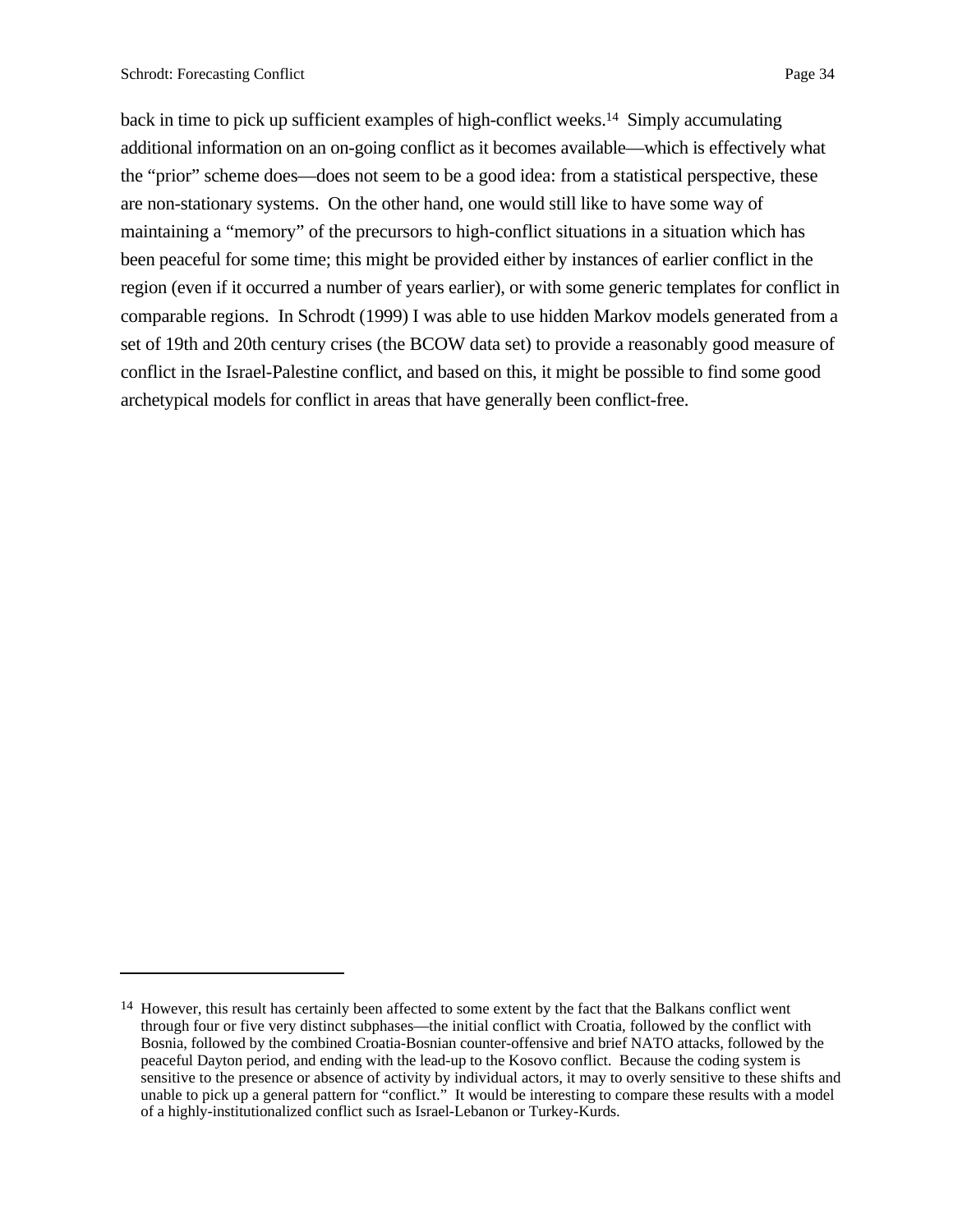back in time to pick up sufficient examples of high-conflict weeks.[14] Simply accumulating additional information on an on-going conflict as it becomes available—which is effectively what the “prior” scheme does—does not seem to be a good idea: from a statistical perspective, these are non-stationary systems. On the other hand, one would still like to have some way of maintaining a “memory” of the precursors to high-conflict situations in a situation which has been peaceful for some time; this might be provided either by instances of earlier conflict in the region (even if it occurred a number of years earlier), or with some generic templates for conflict in comparable regions. In Schrodt (1999) I was able to use hidden Markov models generated from a set of 19th and 20th century crises (the BCOW data set) to provide a reasonably good measure of conflict in the Israel-Palestine conflict, and based on this, it might be possible to find some good archetypical models for conflict in areas that have generally been conflict-free.

[14] However, this result has certainly been affected to some extent by the fact that the Balkans conflict went through four or five very distinct subphases—the initial conflict with Croatia, followed by the conflict with Bosnia, followed by the combined Croatia-Bosnian counter-offensive and brief NATO attacks, followed by the peaceful Dayton period, and ending with the lead-up to the Kosovo conflict. Because the coding system is sensitive to the presence or absence of activity by individual actors, it may to overly sensitive to these shifts and unable to pick up a general pattern for “conflict.” It would be interesting to compare these results with a model of a highly-institutionalized conflict such as Israel-Lebanon or Turkey-Kurds.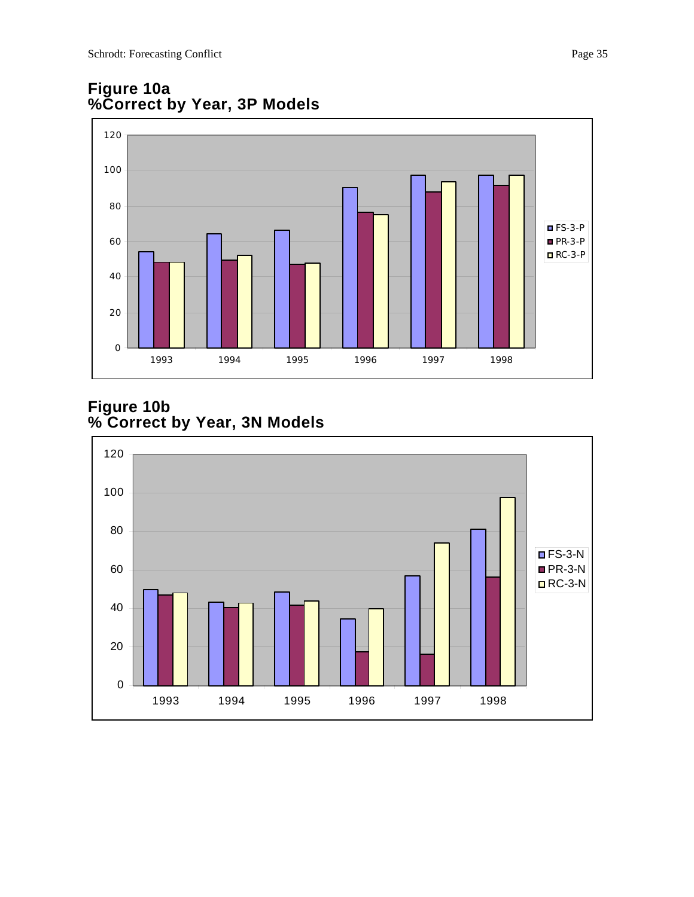**Figure 10a**
**%Correct by Year, 3P Models**

**Figure 10b**
**% Correct by Year, 3N Models**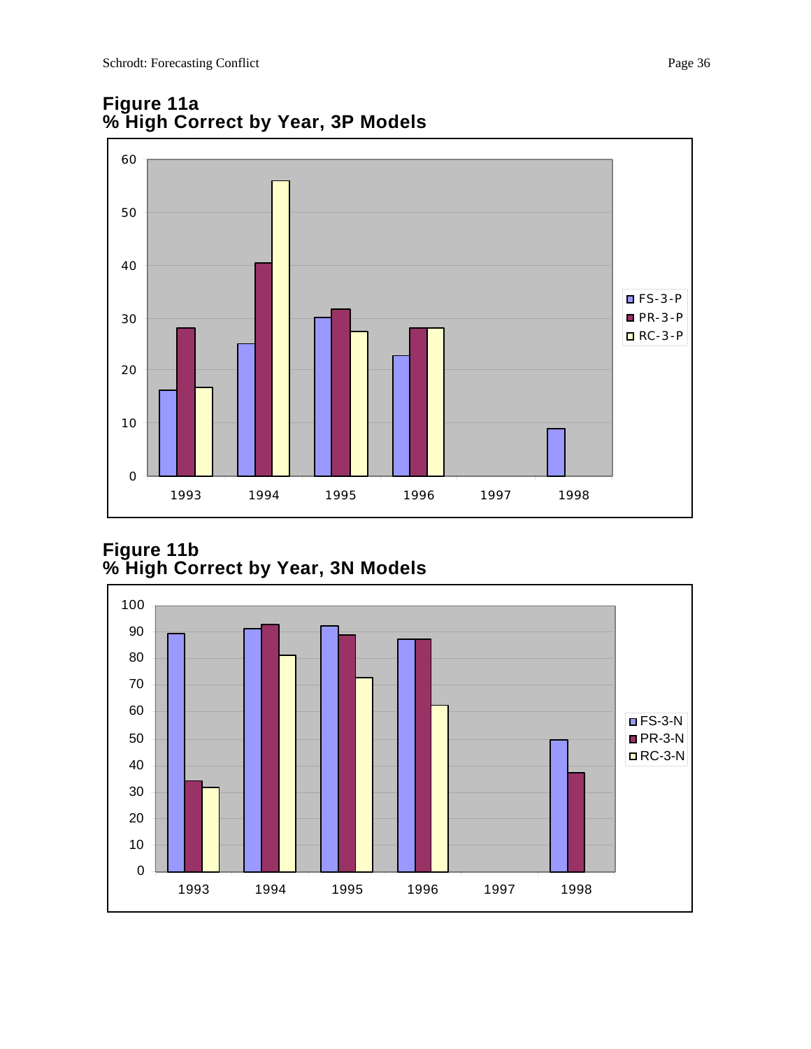**Figure 11a**
**% High Correct by Year, 3P Models**

**Figure 11b**
**% High Correct by Year, 3N Models**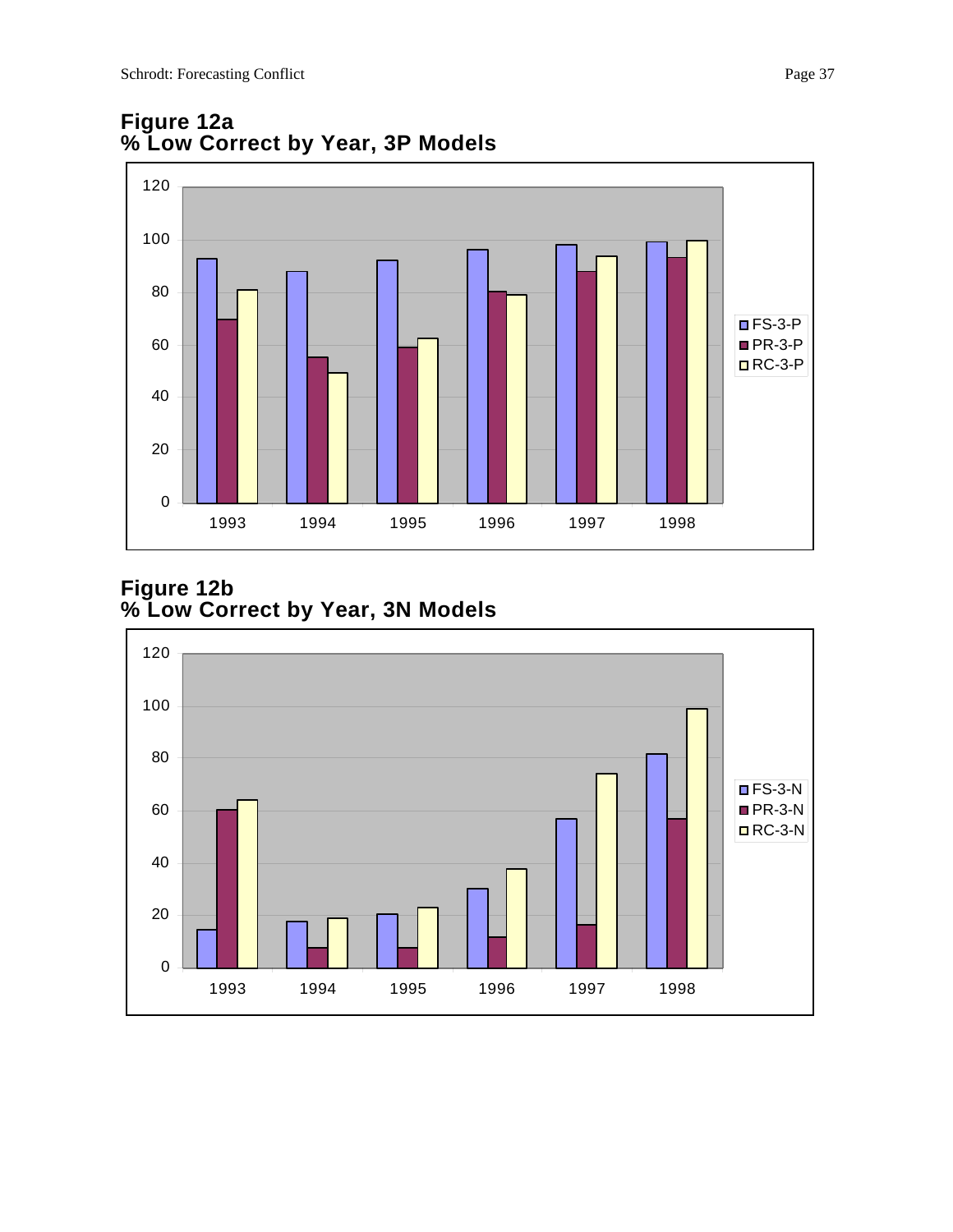**Figure 12a**
**% Low Correct by Year, 3P Models**

**Figure 12b**
**% Low Correct by Year, 3N Models**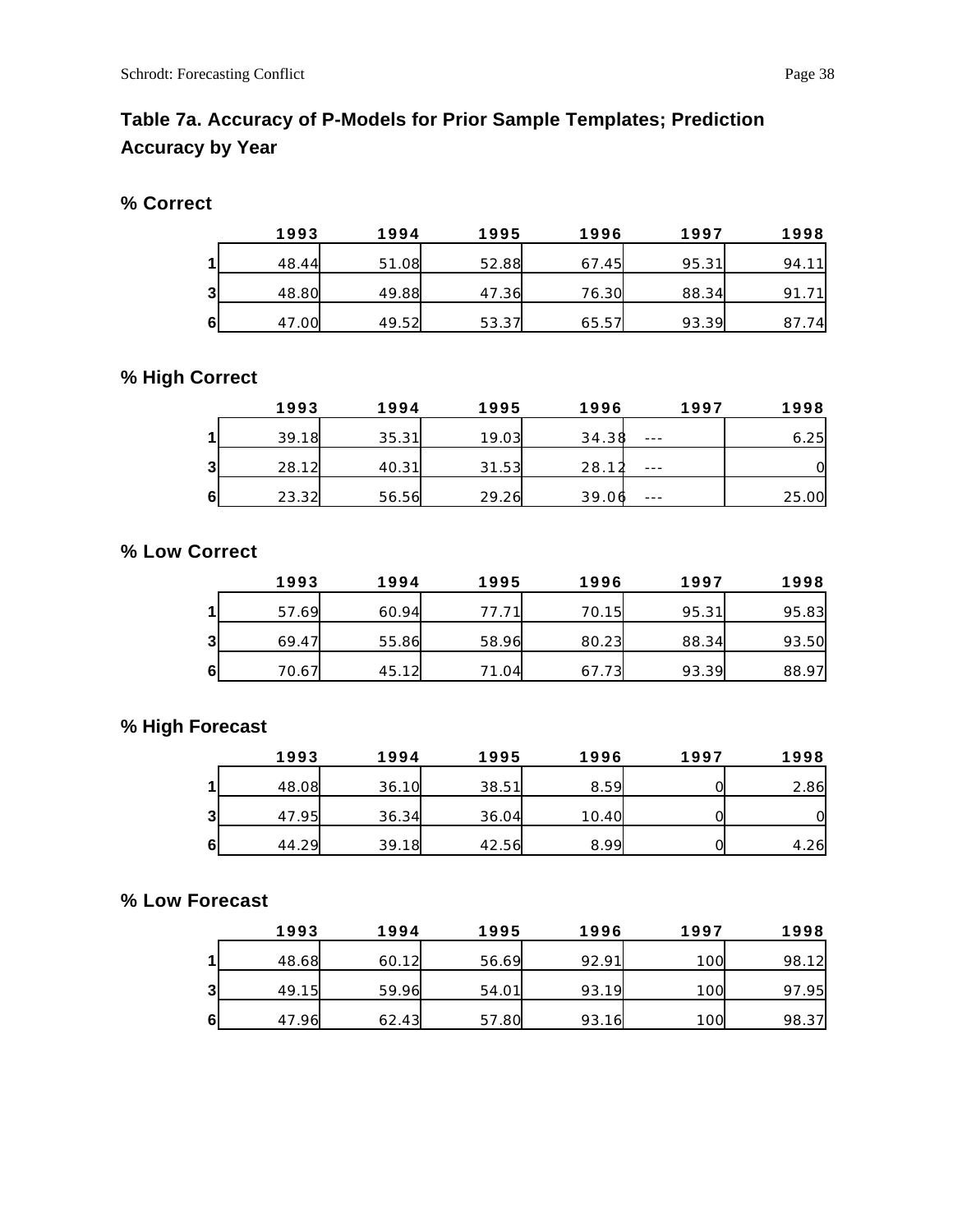**Table 7a. Accuracy of P-Models for Prior Sample Templates; Prediction Accuracy by Year**

**% Correct**

| | 1993 | 1994 | 1995 | 1996 | 1997 | 1998 |
|---|---|---|---|---|---|---|
| 1 | 48.44 | 51.08 | 52.88 | 67.45 | 95.31 | 94.11 |
| 3 | 48.80 | 49.88 | 47.36 | 76.30 | 88.34 | 91.71 |
| 6 | 47.00 | 49.52 | 53.37 | 65.57 | 93.39 | 87.74 |

**% High Correct**

| | 1993 | 1994 | 1995 | 1996 | 1997 | 1998 |
|---|---|---|---|---|---|---|
| 1 | 39.18 | 35.31 | 19.03 | 34.38 | --- | 6.25 |
| 3 | 28.12 | 40.31 | 31.53 | 28.12 | --- | 0 |
| 6 | 23.32 | 56.56 | 29.26 | 39.06 | --- | 25.00 |

**% Low Correct**

| | 1993 | 1994 | 1995 | 1996 | 1997 | 1998 |
|---|---|---|---|---|---|---|
| 1 | 57.69 | 60.94 | 77.71 | 70.15 | 95.31 | 95.83 |
| 3 | 69.47 | 55.86 | 58.96 | 80.23 | 88.34 | 93.50 |
| 6 | 70.67 | 45.12 | 71.04 | 67.73 | 93.39 | 88.97 |

**% High Forecast**

| | 1993 | 1994 | 1995 | 1996 | 1997 | 1998 |
|---|---|---|---|---|---|---|
| 1 | 48.08 | 36.10 | 38.51 | 8.59 | 0 | 2.86 |
| 3 | 47.95 | 36.34 | 36.04 | 10.40 | 0 | 0 |
| 6 | 44.29 | 39.18 | 42.56 | 8.99 | 0 | 4.26 |

**% Low Forecast**

| | 1993 | 1994 | 1995 | 1996 | 1997 | 1998 |
|---|---|---|---|---|---|---|
| 1 | 48.68 | 60.12 | 56.69 | 92.91 | 100 | 98.12 |
| 3 | 49.15 | 59.96 | 54.01 | 93.19 | 100 | 97.95 |
| 6 | 47.96 | 62.43 | 57.80 | 93.16 | 100 | 98.37 |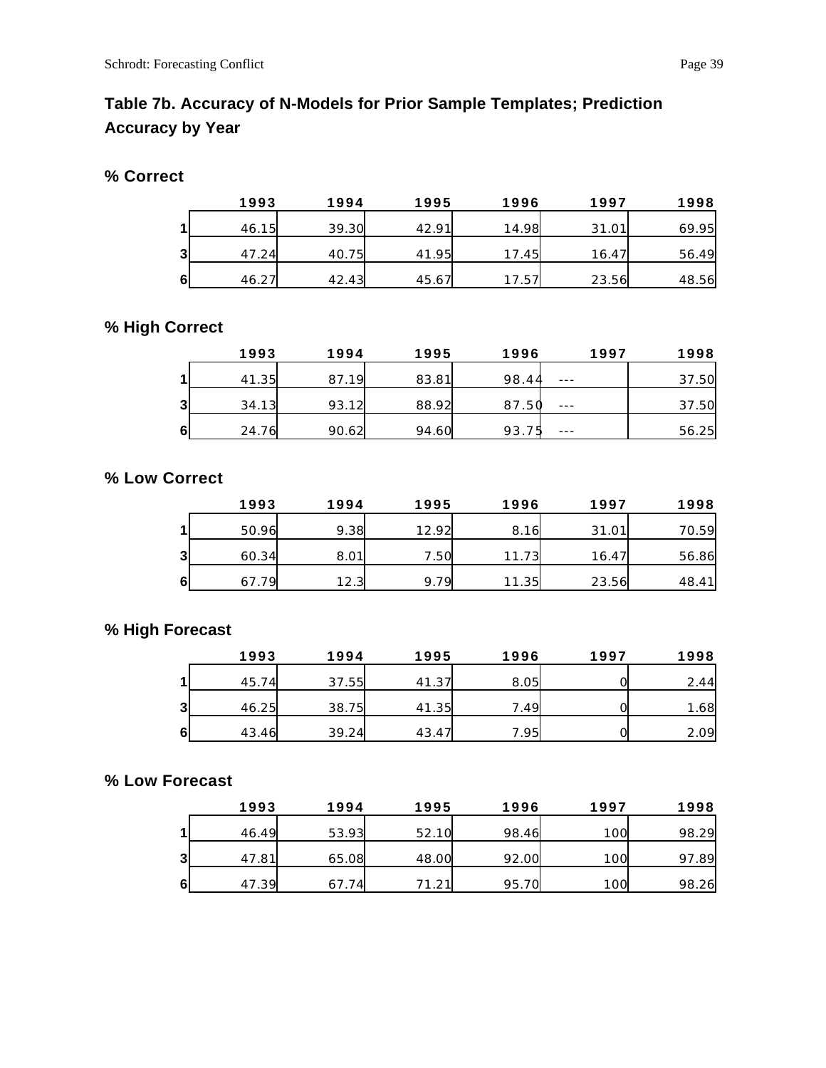## Table 7b. Accuracy of N-Models for Prior Sample Templates; Prediction Accuracy by Year

### % Correct

| | 1993 | 1994 | 1995 | 1996 | 1997 | 1998 |
|---|---|---|---|---|---|---|
| 1 | 46.15 | 39.30 | 42.91 | 14.98 | 31.01 | 69.95 |
| 3 | 47.24 | 40.75 | 41.95 | 17.45 | 16.47 | 56.49 |
| 6 | 46.27 | 42.43 | 45.67 | 17.57 | 23.56 | 48.56 |

### % High Correct

| | 1993 | 1994 | 1995 | 1996 | 1997 | 1998 |
|---|---|---|---|---|---|---|
| 1 | 41.35 | 87.19 | 83.81 | 98.44 | --- | 37.50 |
| 3 | 34.13 | 93.12 | 88.92 | 87.50 | --- | 37.50 |
| 6 | 24.76 | 90.62 | 94.60 | 93.75 | --- | 56.25 |

### % Low Correct

| | 1993 | 1994 | 1995 | 1996 | 1997 | 1998 |
|---|---|---|---|---|---|---|
| 1 | 50.96 | 9.38 | 12.92 | 8.16 | 31.01 | 70.59 |
| 3 | 60.34 | 8.01 | 7.50 | 11.73 | 16.47 | 56.86 |
| 6 | 67.79 | 12.3 | 9.79 | 11.35 | 23.56 | 48.41 |

### % High Forecast

| | 1993 | 1994 | 1995 | 1996 | 1997 | 1998 |
|---|---|---|---|---|---|---|
| 1 | 45.74 | 37.55 | 41.37 | 8.05 | 0 | 2.44 |
| 3 | 46.25 | 38.75 | 41.35 | 7.49 | 0 | 1.68 |
| 6 | 43.46 | 39.24 | 43.47 | 7.95 | 0 | 2.09 |

### % Low Forecast

| | 1993 | 1994 | 1995 | 1996 | 1997 | 1998 |
|---|---|---|---|---|---|---|
| 1 | 46.49 | 53.93 | 52.10 | 98.46 | 100 | 98.29 |
| 3 | 47.81 | 65.08 | 48.00 | 92.00 | 100 | 97.89 |
| 6 | 47.39 | 67.74 | 71.21 | 95.70 | 100 | 98.26 |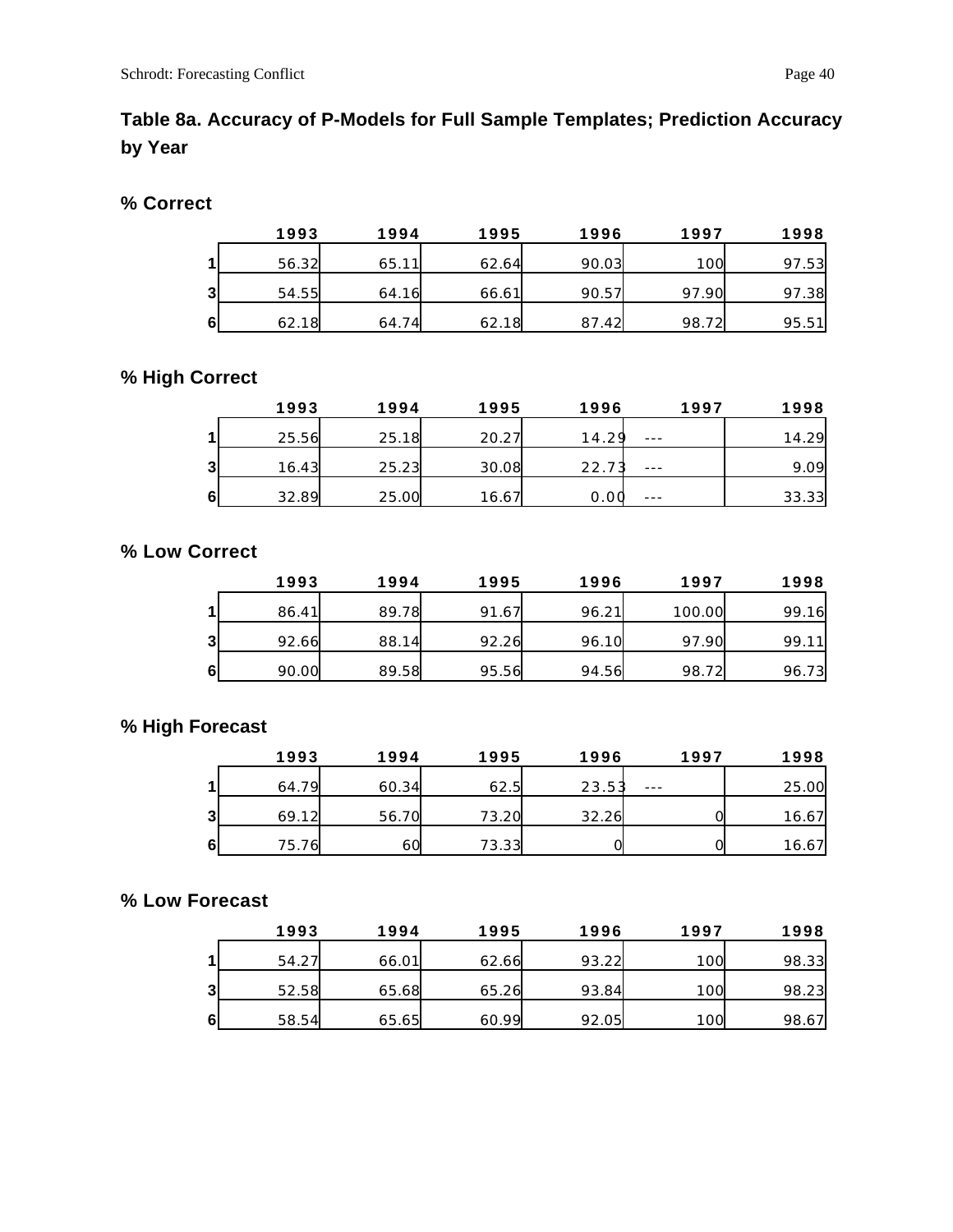## Table 8a. Accuracy of P-Models for Full Sample Templates; Prediction Accuracy by Year

### % Correct

| | 1993 | 1994 | 1995 | 1996 | 1997 | 1998 |
|---|---|---|---|---|---|---|
| 1 | 56.32 | 65.11 | 62.64 | 90.03 | 100 | 97.53 |
| 3 | 54.55 | 64.16 | 66.61 | 90.57 | 97.90 | 97.38 |
| 6 | 62.18 | 64.74 | 62.18 | 87.42 | 98.72 | 95.51 |

### % High Correct

| | 1993 | 1994 | 1995 | 1996 | 1997 | 1998 |
|---|---|---|---|---|---|---|
| 1 | 25.56 | 25.18 | 20.27 | 14.29 | --- | 14.29 |
| 3 | 16.43 | 25.23 | 30.08 | 22.73 | --- | 9.09 |
| 6 | 32.89 | 25.00 | 16.67 | 0.00 | --- | 33.33 |

### % Low Correct

| | 1993 | 1994 | 1995 | 1996 | 1997 | 1998 |
|---|---|---|---|---|---|---|
| 1 | 86.41 | 89.78 | 91.67 | 96.21 | 100.00 | 99.16 |
| 3 | 92.66 | 88.14 | 92.26 | 96.10 | 97.90 | 99.11 |
| 6 | 90.00 | 89.58 | 95.56 | 94.56 | 98.72 | 96.73 |

### % High Forecast

| | 1993 | 1994 | 1995 | 1996 | 1997 | 1998 |
|---|---|---|---|---|---|---|
| 1 | 64.79 | 60.34 | 62.5 | 23.53 | --- | 25.00 |
| 3 | 69.12 | 56.70 | 73.20 | 32.26 | 0 | 16.67 |
| 6 | 75.76 | 60 | 73.33 | 0 | 0 | 16.67 |

### % Low Forecast

| | 1993 | 1994 | 1995 | 1996 | 1997 | 1998 |
|---|---|---|---|---|---|---|
| 1 | 54.27 | 66.01 | 62.66 | 93.22 | 100 | 98.33 |
| 3 | 52.58 | 65.68 | 65.26 | 93.84 | 100 | 98.23 |
| 6 | 58.54 | 65.65 | 60.99 | 92.05 | 100 | 98.67 |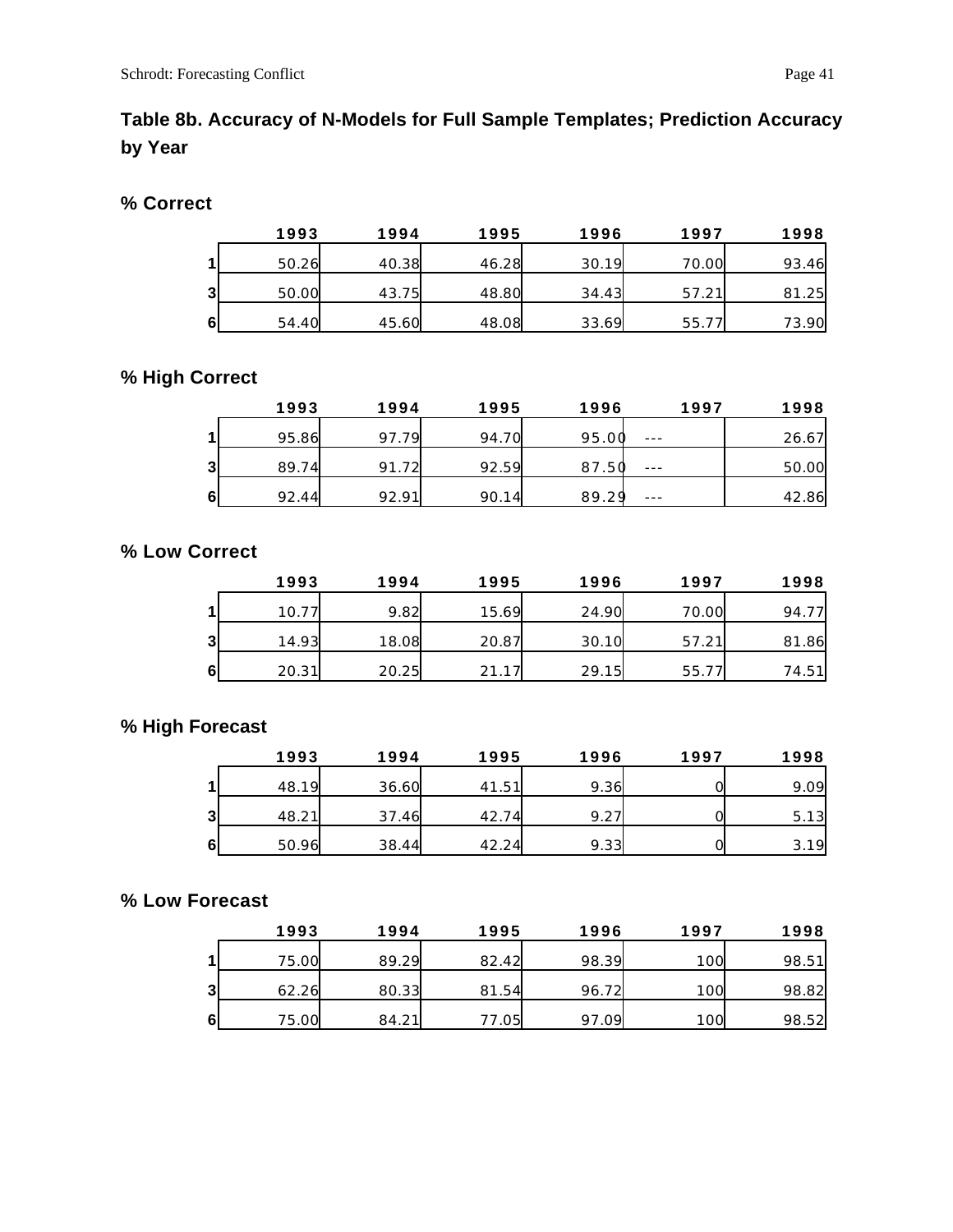## Table 8b. Accuracy of N-Models for Full Sample Templates; Prediction Accuracy by Year

### % Correct

| | 1993 | 1994 | 1995 | 1996 | 1997 | 1998 |
|---|---|---|---|---|---|---|
| 1 | 50.26 | 40.38 | 46.28 | 30.19 | 70.00 | 93.46 |
| 3 | 50.00 | 43.75 | 48.80 | 34.43 | 57.21 | 81.25 |
| 6 | 54.40 | 45.60 | 48.08 | 33.69 | 55.77 | 73.90 |

### % High Correct

| | 1993 | 1994 | 1995 | 1996 | 1997 | 1998 |
|---|---|---|---|---|---|---|
| 1 | 95.86 | 97.79 | 94.70 | 95.00 | --- | 26.67 |
| 3 | 89.74 | 91.72 | 92.59 | 87.50 | --- | 50.00 |
| 6 | 92.44 | 92.91 | 90.14 | 89.29 | --- | 42.86 |

### % Low Correct

| | 1993 | 1994 | 1995 | 1996 | 1997 | 1998 |
|---|---|---|---|---|---|---|
| 1 | 10.77 | 9.82 | 15.69 | 24.90 | 70.00 | 94.77 |
| 3 | 14.93 | 18.08 | 20.87 | 30.10 | 57.21 | 81.86 |
| 6 | 20.31 | 20.25 | 21.17 | 29.15 | 55.77 | 74.51 |

### % High Forecast

| | 1993 | 1994 | 1995 | 1996 | 1997 | 1998 |
|---|---|---|---|---|---|---|
| 1 | 48.19 | 36.60 | 41.51 | 9.36 | 0 | 9.09 |
| 3 | 48.21 | 37.46 | 42.74 | 9.27 | 0 | 5.13 |
| 6 | 50.96 | 38.44 | 42.24 | 9.33 | 0 | 3.19 |

### % Low Forecast

| | 1993 | 1994 | 1995 | 1996 | 1997 | 1998 |
|---|---|---|---|---|---|---|
| 1 | 75.00 | 89.29 | 82.42 | 98.39 | 100 | 98.51 |
| 3 | 62.26 | 80.33 | 81.54 | 96.72 | 100 | 98.82 |
| 6 | 75.00 | 84.21 | 77.05 | 97.09 | 100 | 98.52 |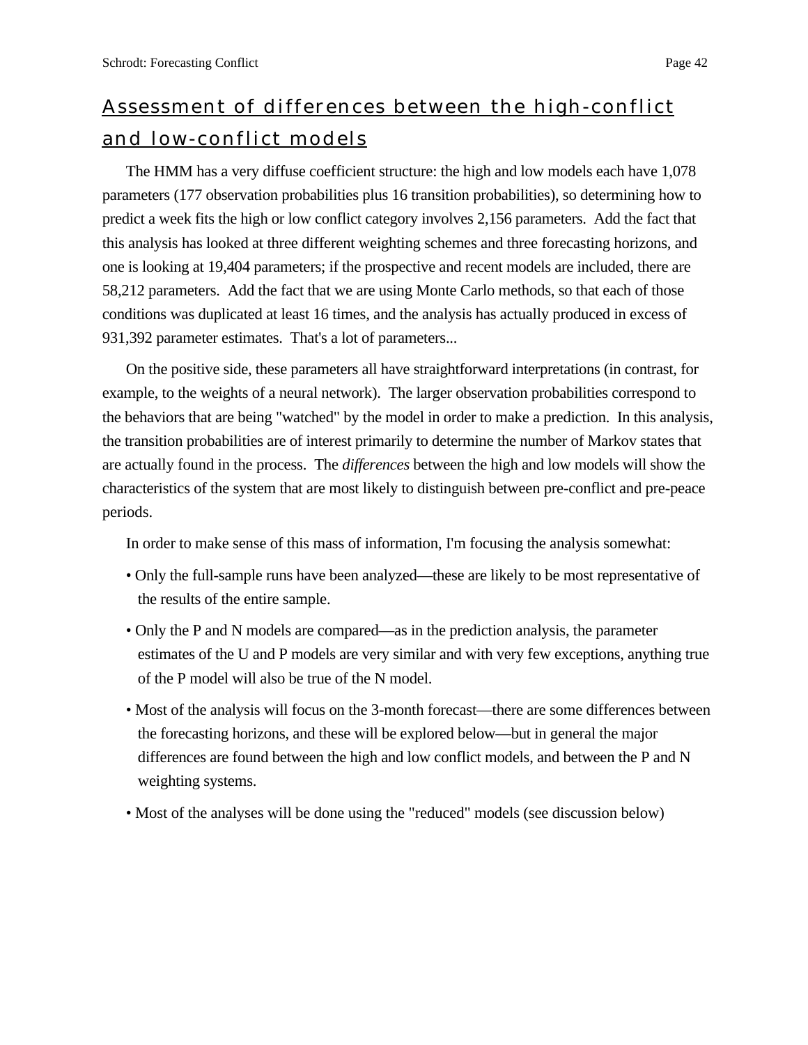## Assessment of differences between the high-conflict and low-conflict models

The HMM has a very diffuse coefficient structure: the high and low models each have 1,078 parameters (177 observation probabilities plus 16 transition probabilities), so determining how to predict a week fits the high or low conflict category involves 2,156 parameters. Add the fact that this analysis has looked at three different weighting schemes and three forecasting horizons, and one is looking at 19,404 parameters; if the prospective and recent models are included, there are 58,212 parameters. Add the fact that we are using Monte Carlo methods, so that each of those conditions was duplicated at least 16 times, and the analysis has actually produced in excess of 931,392 parameter estimates. That's a lot of parameters...

On the positive side, these parameters all have straightforward interpretations (in contrast, for example, to the weights of a neural network). The larger observation probabilities correspond to the behaviors that are being "watched" by the model in order to make a prediction. In this analysis, the transition probabilities are of interest primarily to determine the number of Markov states that are actually found in the process. The *differences* between the high and low models will show the characteristics of the system that are most likely to distinguish between pre-conflict and pre-peace periods.

In order to make sense of this mass of information, I'm focusing the analysis somewhat:

- Only the full-sample runs have been analyzed—these are likely to be most representative of the results of the entire sample.
- Only the P and N models are compared—as in the prediction analysis, the parameter estimates of the U and P models are very similar and with very few exceptions, anything true of the P model will also be true of the N model.
- Most of the analysis will focus on the 3-month forecast—there are some differences between the forecasting horizons, and these will be explored below—but in general the major differences are found between the high and low conflict models, and between the P and N weighting systems.
- Most of the analyses will be done using the "reduced" models (see discussion below)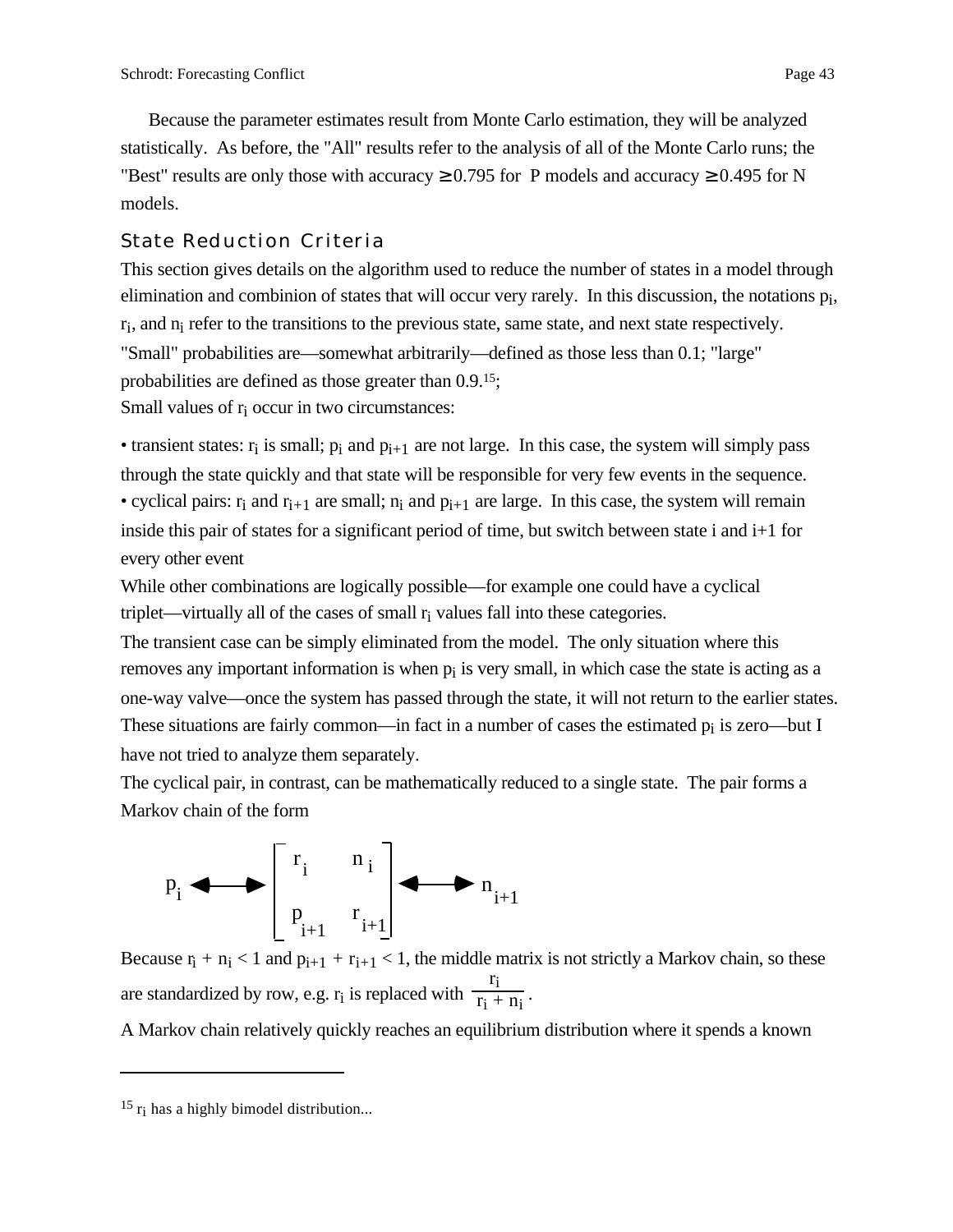Because the parameter estimates result from Monte Carlo estimation, they will be analyzed statistically. As before, the "All" results refer to the analysis of all of the Monte Carlo runs; the "Best" results are only those with accuracy $\geq$ 0.795 for P models and accuracy $\geq$ 0.495 for N models.

## State Reduction Criteria

This section gives details on the algorithm used to reduce the number of states in a model through elimination and combinion of states that will occur very rarely. In this discussion, the notations $p_i$, $r_i$, and $n_i$ refer to the transitions to the previous state, same state, and next state respectively. "Small" probabilities are—somewhat arbitrarily—defined as those less than 0.1; "large" probabilities are defined as those greater than 0.9.[15];

Small values of $r_i$ occur in two circumstances:

- transient states: $r_i$ is small; $p_i$ and $p_{i+1}$ are not large. In this case, the system will simply pass through the state quickly and that state will be responsible for very few events in the sequence.
- cyclical pairs: $r_i$ and $r_{i+1}$ are small; $n_i$ and $p_{i+1}$ are large. In this case, the system will remain inside this pair of states for a significant period of time, but switch between state i and i+1 for every other event

While other combinations are logically possible—for example one could have a cyclical triplet—virtually all of the cases of small $r_i$ values fall into these categories.

The transient case can be simply eliminated from the model. The only situation where this removes any important information is when $p_i$ is very small, in which case the state is acting as a one-way valve—once the system has passed through the state, it will not return to the earlier states. These situations are fairly common—in fact in a number of cases the estimated $p_i$ is zero—but I have not tried to analyze them separately.

The cyclical pair, in contrast, can be mathematically reduced to a single state. The pair forms a Markov chain of the form

$$p_i \longleftrightarrow \begin{bmatrix} r_i & n_i \\ p_{i+1} & r_{i+1} \end{bmatrix} \longleftrightarrow n_{i+1}$$

Because $r_i + n_i < 1$ and $p_{i+1} + r_{i+1} < 1$, the middle matrix is not strictly a Markov chain, so these are standardized by row, e.g. $r_i$ is replaced with $\frac{r_i}{r_i + n_i}$.

A Markov chain relatively quickly reaches an equilibrium distribution where it spends a known

---

[15] $r_i$ has a highly bimodel distribution...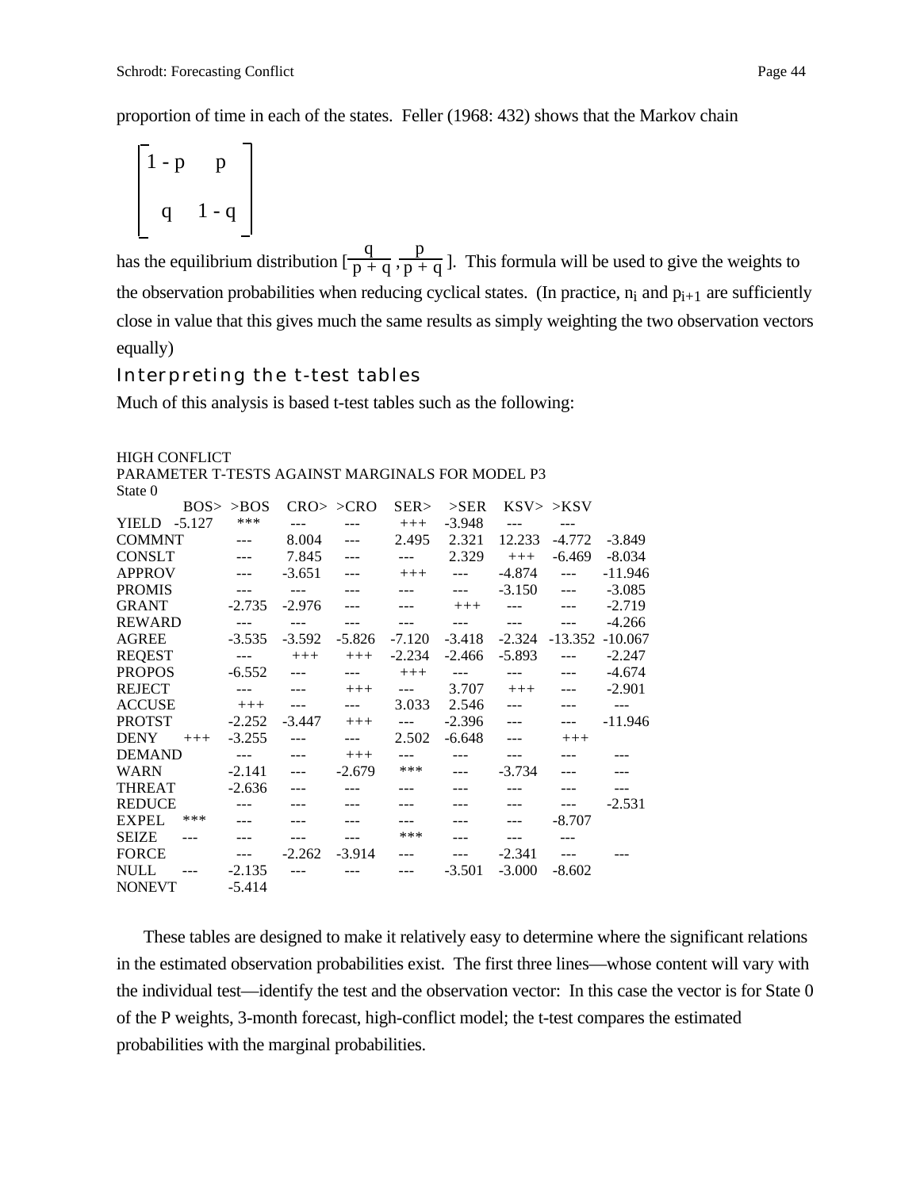proportion of time in each of the states. Feller (1968: 432) shows that the Markov chain

$$\begin{bmatrix} 1 - p & p \\ q & 1 - q \end{bmatrix}$$

has the equilibrium distribution $[\frac{q}{p + q}, \frac{p}{p + q}]$. This formula will be used to give the weights to the observation probabilities when reducing cyclical states. (In practice, $n_i$ and $p_{i+1}$ are sufficiently close in value that this gives much the same results as simply weighting the two observation vectors equally)

## Interpreting the t-test tables

Much of this analysis is based t-test tables such as the following:

HIGH CONFLICT
PARAMETER T-TESTS AGAINST MARGINALS FOR MODEL P3
State 0

| | BOS> | >BOS | CRO> | >CRO | SER> | >SER | KSV> | >KSV | |
|---|---|---|---|---|---|---|---|---|---|
| YIELD | -5.127 | *** | --- | --- | +++ | -3.948 | --- | --- | |
| COMMNT | | --- | 8.004 | --- | 2.495 | 2.321 | 12.233 | -4.772 | -3.849 |
| CONSLT | | --- | 7.845 | --- | --- | 2.329 | +++ | -6.469 | -8.034 |
| APPROV | | --- | -3.651 | --- | +++ | --- | -4.874 | --- | -11.946 |
| PROMIS | | --- | --- | --- | --- | --- | -3.150 | --- | -3.085 |
| GRANT | | -2.735 | -2.976 | --- | --- | +++ | --- | --- | -2.719 |
| REWARD | | --- | --- | --- | --- | --- | --- | --- | -4.266 |
| AGREE | | -3.535 | -3.592 | -5.826 | -7.120 | -3.418 | -2.324 | -13.352 | -10.067 |
| REQEST | | --- | +++ | +++ | -2.234 | -2.466 | -5.893 | --- | -2.247 |
| PROPOS | | -6.552 | --- | --- | +++ | --- | --- | --- | -4.674 |
| REJECT | | --- | --- | +++ | --- | 3.707 | +++ | --- | -2.901 |
| ACCUSE | | +++ | --- | --- | 3.033 | 2.546 | --- | --- | --- |
| PROTST | | -2.252 | -3.447 | +++ | --- | -2.396 | --- | --- | -11.946 |
| DENY | +++ | -3.255 | --- | --- | 2.502 | -6.648 | --- | +++ | |
| DEMAND | | --- | --- | +++ | --- | --- | --- | --- | --- |
| WARN | | -2.141 | --- | -2.679 | *** | --- | -3.734 | --- | --- |
| THREAT | | -2.636 | --- | --- | --- | --- | --- | --- | --- |
| REDUCE | | --- | --- | --- | --- | --- | --- | --- | -2.531 |
| EXPEL | *** | --- | --- | --- | --- | --- | --- | -8.707 | |
| SEIZE | --- | --- | --- | --- | *** | --- | --- | --- | |
| FORCE | | --- | -2.262 | -3.914 | --- | --- | -2.341 | --- | --- |
| NULL | --- | -2.135 | --- | --- | --- | -3.501 | -3.000 | -8.602 | |
| NONEVT | | -5.414 | | | | | | | |

These tables are designed to make it relatively easy to determine where the significant relations in the estimated observation probabilities exist. The first three lines—whose content will vary with the individual test—identify the test and the observation vector: In this case the vector is for State 0 of the P weights, 3-month forecast, high-conflict model; the t-test compares the estimated probabilities with the marginal probabilities.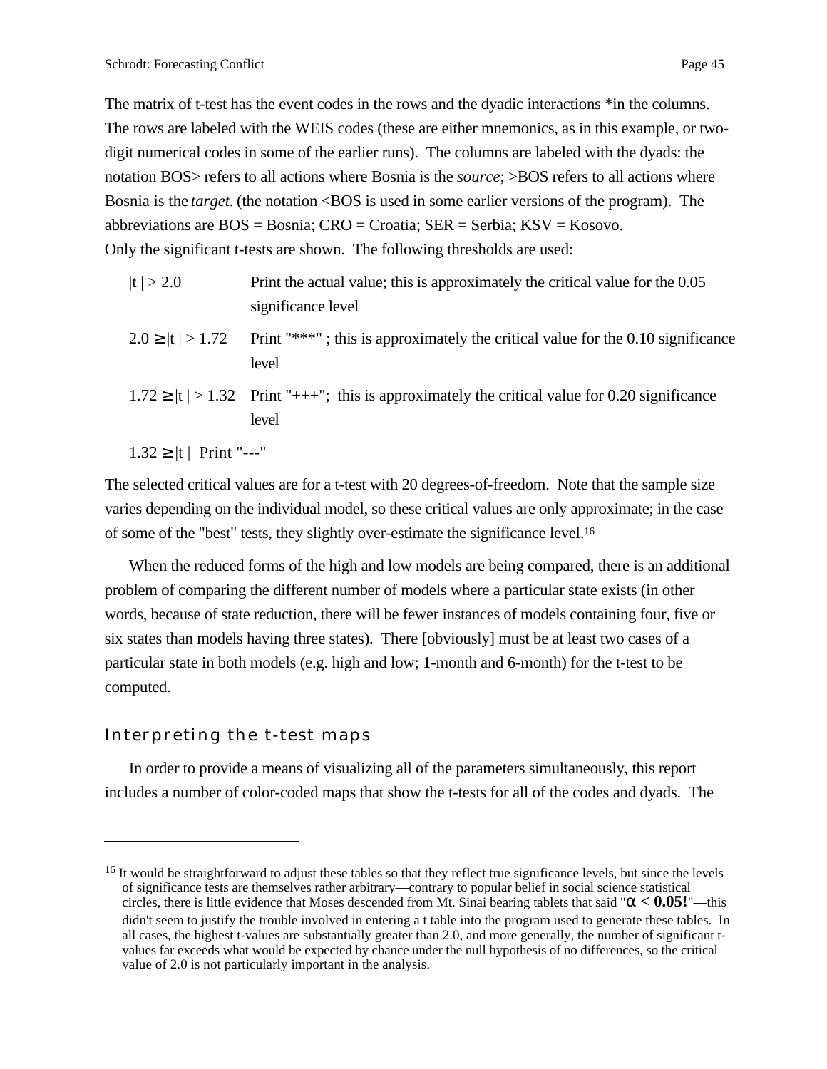The matrix of t-test has the event codes in the rows and the dyadic interactions *in the columns. The rows are labeled with the WEIS codes (these are either mnemonics, as in this example, or two-digit numerical codes in some of the earlier runs). The columns are labeled with the dyads: the notation BOS> refers to all actions where Bosnia is the *source*; >BOS refers to all actions where Bosnia is the *target*. (the notation <BOS is used in some earlier versions of the program). The abbreviations are BOS = Bosnia; CRO = Croatia; SER = Serbia; KSV = Kosovo.
Only the significant t-tests are shown. The following thresholds are used:

| | |
|---|---|
| $\lvert t \rvert > 2.0$ | Print the actual value; this is approximately the critical value for the 0.05 significance level |
| $2.0 \geq \lvert t \rvert > 1.72$ | Print "***" ; this is approximately the critical value for the 0.10 significance level |
| $1.72 \geq \lvert t \rvert > 1.32$ | Print "+++"; this is approximately the critical value for 0.20 significance level |
| $1.32 \geq \lvert t \rvert$ | Print "---" |

The selected critical values are for a t-test with 20 degrees-of-freedom. Note that the sample size varies depending on the individual model, so these critical values are only approximate; in the case of some of the "best" tests, they slightly over-estimate the significance level.[16]

When the reduced forms of the high and low models are being compared, there is an additional problem of comparing the different number of models where a particular state exists (in other words, because of state reduction, there will be fewer instances of models containing four, five or six states than models having three states). There [obviously] must be at least two cases of a particular state in both models (e.g. high and low; 1-month and 6-month) for the t-test to be computed.

## Interpreting the t-test maps

In order to provide a means of visualizing all of the parameters simultaneously, this report includes a number of color-coded maps that show the t-tests for all of the codes and dyads. The

---

[16] It would be straightforward to adjust these tables so that they reflect true significance levels, but since the levels of significance tests are themselves rather arbitrary—contrary to popular belief in social science statistical circles, there is little evidence that Moses descended from Mt. Sinai bearing tablets that said "$\alpha$ **< 0.05!**"—this didn't seem to justify the trouble involved in entering a t table into the program used to generate these tables. In all cases, the highest t-values are substantially greater than 2.0, and more generally, the number of significant t-values far exceeds what would be expected by chance under the null hypothesis of no differences, so the critical value of 2.0 is not particularly important in the analysis.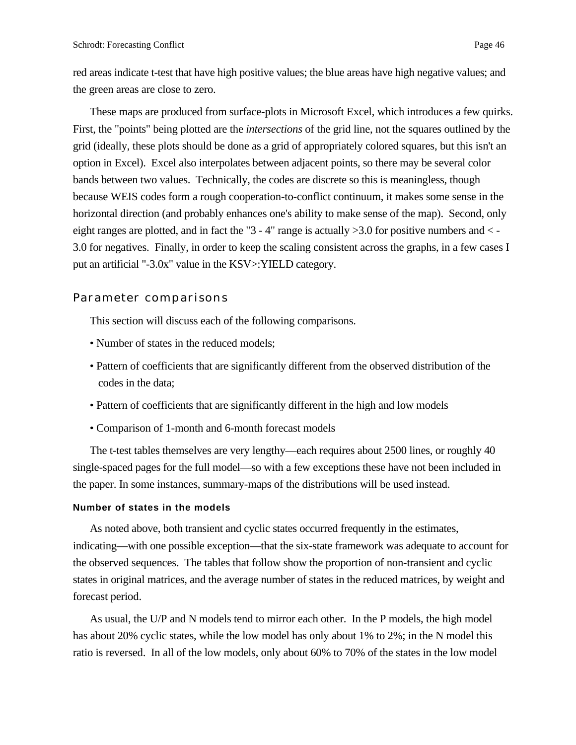red areas indicate t-test that have high positive values; the blue areas have high negative values; and the green areas are close to zero.

These maps are produced from surface-plots in Microsoft Excel, which introduces a few quirks. First, the "points" being plotted are the *intersections* of the grid line, not the squares outlined by the grid (ideally, these plots should be done as a grid of appropriately colored squares, but this isn't an option in Excel). Excel also interpolates between adjacent points, so there may be several color bands between two values. Technically, the codes are discrete so this is meaningless, though because WEIS codes form a rough cooperation-to-conflict continuum, it makes some sense in the horizontal direction (and probably enhances one's ability to make sense of the map). Second, only eight ranges are plotted, and in fact the "3 - 4" range is actually >3.0 for positive numbers and < -3.0 for negatives. Finally, in order to keep the scaling consistent across the graphs, in a few cases I put an artificial "-3.0x" value in the KSV>:YIELD category.

## Parameter comparisons

This section will discuss each of the following comparisons.

- Number of states in the reduced models;
- Pattern of coefficients that are significantly different from the observed distribution of the codes in the data;
- Pattern of coefficients that are significantly different in the high and low models
- Comparison of 1-month and 6-month forecast models

The t-test tables themselves are very lengthy—each requires about 2500 lines, or roughly 40 single-spaced pages for the full model—so with a few exceptions these have not been included in the paper. In some instances, summary-maps of the distributions will be used instead.

### Number of states in the models

As noted above, both transient and cyclic states occurred frequently in the estimates, indicating—with one possible exception—that the six-state framework was adequate to account for the observed sequences. The tables that follow show the proportion of non-transient and cyclic states in original matrices, and the average number of states in the reduced matrices, by weight and forecast period.

As usual, the U/P and N models tend to mirror each other. In the P models, the high model has about 20% cyclic states, while the low model has only about 1% to 2%; in the N model this ratio is reversed. In all of the low models, only about 60% to 70% of the states in the low model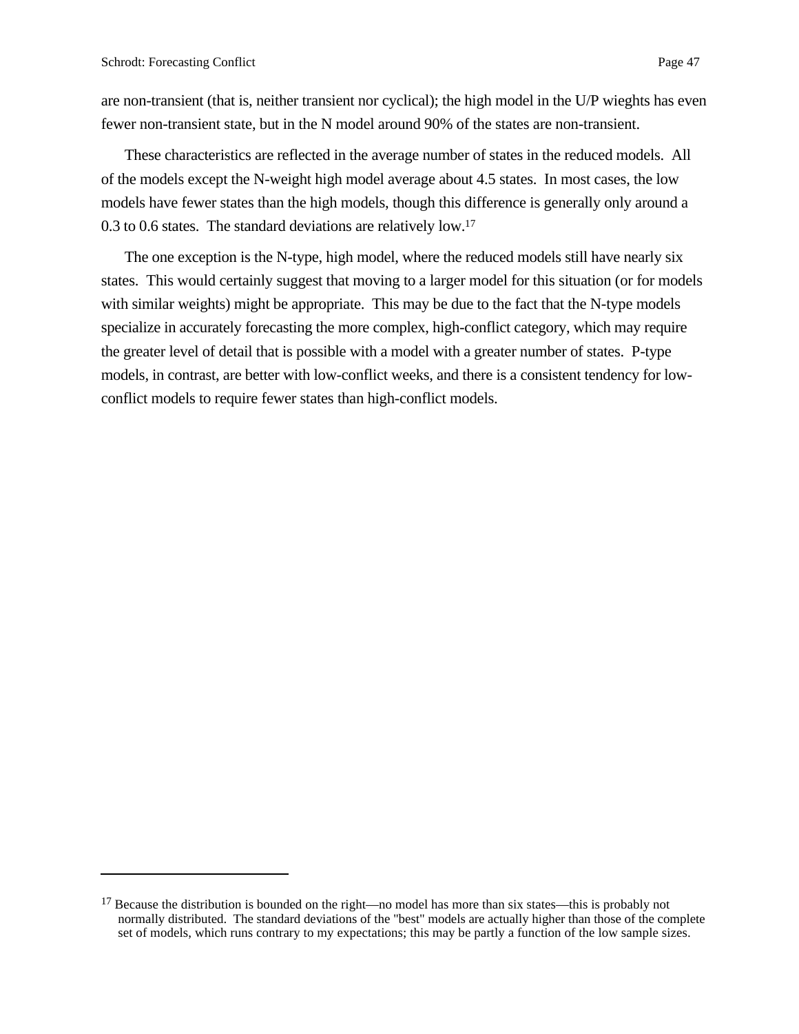are non-transient (that is, neither transient nor cyclical); the high model in the U/P wieghts has even fewer non-transient state, but in the N model around 90% of the states are non-transient.

These characteristics are reflected in the average number of states in the reduced models. All of the models except the N-weight high model average about 4.5 states. In most cases, the low models have fewer states than the high models, though this difference is generally only around a 0.3 to 0.6 states. The standard deviations are relatively low.[17]

The one exception is the N-type, high model, where the reduced models still have nearly six states. This would certainly suggest that moving to a larger model for this situation (or for models with similar weights) might be appropriate. This may be due to the fact that the N-type models specialize in accurately forecasting the more complex, high-conflict category, which may require the greater level of detail that is possible with a model with a greater number of states. P-type models, in contrast, are better with low-conflict weeks, and there is a consistent tendency for low-conflict models to require fewer states than high-conflict models.

---

[17] Because the distribution is bounded on the right—no model has more than six states—this is probably not normally distributed. The standard deviations of the "best" models are actually higher than those of the complete set of models, which runs contrary to my expectations; this may be partly a function of the low sample sizes.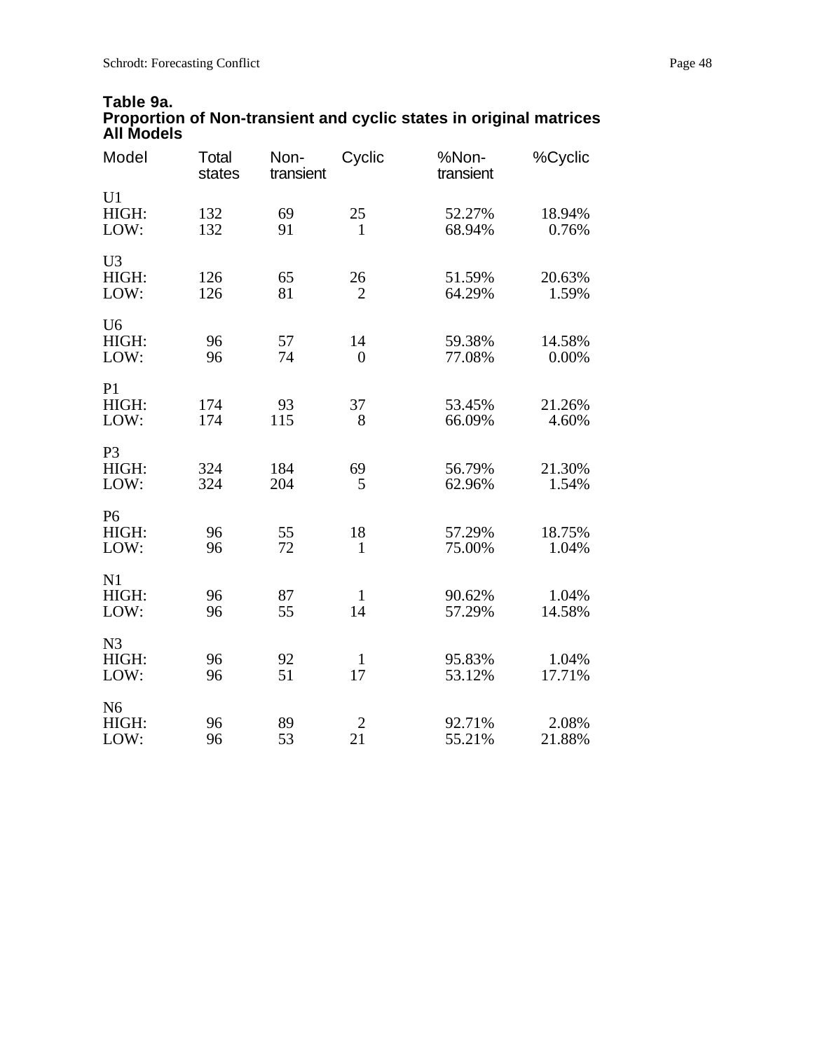**Table 9a.**
**Proportion of Non-transient and cyclic states in original matrices**
**All Models**

| Model | Total states | Non-transient | Cyclic | %Non-transient | %Cyclic |
|---|---|---|---|---|---|
| U1 | | | | | |
| HIGH: | 132 | 69 | 25 | 52.27% | 18.94% |
| LOW: | 132 | 91 | 1 | 68.94% | 0.76% |
| U3 | | | | | |
| HIGH: | 126 | 65 | 26 | 51.59% | 20.63% |
| LOW: | 126 | 81 | 2 | 64.29% | 1.59% |
| U6 | | | | | |
| HIGH: | 96 | 57 | 14 | 59.38% | 14.58% |
| LOW: | 96 | 74 | 0 | 77.08% | 0.00% |
| P1 | | | | | |
| HIGH: | 174 | 93 | 37 | 53.45% | 21.26% |
| LOW: | 174 | 115 | 8 | 66.09% | 4.60% |
| P3 | | | | | |
| HIGH: | 324 | 184 | 69 | 56.79% | 21.30% |
| LOW: | 324 | 204 | 5 | 62.96% | 1.54% |
| P6 | | | | | |
| HIGH: | 96 | 55 | 18 | 57.29% | 18.75% |
| LOW: | 96 | 72 | 1 | 75.00% | 1.04% |
| N1 | | | | | |
| HIGH: | 96 | 87 | 1 | 90.62% | 1.04% |
| LOW: | 96 | 55 | 14 | 57.29% | 14.58% |
| N3 | | | | | |
| HIGH: | 96 | 92 | 1 | 95.83% | 1.04% |
| LOW: | 96 | 51 | 17 | 53.12% | 17.71% |
| N6 | | | | | |
| HIGH: | 96 | 89 | 2 | 92.71% | 2.08% |
| LOW: | 96 | 53 | 21 | 55.21% | 21.88% |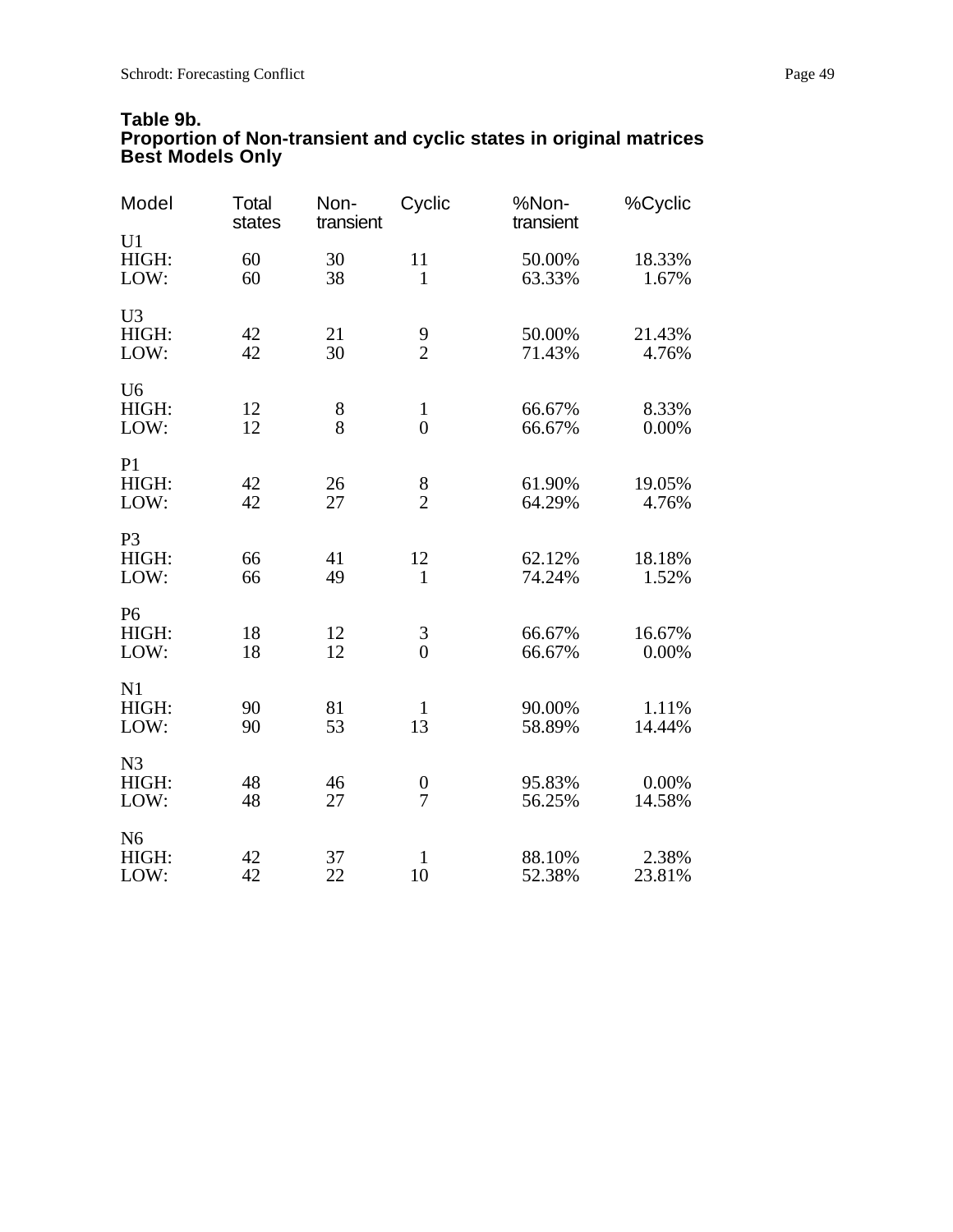**Table 9b.**
**Proportion of Non-transient and cyclic states in original matrices**
**Best Models Only**

| Model | Total states | Non-transient | Cyclic | %Non-transient | %Cyclic |
|---|---|---|---|---|---|
| U1 | | | | | |
| HIGH: | 60 | 30 | 11 | 50.00% | 18.33% |
| LOW: | 60 | 38 | 1 | 63.33% | 1.67% |
| U3 | | | | | |
| HIGH: | 42 | 21 | 9 | 50.00% | 21.43% |
| LOW: | 42 | 30 | 2 | 71.43% | 4.76% |
| U6 | | | | | |
| HIGH: | 12 | 8 | 1 | 66.67% | 8.33% |
| LOW: | 12 | 8 | 0 | 66.67% | 0.00% |
| P1 | | | | | |
| HIGH: | 42 | 26 | 8 | 61.90% | 19.05% |
| LOW: | 42 | 27 | 2 | 64.29% | 4.76% |
| P3 | | | | | |
| HIGH: | 66 | 41 | 12 | 62.12% | 18.18% |
| LOW: | 66 | 49 | 1 | 74.24% | 1.52% |
| P6 | | | | | |
| HIGH: | 18 | 12 | 3 | 66.67% | 16.67% |
| LOW: | 18 | 12 | 0 | 66.67% | 0.00% |
| N1 | | | | | |
| HIGH: | 90 | 81 | 1 | 90.00% | 1.11% |
| LOW: | 90 | 53 | 13 | 58.89% | 14.44% |
| N3 | | | | | |
| HIGH: | 48 | 46 | 0 | 95.83% | 0.00% |
| LOW: | 48 | 27 | 7 | 56.25% | 14.58% |
| N6 | | | | | |
| HIGH: | 42 | 37 | 1 | 88.10% | 2.38% |
| LOW: | 42 | 22 | 10 | 52.38% | 23.81% |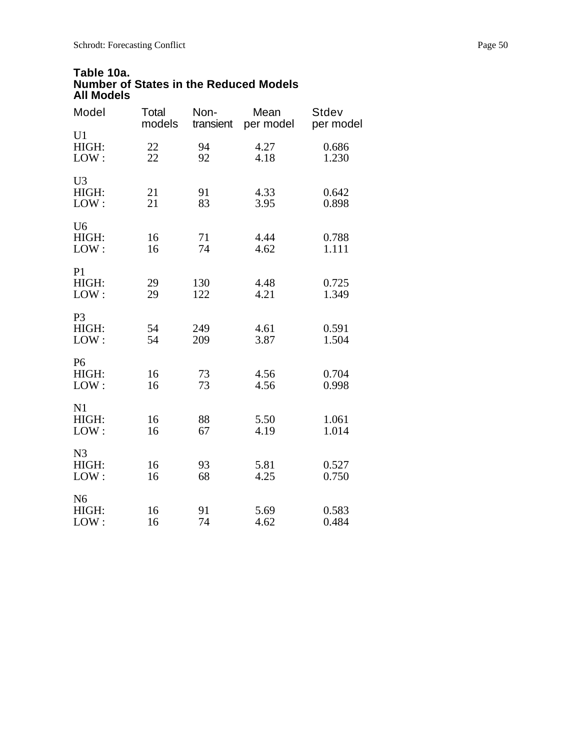**Table 10a.**
**Number of States in the Reduced Models**
**All Models**

| Model | Total models | Non-transient | Mean per model | Stdev per model |
|---|---|---|---|---|
| U1 | | | | |
| HIGH: | 22 | 94 | 4.27 | 0.686 |
| LOW : | 22 | 92 | 4.18 | 1.230 |
| U3 | | | | |
| HIGH: | 21 | 91 | 4.33 | 0.642 |
| LOW : | 21 | 83 | 3.95 | 0.898 |
| U6 | | | | |
| HIGH: | 16 | 71 | 4.44 | 0.788 |
| LOW : | 16 | 74 | 4.62 | 1.111 |
| P1 | | | | |
| HIGH: | 29 | 130 | 4.48 | 0.725 |
| LOW : | 29 | 122 | 4.21 | 1.349 |
| P3 | | | | |
| HIGH: | 54 | 249 | 4.61 | 0.591 |
| LOW : | 54 | 209 | 3.87 | 1.504 |
| P6 | | | | |
| HIGH: | 16 | 73 | 4.56 | 0.704 |
| LOW : | 16 | 73 | 4.56 | 0.998 |
| N1 | | | | |
| HIGH: | 16 | 88 | 5.50 | 1.061 |
| LOW : | 16 | 67 | 4.19 | 1.014 |
| N3 | | | | |
| HIGH: | 16 | 93 | 5.81 | 0.527 |
| LOW : | 16 | 68 | 4.25 | 0.750 |
| N6 | | | | |
| HIGH: | 16 | 91 | 5.69 | 0.583 |
| LOW : | 16 | 74 | 4.62 | 0.484 |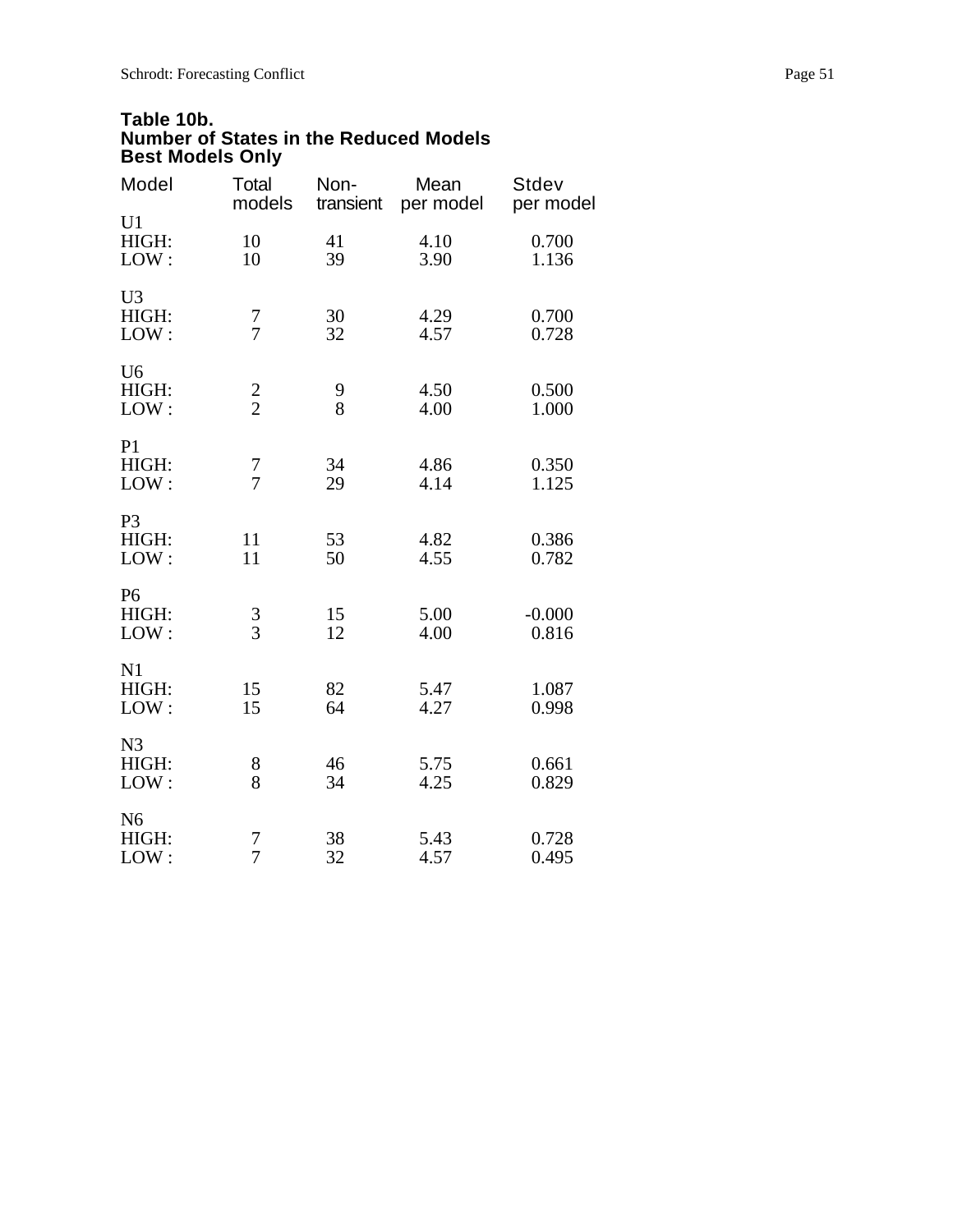**Table 10b.**
**Number of States in the Reduced Models**
**Best Models Only**

| Model | Total models | Non-transient | Mean per model | Stdev per model |
|---|---|---|---|---|
| U1 | | | | |
| HIGH: | 10 | 41 | 4.10 | 0.700 |
| LOW : | 10 | 39 | 3.90 | 1.136 |
| U3 | | | | |
| HIGH: | 7 | 30 | 4.29 | 0.700 |
| LOW : | 7 | 32 | 4.57 | 0.728 |
| U6 | | | | |
| HIGH: | 2 | 9 | 4.50 | 0.500 |
| LOW : | 2 | 8 | 4.00 | 1.000 |
| P1 | | | | |
| HIGH: | 7 | 34 | 4.86 | 0.350 |
| LOW : | 7 | 29 | 4.14 | 1.125 |
| P3 | | | | |
| HIGH: | 11 | 53 | 4.82 | 0.386 |
| LOW : | 11 | 50 | 4.55 | 0.782 |
| P6 | | | | |
| HIGH: | 3 | 15 | 5.00 | -0.000 |
| LOW : | 3 | 12 | 4.00 | 0.816 |
| N1 | | | | |
| HIGH: | 15 | 82 | 5.47 | 1.087 |
| LOW : | 15 | 64 | 4.27 | 0.998 |
| N3 | | | | |
| HIGH: | 8 | 46 | 5.75 | 0.661 |
| LOW : | 8 | 34 | 4.25 | 0.829 |
| N6 | | | | |
| HIGH: | 7 | 38 | 5.43 | 0.728 |
| LOW : | 7 | 32 | 4.57 | 0.495 |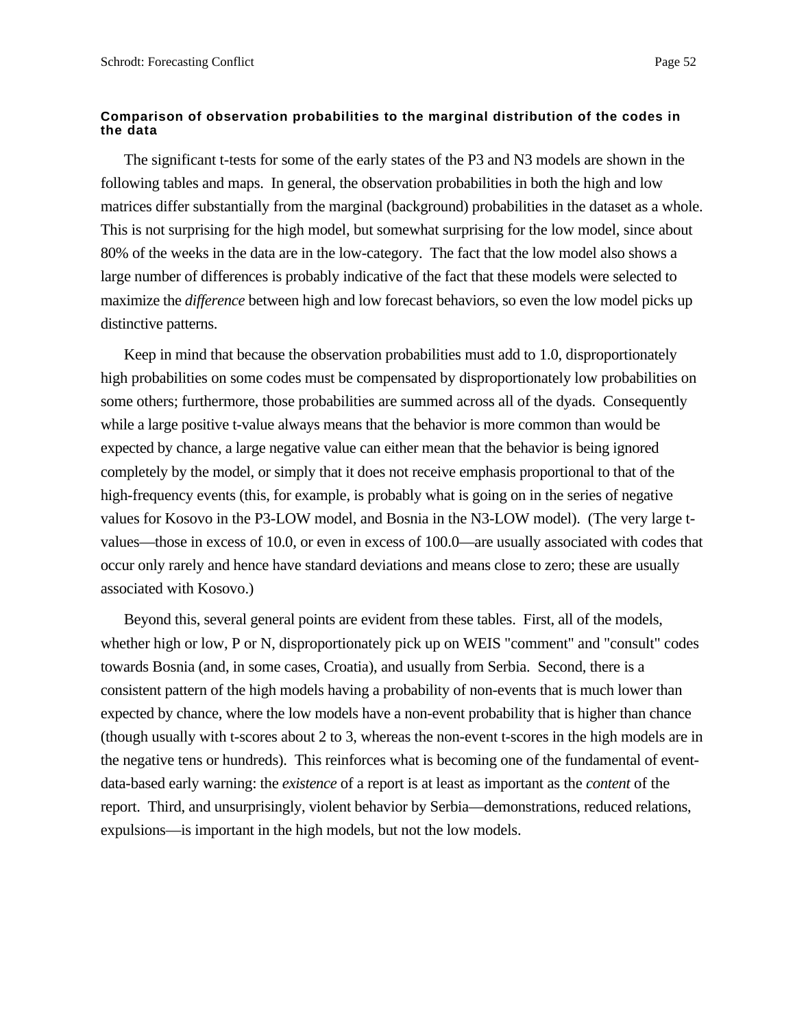### Comparison of observation probabilities to the marginal distribution of the codes in the data

The significant t-tests for some of the early states of the P3 and N3 models are shown in the following tables and maps. In general, the observation probabilities in both the high and low matrices differ substantially from the marginal (background) probabilities in the dataset as a whole. This is not surprising for the high model, but somewhat surprising for the low model, since about 80% of the weeks in the data are in the low-category. The fact that the low model also shows a large number of differences is probably indicative of the fact that these models were selected to maximize the *difference* between high and low forecast behaviors, so even the low model picks up distinctive patterns.

Keep in mind that because the observation probabilities must add to 1.0, disproportionately high probabilities on some codes must be compensated by disproportionately low probabilities on some others; furthermore, those probabilities are summed across all of the dyads. Consequently while a large positive t-value always means that the behavior is more common than would be expected by chance, a large negative value can either mean that the behavior is being ignored completely by the model, or simply that it does not receive emphasis proportional to that of the high-frequency events (this, for example, is probably what is going on in the series of negative values for Kosovo in the P3-LOW model, and Bosnia in the N3-LOW model). (The very large t-values—those in excess of 10.0, or even in excess of 100.0—are usually associated with codes that occur only rarely and hence have standard deviations and means close to zero; these are usually associated with Kosovo.)

Beyond this, several general points are evident from these tables. First, all of the models, whether high or low, P or N, disproportionately pick up on WEIS "comment" and "consult" codes towards Bosnia (and, in some cases, Croatia), and usually from Serbia. Second, there is a consistent pattern of the high models having a probability of non-events that is much lower than expected by chance, where the low models have a non-event probability that is higher than chance (though usually with t-scores about 2 to 3, whereas the non-event t-scores in the high models are in the negative tens or hundreds). This reinforces what is becoming one of the fundamental of event-data-based early warning: the *existence* of a report is at least as important as the *content* of the report. Third, and unsurprisingly, violent behavior by Serbia—demonstrations, reduced relations, expulsions—is important in the high models, but not the low models.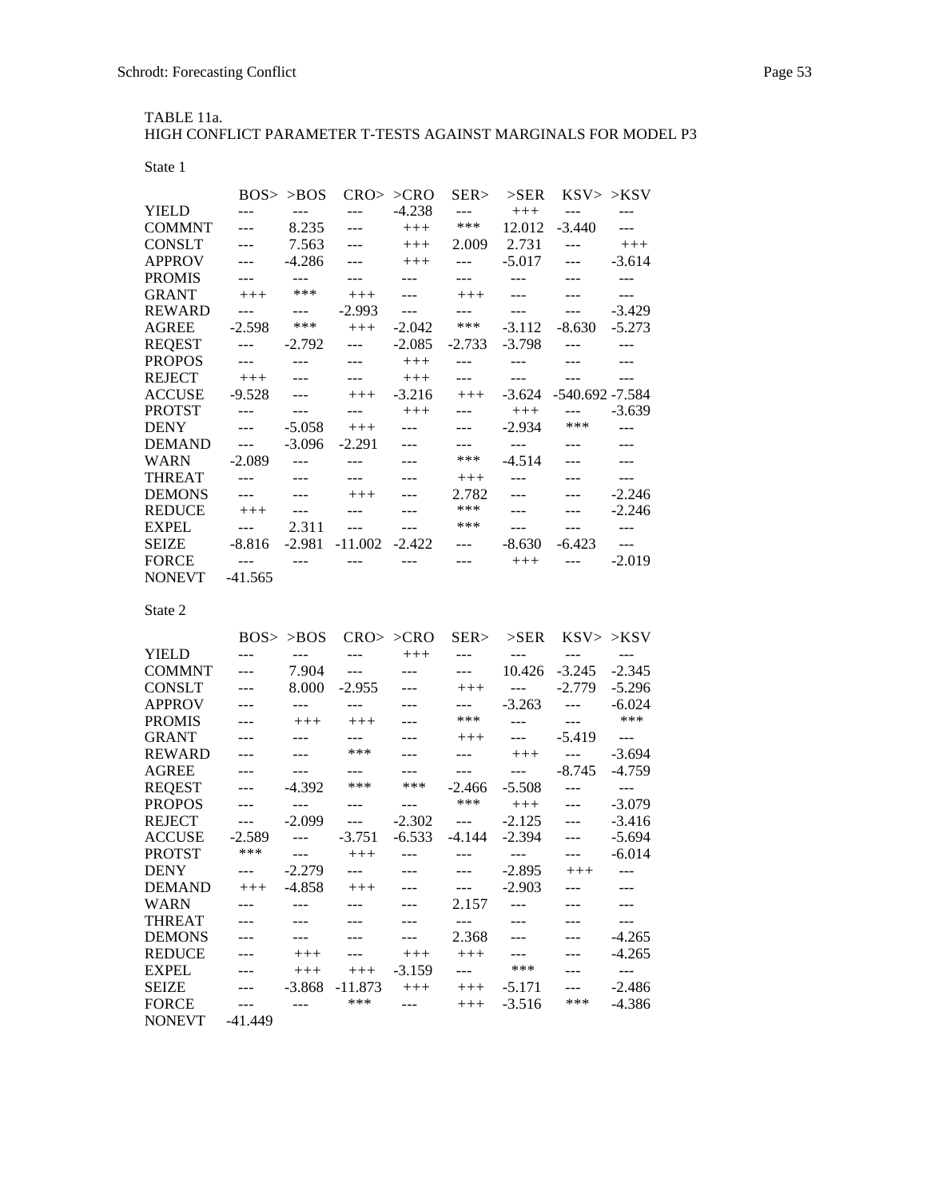TABLE 11a.
HIGH CONFLICT PARAMETER T-TESTS AGAINST MARGINALS FOR MODEL P3

State 1

| | BOS> | >BOS | CRO> | >CRO | SER> | >SER | KSV> | >KSV |
|---|---|---|---|---|---|---|---|---|
| YIELD | --- | --- | --- | -4.238 | --- | +++ | --- | --- |
| COMMNT | --- | 8.235 | --- | +++ | *** | 12.012 | -3.440 | --- |
| CONSLT | --- | 7.563 | --- | +++ | 2.009 | 2.731 | --- | +++ |
| APPROV | --- | -4.286 | --- | +++ | --- | -5.017 | --- | -3.614 |
| PROMIS | --- | --- | --- | --- | --- | --- | --- | --- |
| GRANT | +++ | *** | +++ | --- | +++ | --- | --- | --- |
| REWARD | --- | --- | -2.993 | --- | --- | --- | --- | -3.429 |
| AGREE | -2.598 | *** | +++ | -2.042 | *** | -3.112 | -8.630 | -5.273 |
| REQEST | --- | -2.792 | --- | -2.085 | -2.733 | -3.798 | --- | --- |
| PROPOS | --- | --- | --- | +++ | --- | --- | --- | --- |
| REJECT | +++ | --- | --- | +++ | --- | --- | --- | --- |
| ACCUSE | -9.528 | --- | +++ | -3.216 | +++ | -3.624 | -540.692 | -7.584 |
| PROTST | --- | --- | --- | +++ | --- | +++ | --- | -3.639 |
| DENY | --- | -5.058 | +++ | --- | --- | -2.934 | *** | --- |
| DEMAND | --- | -3.096 | -2.291 | --- | --- | --- | --- | --- |
| WARN | -2.089 | --- | --- | --- | *** | -4.514 | --- | --- |
| THREAT | --- | --- | --- | --- | +++ | --- | --- | --- |
| DEMONS | --- | --- | +++ | --- | 2.782 | --- | --- | -2.246 |
| REDUCE | +++ | --- | --- | --- | *** | --- | --- | -2.246 |
| EXPEL | --- | 2.311 | --- | --- | *** | --- | --- | --- |
| SEIZE | -8.816 | -2.981 | -11.002 | -2.422 | --- | -8.630 | -6.423 | --- |
| FORCE | --- | --- | --- | --- | --- | +++ | --- | -2.019 |
| NONEVT | -41.565 | | | | | | | |

State 2

| | BOS> | >BOS | CRO> | >CRO | SER> | >SER | KSV> | >KSV |
|---|---|---|---|---|---|---|---|---|
| YIELD | --- | --- | --- | +++ | --- | --- | --- | --- |
| COMMNT | --- | 7.904 | --- | --- | --- | 10.426 | -3.245 | -2.345 |
| CONSLT | --- | 8.000 | -2.955 | --- | +++ | --- | -2.779 | -5.296 |
| APPROV | --- | --- | --- | --- | --- | -3.263 | --- | -6.024 |
| PROMIS | --- | +++ | +++ | --- | *** | --- | --- | *** |
| GRANT | --- | --- | --- | --- | +++ | --- | -5.419 | --- |
| REWARD | --- | --- | *** | --- | --- | +++ | --- | -3.694 |
| AGREE | --- | --- | --- | --- | --- | --- | -8.745 | -4.759 |
| REQEST | --- | -4.392 | *** | *** | -2.466 | -5.508 | --- | --- |
| PROPOS | --- | --- | --- | --- | *** | +++ | --- | -3.079 |
| REJECT | --- | -2.099 | --- | -2.302 | --- | -2.125 | --- | -3.416 |
| ACCUSE | -2.589 | --- | -3.751 | -6.533 | -4.144 | -2.394 | --- | -5.694 |
| PROTST | *** | --- | +++ | --- | --- | --- | --- | -6.014 |
| DENY | --- | -2.279 | --- | --- | --- | -2.895 | +++ | --- |
| DEMAND | +++ | -4.858 | +++ | --- | --- | -2.903 | --- | --- |
| WARN | --- | --- | --- | --- | 2.157 | --- | --- | --- |
| THREAT | --- | --- | --- | --- | --- | --- | --- | --- |
| DEMONS | --- | --- | --- | --- | 2.368 | --- | --- | -4.265 |
| REDUCE | --- | +++ | --- | +++ | +++ | --- | --- | -4.265 |
| EXPEL | --- | +++ | +++ | -3.159 | --- | *** | --- | --- |
| SEIZE | --- | -3.868 | -11.873 | +++ | +++ | -5.171 | --- | -2.486 |
| FORCE | --- | --- | *** | --- | +++ | -3.516 | *** | -4.386 |
| NONEVT | -41.449 | | | | | | | |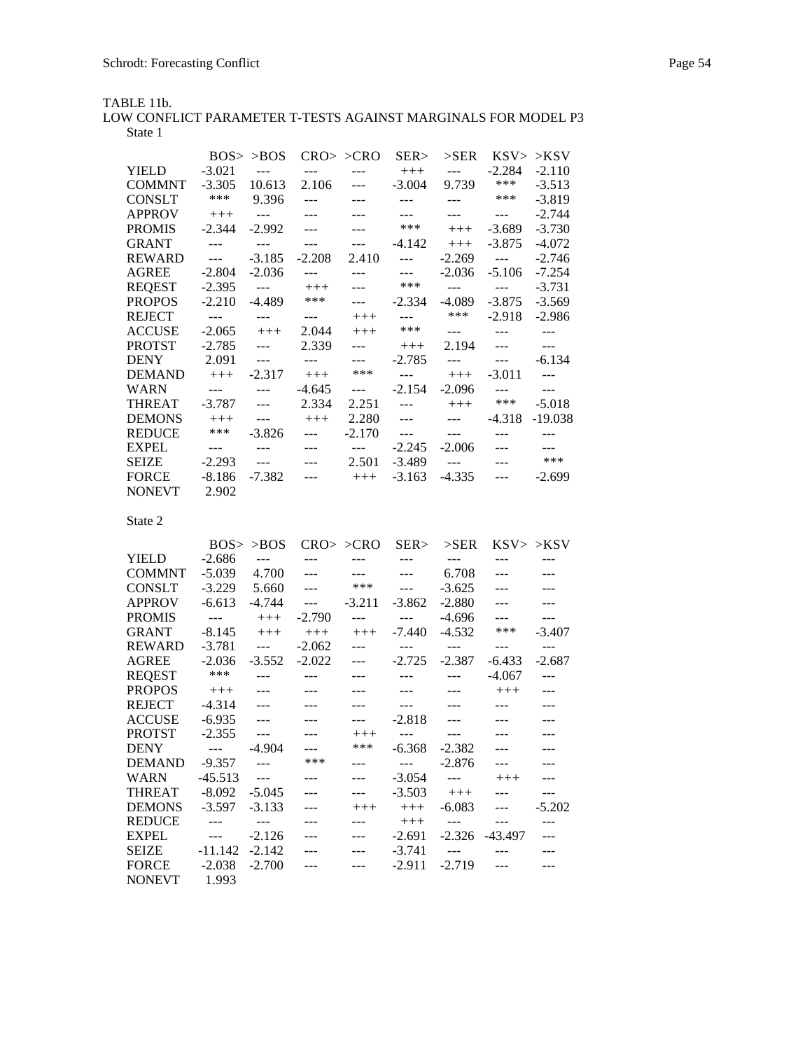TABLE 11b.
LOW CONFLICT PARAMETER T-TESTS AGAINST MARGINALS FOR MODEL P3

State 1

| | BOS> | >BOS | CRO> | >CRO | SER> | >SER | KSV> | >KSV |
|---|---|---|---|---|---|---|---|---|
| YIELD | -3.021 | --- | --- | --- | +++ | --- | -2.284 | -2.110 |
| COMMNT | -3.305 | 10.613 | 2.106 | --- | -3.004 | 9.739 | *** | -3.513 |
| CONSLT | *** | 9.396 | --- | --- | --- | --- | *** | -3.819 |
| APPROV | +++ | --- | --- | --- | --- | --- | --- | -2.744 |
| PROMIS | -2.344 | -2.992 | --- | --- | *** | +++ | -3.689 | -3.730 |
| GRANT | --- | --- | --- | --- | -4.142 | +++ | -3.875 | -4.072 |
| REWARD | --- | -3.185 | -2.208 | 2.410 | --- | -2.269 | --- | -2.746 |
| AGREE | -2.804 | -2.036 | --- | --- | --- | -2.036 | -5.106 | -7.254 |
| REQEST | -2.395 | --- | +++ | --- | *** | --- | --- | -3.731 |
| PROPOS | -2.210 | -4.489 | *** | --- | -2.334 | -4.089 | -3.875 | -3.569 |
| REJECT | --- | --- | --- | +++ | --- | *** | -2.918 | -2.986 |
| ACCUSE | -2.065 | +++ | 2.044 | +++ | *** | --- | --- | --- |
| PROTST | -2.785 | --- | 2.339 | --- | +++ | 2.194 | --- | --- |
| DENY | 2.091 | --- | --- | --- | -2.785 | --- | --- | -6.134 |
| DEMAND | +++ | -2.317 | +++ | *** | --- | +++ | -3.011 | --- |
| WARN | --- | --- | -4.645 | --- | -2.154 | -2.096 | --- | --- |
| THREAT | -3.787 | --- | 2.334 | 2.251 | --- | +++ | *** | -5.018 |
| DEMONS | +++ | --- | +++ | 2.280 | --- | --- | -4.318 | -19.038 |
| REDUCE | *** | -3.826 | --- | -2.170 | --- | --- | --- | --- |
| EXPEL | --- | --- | --- | --- | -2.245 | -2.006 | --- | --- |
| SEIZE | -2.293 | --- | --- | 2.501 | -3.489 | --- | --- | *** |
| FORCE | -8.186 | -7.382 | --- | +++ | -3.163 | -4.335 | --- | -2.699 |
| NONEVT | 2.902 | | | | | | | |

State 2

| | BOS> | >BOS | CRO> | >CRO | SER> | >SER | KSV> | >KSV |
|---|---|---|---|---|---|---|---|---|
| YIELD | -2.686 | --- | --- | --- | --- | --- | --- | --- |
| COMMNT | -5.039 | 4.700 | --- | --- | --- | 6.708 | --- | --- |
| CONSLT | -3.229 | 5.660 | --- | *** | --- | -3.625 | --- | --- |
| APPROV | -6.613 | -4.744 | --- | -3.211 | -3.862 | -2.880 | --- | --- |
| PROMIS | --- | +++ | -2.790 | --- | --- | -4.696 | --- | --- |
| GRANT | -8.145 | +++ | +++ | +++ | -7.440 | -4.532 | *** | -3.407 |
| REWARD | -3.781 | --- | -2.062 | --- | --- | --- | --- | --- |
| AGREE | -2.036 | -3.552 | -2.022 | --- | -2.725 | -2.387 | -6.433 | -2.687 |
| REQEST | *** | --- | --- | --- | --- | --- | -4.067 | --- |
| PROPOS | +++ | --- | --- | --- | --- | --- | +++ | --- |
| REJECT | -4.314 | --- | --- | --- | --- | --- | --- | --- |
| ACCUSE | -6.935 | --- | --- | --- | -2.818 | --- | --- | --- |
| PROTST | -2.355 | --- | --- | +++ | --- | --- | --- | --- |
| DENY | --- | -4.904 | --- | *** | -6.368 | -2.382 | --- | --- |
| DEMAND | -9.357 | --- | *** | --- | --- | -2.876 | --- | --- |
| WARN | -45.513 | --- | --- | --- | -3.054 | --- | +++ | --- |
| THREAT | -8.092 | -5.045 | --- | --- | -3.503 | +++ | --- | --- |
| DEMONS | -3.597 | -3.133 | --- | +++ | +++ | -6.083 | --- | -5.202 |
| REDUCE | --- | --- | --- | --- | +++ | --- | --- | --- |
| EXPEL | --- | -2.126 | --- | --- | -2.691 | -2.326 | -43.497 | --- |
| SEIZE | -11.142 | -2.142 | --- | --- | -3.741 | --- | --- | --- |
| FORCE | -2.038 | -2.700 | --- | --- | -2.911 | -2.719 | --- | --- |
| NONEVT | 1.993 | | | | | | | |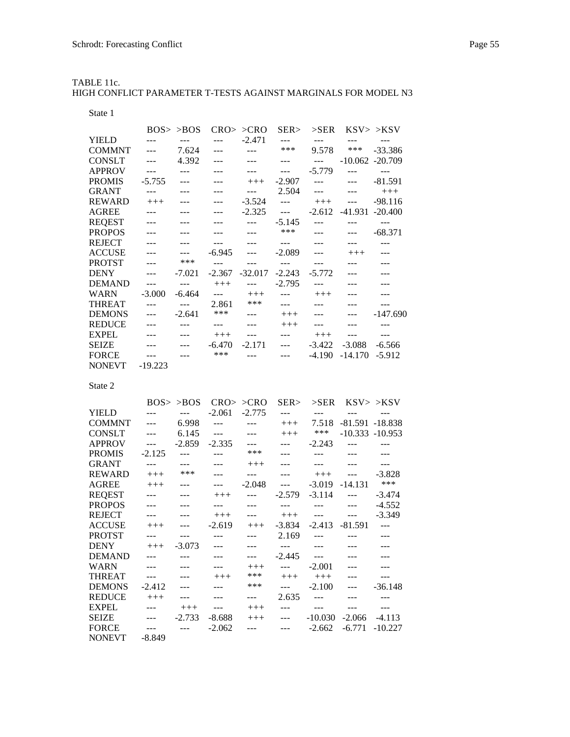TABLE 11c.
HIGH CONFLICT PARAMETER T-TESTS AGAINST MARGINALS FOR MODEL N3

State 1

| | BOS> | >BOS | CRO> | >CRO | SER> | >SER | KSV> | >KSV |
|---|---|---|---|---|---|---|---|---|
| YIELD | --- | --- | --- | -2.471 | --- | --- | --- | --- |
| COMMNT | --- | 7.624 | --- | --- | *** | 9.578 | *** | -33.386 |
| CONSLT | --- | 4.392 | --- | --- | --- | --- | -10.062 | -20.709 |
| APPROV | --- | --- | --- | --- | --- | -5.779 | --- | --- |
| PROMIS | -5.755 | --- | --- | +++ | -2.907 | --- | --- | -81.591 |
| GRANT | --- | --- | --- | --- | 2.504 | --- | --- | +++ |
| REWARD | +++ | --- | --- | -3.524 | --- | +++ | --- | -98.116 |
| AGREE | --- | --- | --- | -2.325 | --- | -2.612 | -41.931 | -20.400 |
| REQEST | --- | --- | --- | --- | -5.145 | --- | --- | --- |
| PROPOS | --- | --- | --- | --- | *** | --- | --- | -68.371 |
| REJECT | --- | --- | --- | --- | --- | --- | --- | --- |
| ACCUSE | --- | --- | -6.945 | --- | -2.089 | --- | +++ | --- |
| PROTST | --- | *** | --- | --- | --- | --- | --- | --- |
| DENY | --- | -7.021 | -2.367 | -32.017 | -2.243 | -5.772 | --- | --- |
| DEMAND | --- | --- | +++ | --- | -2.795 | --- | --- | --- |
| WARN | -3.000 | -6.464 | --- | +++ | --- | +++ | --- | --- |
| THREAT | --- | --- | 2.861 | *** | --- | --- | --- | --- |
| DEMONS | --- | -2.641 | *** | --- | +++ | --- | --- | -147.690 |
| REDUCE | --- | --- | --- | --- | +++ | --- | --- | --- |
| EXPEL | --- | --- | +++ | --- | --- | +++ | --- | --- |
| SEIZE | --- | --- | -6.470 | -2.171 | --- | -3.422 | -3.088 | -6.566 |
| FORCE | --- | --- | *** | --- | --- | -4.190 | -14.170 | -5.912 |
| NONEVT | -19.223 | | | | | | | |

State 2

| | BOS> | >BOS | CRO> | >CRO | SER> | >SER | KSV> | >KSV |
|---|---|---|---|---|---|---|---|---|
| YIELD | --- | --- | -2.061 | -2.775 | --- | --- | --- | --- |
| COMMNT | --- | 6.998 | --- | --- | +++ | 7.518 | -81.591 | -18.838 |
| CONSLT | --- | 6.145 | --- | --- | +++ | *** | -10.333 | -10.953 |
| APPROV | --- | -2.859 | -2.335 | --- | --- | -2.243 | --- | --- |
| PROMIS | -2.125 | --- | --- | *** | --- | --- | --- | --- |
| GRANT | --- | --- | --- | +++ | --- | --- | --- | --- |
| REWARD | +++ | *** | --- | --- | --- | +++ | --- | -3.828 |
| AGREE | +++ | --- | --- | -2.048 | --- | -3.019 | -14.131 | *** |
| REQEST | --- | --- | +++ | --- | -2.579 | -3.114 | --- | -3.474 |
| PROPOS | --- | --- | --- | --- | --- | --- | --- | -4.552 |
| REJECT | --- | --- | +++ | --- | +++ | --- | --- | -3.349 |
| ACCUSE | +++ | --- | -2.619 | +++ | -3.834 | -2.413 | -81.591 | --- |
| PROTST | --- | --- | --- | --- | 2.169 | --- | --- | --- |
| DENY | +++ | -3.073 | --- | --- | --- | --- | --- | --- |
| DEMAND | --- | --- | --- | --- | -2.445 | --- | --- | --- |
| WARN | --- | --- | --- | +++ | --- | -2.001 | --- | --- |
| THREAT | --- | --- | +++ | *** | +++ | +++ | --- | --- |
| DEMONS | -2.412 | --- | --- | *** | --- | -2.100 | --- | -36.148 |
| REDUCE | +++ | --- | --- | --- | 2.635 | --- | --- | --- |
| EXPEL | --- | +++ | --- | +++ | --- | --- | --- | --- |
| SEIZE | --- | -2.733 | -8.688 | +++ | --- | -10.030 | -2.066 | -4.113 |
| FORCE | --- | --- | -2.062 | --- | --- | -2.662 | -6.771 | -10.227 |
| NONEVT | -8.849 | | | | | | | |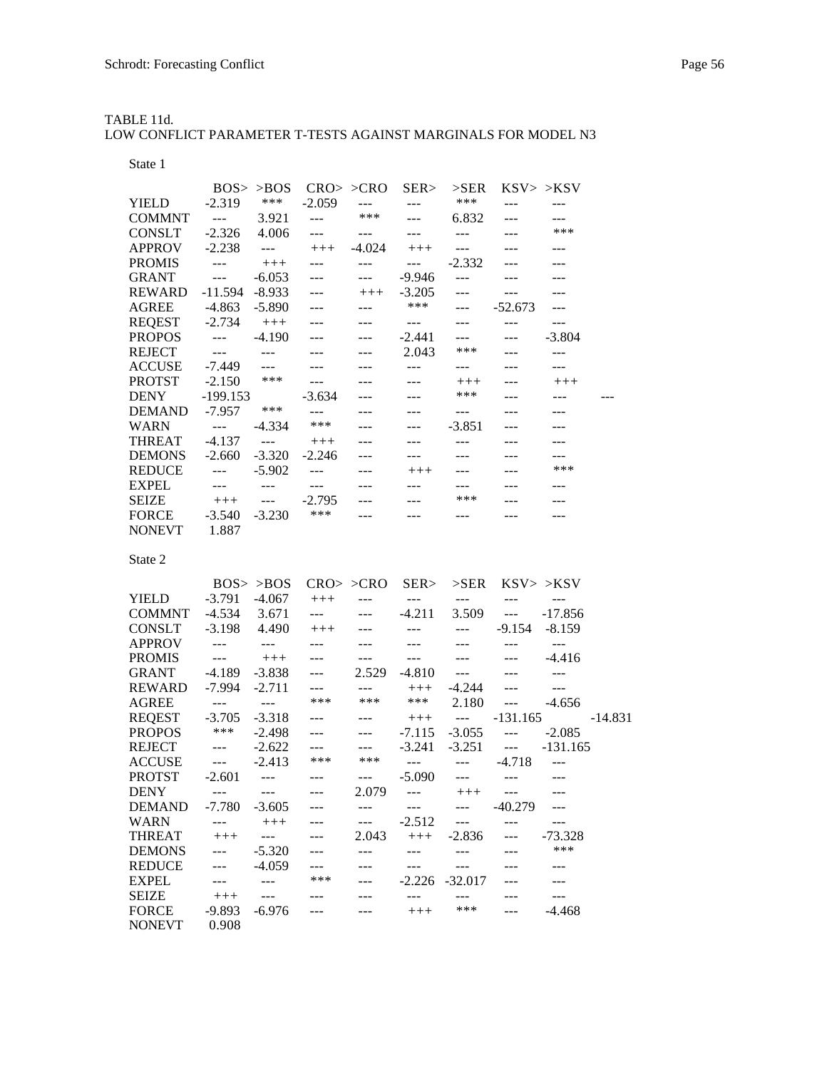TABLE 11d.
LOW CONFLICT PARAMETER T-TESTS AGAINST MARGINALS FOR MODEL N3

State 1

| | BOS> | >BOS | CRO> | >CRO | SER> | >SER | KSV> | >KSV | |
|---|---|---|---|---|---|---|---|---|---|
| YIELD | -2.319 | *** | -2.059 | --- | --- | *** | --- | --- | |
| COMMNT | --- | 3.921 | --- | *** | --- | 6.832 | --- | --- | |
| CONSLT | -2.326 | 4.006 | --- | --- | --- | --- | --- | *** | |
| APPROV | -2.238 | --- | +++ | -4.024 | +++ | --- | --- | --- | |
| PROMIS | --- | +++ | --- | --- | --- | -2.332 | --- | --- | |
| GRANT | --- | -6.053 | --- | --- | -9.946 | --- | --- | --- | |
| REWARD | -11.594 | -8.933 | --- | +++ | -3.205 | --- | --- | --- | |
| AGREE | -4.863 | -5.890 | --- | --- | *** | --- | -52.673 | --- | |
| REQEST | -2.734 | +++ | --- | --- | --- | --- | --- | --- | |
| PROPOS | --- | -4.190 | --- | --- | -2.441 | --- | --- | -3.804 | |
| REJECT | --- | --- | --- | --- | 2.043 | *** | --- | --- | |
| ACCUSE | -7.449 | --- | --- | --- | --- | --- | --- | --- | |
| PROTST | -2.150 | *** | --- | --- | --- | +++ | --- | +++ | |
| DENY | -199.153 | | -3.634 | --- | --- | *** | --- | --- | --- |
| DEMAND | -7.957 | *** | --- | --- | --- | --- | --- | --- | |
| WARN | --- | -4.334 | *** | --- | --- | -3.851 | --- | --- | |
| THREAT | -4.137 | --- | +++ | --- | --- | --- | --- | --- | |
| DEMONS | -2.660 | -3.320 | -2.246 | --- | --- | --- | --- | --- | |
| REDUCE | --- | -5.902 | --- | --- | +++ | --- | --- | *** | |
| EXPEL | --- | --- | --- | --- | --- | --- | --- | --- | |
| SEIZE | +++ | --- | -2.795 | --- | --- | *** | --- | --- | |
| FORCE | -3.540 | -3.230 | *** | --- | --- | --- | --- | --- | |
| NONEVT | 1.887 | | | | | | | | |

State 2

| | BOS> | >BOS | CRO> | >CRO | SER> | >SER | KSV> | >KSV | |
|---|---|---|---|---|---|---|---|---|---|
| YIELD | -3.791 | -4.067 | +++ | --- | --- | --- | --- | --- | |
| COMMNT | -4.534 | 3.671 | --- | --- | -4.211 | 3.509 | --- | -17.856 | |
| CONSLT | -3.198 | 4.490 | +++ | --- | --- | --- | -9.154 | -8.159 | |
| APPROV | --- | --- | --- | --- | --- | --- | --- | --- | |
| PROMIS | --- | +++ | --- | --- | --- | --- | --- | -4.416 | |
| GRANT | -4.189 | -3.838 | --- | 2.529 | -4.810 | --- | --- | --- | |
| REWARD | -7.994 | -2.711 | --- | --- | +++ | -4.244 | --- | --- | |
| AGREE | --- | --- | *** | *** | *** | 2.180 | --- | -4.656 | |
| REQEST | -3.705 | -3.318 | --- | --- | +++ | --- | -131.165 | | -14.831 |
| PROPOS | *** | -2.498 | --- | --- | -7.115 | -3.055 | --- | -2.085 | |
| REJECT | --- | -2.622 | --- | --- | -3.241 | -3.251 | --- | -131.165 | |
| ACCUSE | --- | -2.413 | *** | *** | --- | --- | -4.718 | --- | |
| PROTST | -2.601 | --- | --- | --- | -5.090 | --- | --- | --- | |
| DENY | --- | --- | --- | 2.079 | --- | +++ | --- | --- | |
| DEMAND | -7.780 | -3.605 | --- | --- | --- | --- | -40.279 | --- | |
| WARN | --- | +++ | --- | --- | -2.512 | --- | --- | --- | |
| THREAT | +++ | --- | --- | 2.043 | +++ | -2.836 | --- | -73.328 | |
| DEMONS | --- | -5.320 | --- | --- | --- | --- | --- | *** | |
| REDUCE | --- | -4.059 | --- | --- | --- | --- | --- | --- | |
| EXPEL | --- | --- | *** | --- | -2.226 | -32.017 | --- | --- | |
| SEIZE | +++ | --- | --- | --- | --- | --- | --- | --- | |
| FORCE | -9.893 | -6.976 | --- | --- | +++ | *** | --- | -4.468 | |
| NONEVT | 0.908 | | | | | | | | |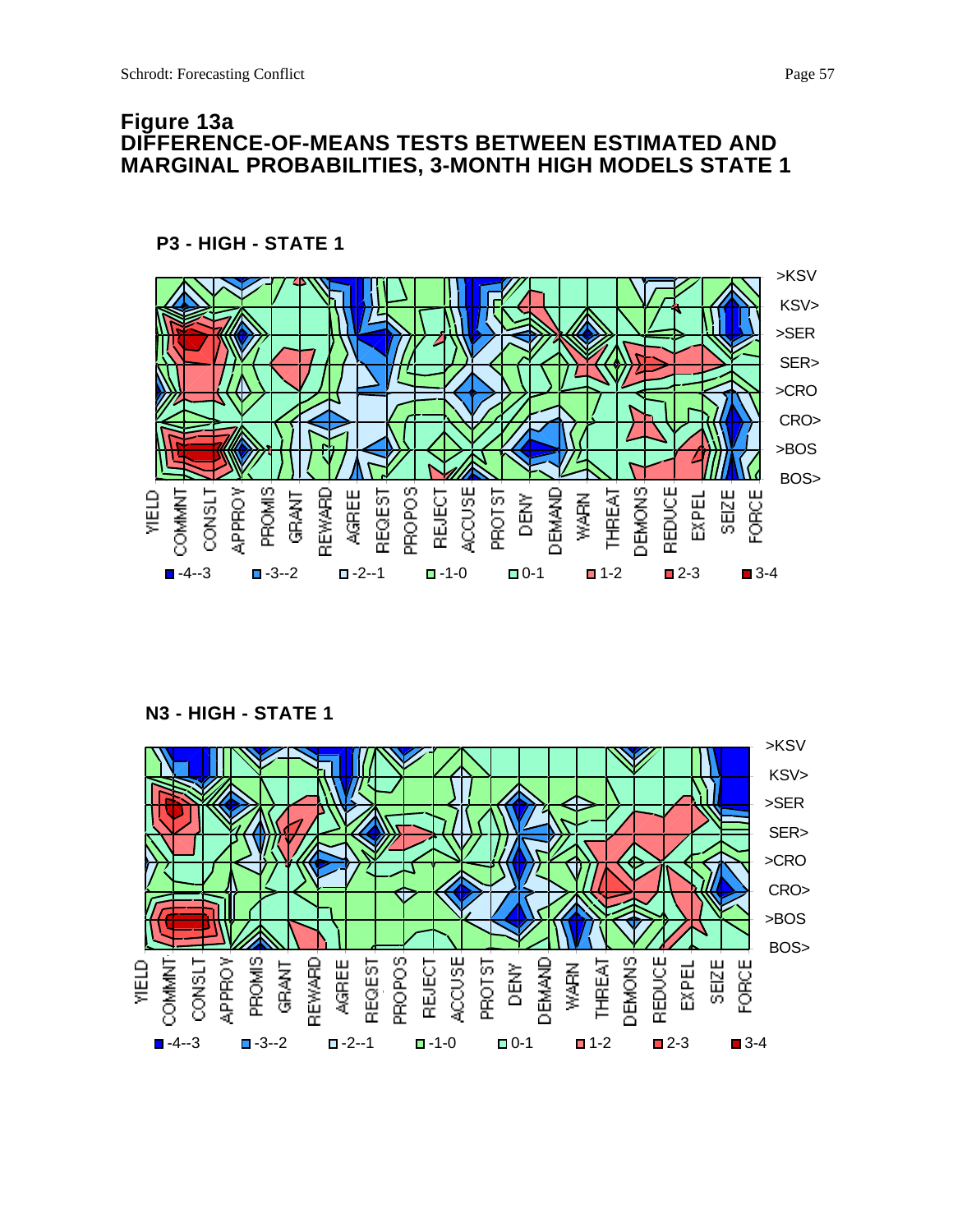# Figure 13a
## DIFFERENCE-OF-MEANS TESTS BETWEEN ESTIMATED AND MARGINAL PROBABILITIES, 3-MONTH HIGH MODELS STATE 1

**P3 - HIGH - STATE 1**

>KSV
KSV>
>SER
SER>
>CRO
CRO>
>BOS
BOS>

YIELD COMMNT CONSLT APPROV PROMIS GRANT REWARD AGREE REQEST PROPOS REJECT ACCUSE PROTST DENY DEMAND WARN THREAT DEMONS REDUCE EXPEL SEIZE FORCE

-4--3 | -3--2 | -2--1 | -1-0 | 0-1 | 1-2 | 2-3 | 3-4

**N3 - HIGH - STATE 1**

>KSV
KSV>
>SER
SER>
>CRO
CRO>
>BOS
BOS>

YIELD COMMNT CONSLT APPROV PROMIS GRANT REWARD AGREE REQEST PROPOS REJECT ACCUSE PROTST DENY DEMAND WARN THREAT DEMONS REDUCE EXPEL SEIZE FORCE

-4--3 | -3--2 | -2--1 | -1-0 | 0-1 | 1-2 | 2-3 | 3-4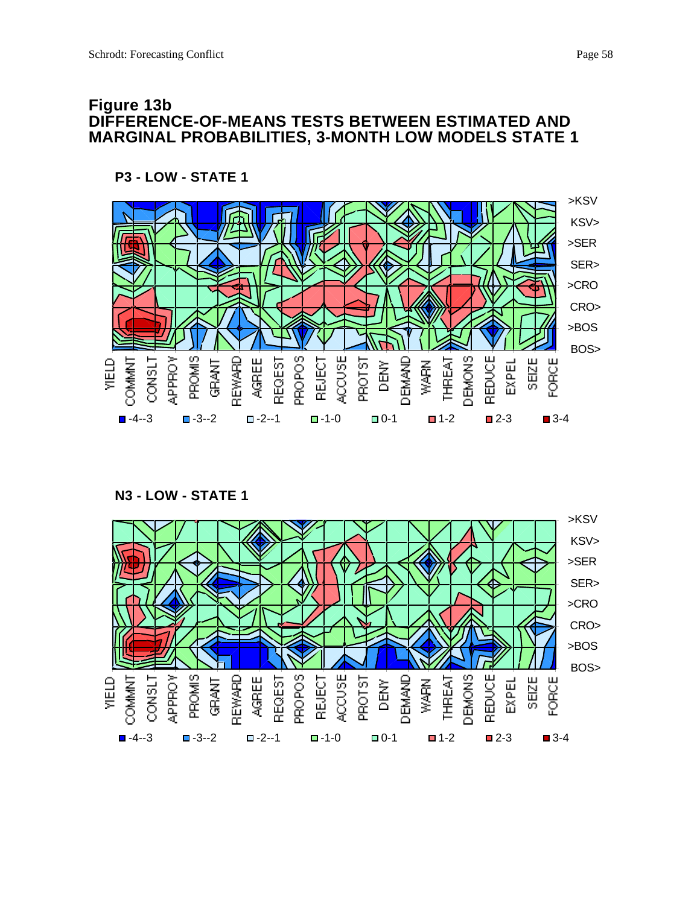# Figure 13b
# DIFFERENCE-OF-MEANS TESTS BETWEEN ESTIMATED AND MARGINAL PROBABILITIES, 3-MONTH LOW MODELS STATE 1

**P3 - LOW - STATE 1**

>KSV
KSV>
>SER
SER>
>CRO
CRO>
>BOS
BOS>

YIELD COMMNT CONSLT APPROV PROMIS GRANT REWARD AGREE REQEST PROPOS REJECT ACCUSE PROTST DENY DEMAND WARN THREAT DEMONS REDUCE EXPEL SEIZE FORCE

-4--3 -3--2 -2--1 -1-0 0-1 1-2 2-3 3-4

**N3 - LOW - STATE 1**

>KSV
KSV>
>SER
SER>
>CRO
CRO>
>BOS
BOS>

YIELD COMMNT CONSLT APPROV PROMIS GRANT REWARD AGREE REQEST PROPOS REJECT ACCUSE PROTST DENY DEMAND WARN THREAT DEMONS REDUCE EXPEL SEIZE FORCE

-4--3 -3--2 -2--1 -1-0 0-1 1-2 2-3 3-4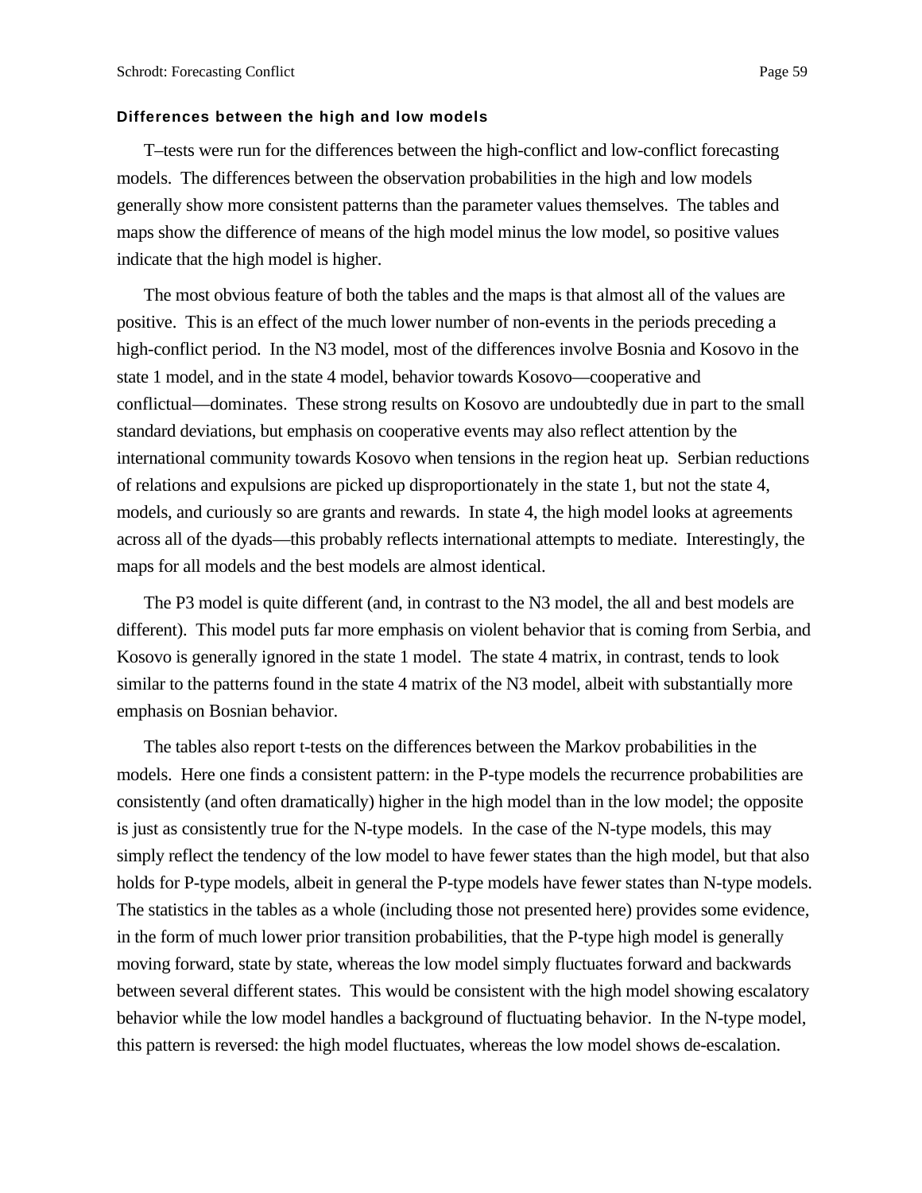### Differences between the high and low models

T–tests were run for the differences between the high-conflict and low-conflict forecasting models. The differences between the observation probabilities in the high and low models generally show more consistent patterns than the parameter values themselves. The tables and maps show the difference of means of the high model minus the low model, so positive values indicate that the high model is higher.

The most obvious feature of both the tables and the maps is that almost all of the values are positive. This is an effect of the much lower number of non-events in the periods preceding a high-conflict period. In the N3 model, most of the differences involve Bosnia and Kosovo in the state 1 model, and in the state 4 model, behavior towards Kosovo—cooperative and conflictual—dominates. These strong results on Kosovo are undoubtedly due in part to the small standard deviations, but emphasis on cooperative events may also reflect attention by the international community towards Kosovo when tensions in the region heat up. Serbian reductions of relations and expulsions are picked up disproportionately in the state 1, but not the state 4, models, and curiously so are grants and rewards. In state 4, the high model looks at agreements across all of the dyads—this probably reflects international attempts to mediate. Interestingly, the maps for all models and the best models are almost identical.

The P3 model is quite different (and, in contrast to the N3 model, the all and best models are different). This model puts far more emphasis on violent behavior that is coming from Serbia, and Kosovo is generally ignored in the state 1 model. The state 4 matrix, in contrast, tends to look similar to the patterns found in the state 4 matrix of the N3 model, albeit with substantially more emphasis on Bosnian behavior.

The tables also report t-tests on the differences between the Markov probabilities in the models. Here one finds a consistent pattern: in the P-type models the recurrence probabilities are consistently (and often dramatically) higher in the high model than in the low model; the opposite is just as consistently true for the N-type models. In the case of the N-type models, this may simply reflect the tendency of the low model to have fewer states than the high model, but that also holds for P-type models, albeit in general the P-type models have fewer states than N-type models. The statistics in the tables as a whole (including those not presented here) provides some evidence, in the form of much lower prior transition probabilities, that the P-type high model is generally moving forward, state by state, whereas the low model simply fluctuates forward and backwards between several different states. This would be consistent with the high model showing escalatory behavior while the low model handles a background of fluctuating behavior. In the N-type model, this pattern is reversed: the high model fluctuates, whereas the low model shows de-escalation.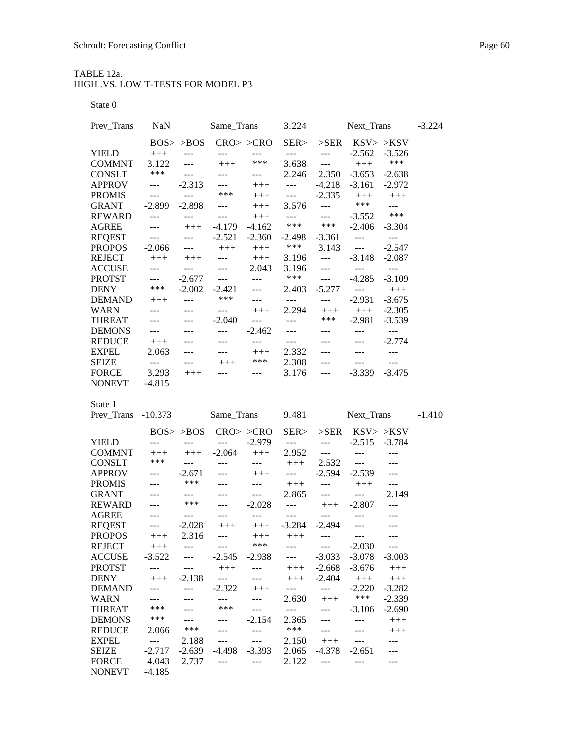TABLE 12a.
HIGH .VS. LOW T-TESTS FOR MODEL P3

State 0

| Prev_Trans | NaN | | Same_Trans | | 3.224 | | Next_Trans | | -3.224 |
|---|---|---|---|---|---|---|---|---|---|
| | BOS> | >BOS | CRO> | >CRO | SER> | >SER | KSV> | >KSV | |
| YIELD | +++ | --- | --- | --- | --- | --- | -2.562 | -3.526 | |
| COMMNT | 3.122 | --- | +++ | *** | 3.638 | --- | +++ | *** | |
| CONSLT | *** | --- | --- | --- | 2.246 | 2.350 | -3.653 | -2.638 | |
| APPROV | --- | -2.313 | --- | +++ | --- | -4.218 | -3.161 | -2.972 | |
| PROMIS | --- | --- | *** | +++ | --- | -2.335 | +++ | +++ | |
| GRANT | -2.899 | -2.898 | --- | +++ | 3.576 | --- | *** | --- | |
| REWARD | --- | --- | --- | +++ | --- | --- | -3.552 | *** | |
| AGREE | --- | +++ | -4.179 | -4.162 | *** | *** | -2.406 | -3.304 | |
| REQEST | --- | --- | -2.521 | -2.360 | -2.498 | -3.361 | --- | --- | |
| PROPOS | -2.066 | --- | +++ | +++ | *** | 3.143 | --- | -2.547 | |
| REJECT | +++ | +++ | --- | +++ | 3.196 | --- | -3.148 | -2.087 | |
| ACCUSE | --- | --- | --- | 2.043 | 3.196 | --- | --- | --- | |
| PROTST | --- | -2.677 | --- | --- | *** | --- | -4.285 | -3.109 | |
| DENY | *** | -2.002 | -2.421 | --- | 2.403 | -5.277 | --- | +++ | |
| DEMAND | +++ | --- | *** | --- | --- | --- | -2.931 | -3.675 | |
| WARN | --- | --- | --- | +++ | 2.294 | +++ | +++ | -2.305 | |
| THREAT | --- | --- | -2.040 | --- | --- | *** | -2.981 | -3.539 | |
| DEMONS | --- | --- | --- | -2.462 | --- | --- | --- | --- | |
| REDUCE | +++ | --- | --- | --- | --- | --- | --- | -2.774 | |
| EXPEL | 2.063 | --- | --- | +++ | 2.332 | --- | --- | --- | |
| SEIZE | --- | --- | +++ | *** | 2.308 | --- | --- | --- | |
| FORCE | 3.293 | +++ | --- | --- | 3.176 | --- | -3.339 | -3.475 | |
| NONEVT | -4.815 | | | | | | | | |

State 1

| Prev_Trans | -10.373 | | Same_Trans | | 9.481 | | Next_Trans | | -1.410 |
|---|---|---|---|---|---|---|---|---|---|
| | BOS> | >BOS | CRO> | >CRO | SER> | >SER | KSV> | >KSV | |
| YIELD | --- | --- | --- | -2.979 | --- | --- | -2.515 | -3.784 | |
| COMMNT | +++ | +++ | -2.064 | +++ | 2.952 | --- | --- | --- | |
| CONSLT | *** | --- | --- | --- | +++ | 2.532 | --- | --- | |
| APPROV | --- | -2.671 | --- | +++ | --- | -2.594 | -2.539 | --- | |
| PROMIS | --- | *** | --- | --- | +++ | --- | +++ | --- | |
| GRANT | --- | --- | --- | --- | 2.865 | --- | --- | 2.149 | |
| REWARD | --- | *** | --- | -2.028 | --- | +++ | -2.807 | --- | |
| AGREE | --- | --- | --- | --- | --- | --- | --- | --- | |
| REQEST | --- | -2.028 | +++ | +++ | -3.284 | -2.494 | --- | --- | |
| PROPOS | +++ | 2.316 | --- | +++ | +++ | --- | --- | --- | |
| REJECT | +++ | --- | --- | *** | --- | --- | -2.030 | --- | |
| ACCUSE | -3.522 | --- | -2.545 | -2.938 | --- | -3.033 | -3.078 | -3.003 | |
| PROTST | --- | --- | +++ | --- | +++ | -2.668 | -3.676 | +++ | |
| DENY | +++ | -2.138 | --- | --- | +++ | -2.404 | +++ | +++ | |
| DEMAND | --- | --- | -2.322 | +++ | --- | --- | -2.220 | -3.282 | |
| WARN | --- | --- | --- | --- | 2.630 | +++ | *** | -2.339 | |
| THREAT | *** | --- | *** | --- | --- | --- | -3.106 | -2.690 | |
| DEMONS | *** | --- | --- | -2.154 | 2.365 | --- | --- | +++ | |
| REDUCE | 2.066 | *** | --- | --- | *** | --- | --- | +++ | |
| EXPEL | --- | 2.188 | --- | --- | 2.150 | +++ | --- | --- | |
| SEIZE | -2.717 | -2.639 | -4.498 | -3.393 | 2.065 | -4.378 | -2.651 | --- | |
| FORCE | 4.043 | 2.737 | --- | --- | 2.122 | --- | --- | --- | |
| NONEVT | -4.185 | | | | | | | | |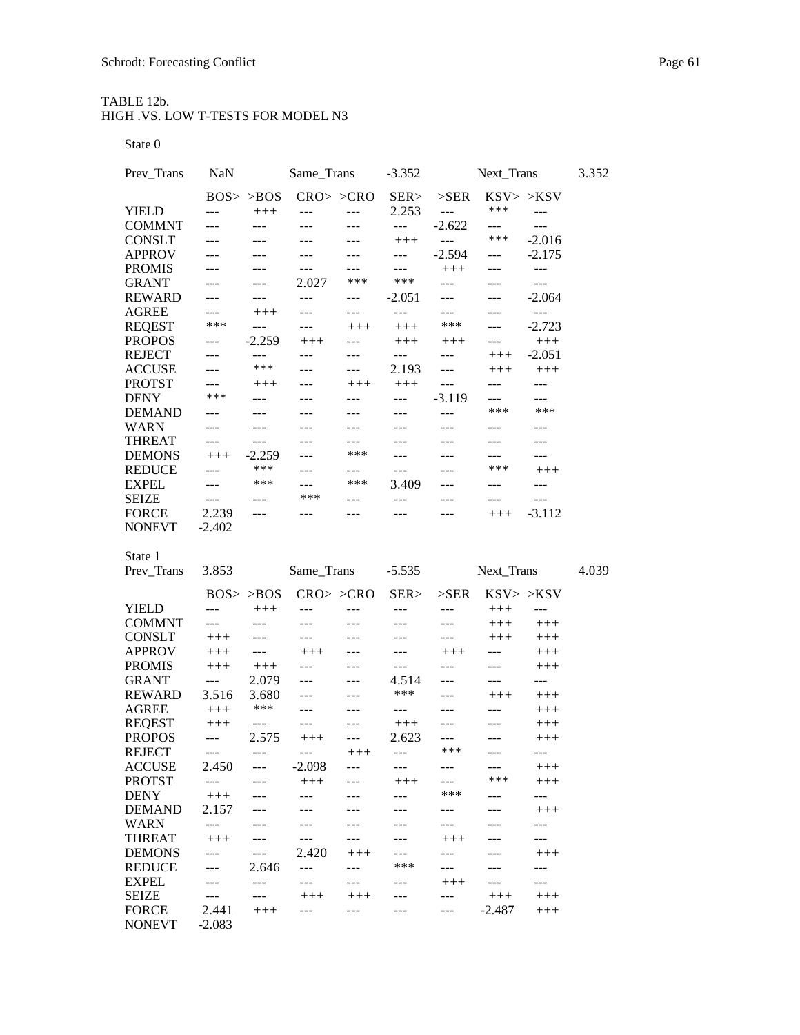TABLE 12b.
HIGH .VS. LOW T-TESTS FOR MODEL N3

State 0

| Prev_Trans | NaN | | Same_Trans | | -3.352 | | Next_Trans | | 3.352 |
|---|---|---|---|---|---|---|---|---|---|
| | BOS> | >BOS | CRO> | >CRO | SER> | >SER | KSV> | >KSV | |
| YIELD | --- | +++ | --- | --- | 2.253 | --- | *** | --- | |
| COMMNT | --- | --- | --- | --- | --- | -2.622 | --- | --- | |
| CONSLT | --- | --- | --- | --- | +++ | --- | *** | -2.016 | |
| APPROV | --- | --- | --- | --- | --- | -2.594 | --- | -2.175 | |
| PROMIS | --- | --- | --- | --- | --- | +++ | --- | --- | |
| GRANT | --- | --- | 2.027 | *** | *** | --- | --- | --- | |
| REWARD | --- | --- | --- | --- | -2.051 | --- | --- | -2.064 | |
| AGREE | --- | +++ | --- | --- | --- | --- | --- | --- | |
| REQEST | *** | --- | --- | +++ | +++ | *** | --- | -2.723 | |
| PROPOS | --- | -2.259 | +++ | --- | +++ | +++ | --- | +++ | |
| REJECT | --- | --- | --- | --- | --- | --- | +++ | -2.051 | |
| ACCUSE | --- | *** | --- | --- | 2.193 | --- | +++ | +++ | |
| PROTST | --- | +++ | --- | +++ | +++ | --- | --- | --- | |
| DENY | *** | --- | --- | --- | --- | -3.119 | --- | --- | |
| DEMAND | --- | --- | --- | --- | --- | --- | *** | *** | |
| WARN | --- | --- | --- | --- | --- | --- | --- | --- | |
| THREAT | --- | --- | --- | --- | --- | --- | --- | --- | |
| DEMONS | +++ | -2.259 | --- | *** | --- | --- | --- | --- | |
| REDUCE | --- | *** | --- | --- | --- | --- | *** | +++ | |
| EXPEL | --- | *** | --- | *** | 3.409 | --- | --- | --- | |
| SEIZE | --- | --- | *** | --- | --- | --- | --- | --- | |
| FORCE | 2.239 | --- | --- | --- | --- | --- | +++ | -3.112 | |
| NONEVT | -2.402 | | | | | | | | |

State 1

| Prev_Trans | 3.853 | | Same_Trans | | -5.535 | | Next_Trans | | 4.039 |
|---|---|---|---|---|---|---|---|---|---|
| | BOS> | >BOS | CRO> | >CRO | SER> | >SER | KSV> | >KSV | |
| YIELD | --- | +++ | --- | --- | --- | --- | +++ | --- | |
| COMMNT | --- | --- | --- | --- | --- | --- | +++ | +++ | |
| CONSLT | +++ | --- | --- | --- | --- | --- | +++ | +++ | |
| APPROV | +++ | --- | +++ | --- | --- | +++ | --- | +++ | |
| PROMIS | +++ | +++ | --- | --- | --- | --- | --- | +++ | |
| GRANT | --- | 2.079 | --- | --- | 4.514 | --- | --- | --- | |
| REWARD | 3.516 | 3.680 | --- | --- | *** | --- | +++ | +++ | |
| AGREE | +++ | *** | --- | --- | --- | --- | --- | +++ | |
| REQEST | +++ | --- | --- | --- | +++ | --- | --- | +++ | |
| PROPOS | --- | 2.575 | +++ | --- | 2.623 | --- | --- | +++ | |
| REJECT | --- | --- | --- | +++ | --- | *** | --- | --- | |
| ACCUSE | 2.450 | --- | -2.098 | --- | --- | --- | --- | +++ | |
| PROTST | --- | --- | +++ | --- | +++ | --- | *** | +++ | |
| DENY | +++ | --- | --- | --- | --- | *** | --- | --- | |
| DEMAND | 2.157 | --- | --- | --- | --- | --- | --- | +++ | |
| WARN | --- | --- | --- | --- | --- | --- | --- | --- | |
| THREAT | +++ | --- | --- | --- | --- | +++ | --- | --- | |
| DEMONS | --- | --- | 2.420 | +++ | --- | --- | --- | +++ | |
| REDUCE | --- | 2.646 | --- | --- | *** | --- | --- | --- | |
| EXPEL | --- | --- | --- | --- | --- | +++ | --- | --- | |
| SEIZE | --- | --- | +++ | +++ | --- | --- | +++ | +++ | |
| FORCE | 2.441 | +++ | --- | --- | --- | --- | -2.487 | +++ | |
| NONEVT | -2.083 | | | | | | | | |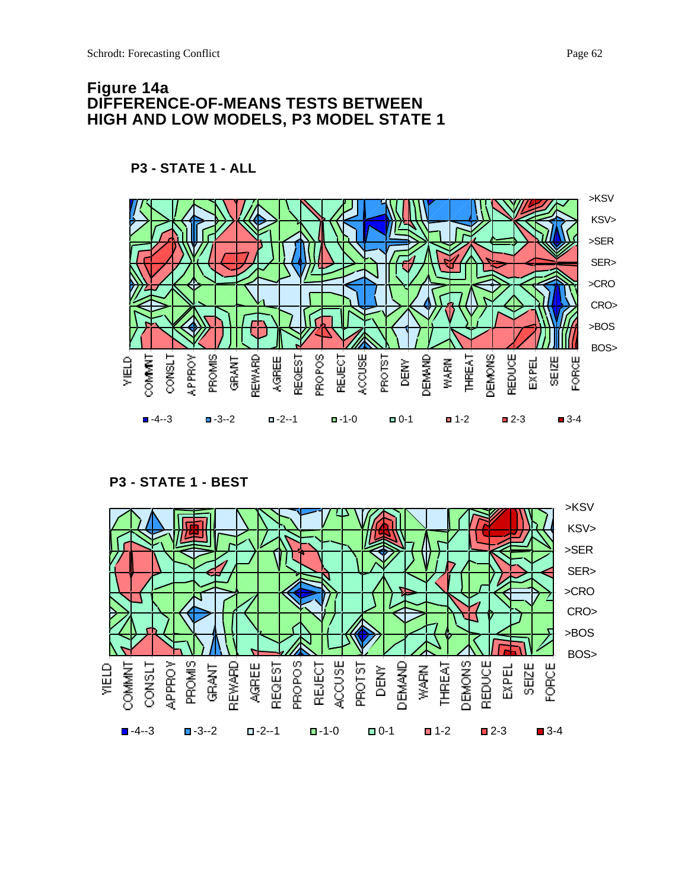# Figure 14a
# DIFFERENCE-OF-MEANS TESTS BETWEEN HIGH AND LOW MODELS, P3 MODEL STATE 1

**P3 - STATE 1 - ALL**

>KSV
KSV>
>SER
SER>
>CRO
CRO>
>BOS
BOS>

YIELD COMMNT CONSLT APPROV PROMIS GRANT REWARD AGREE REQEST PROPOS REJECT ACCUSE PROTST DENY DEMAND WARN THREAT DEMONS REDUCE EXPEL SEIZE FORCE

-4--3 -3--2 -2--1 -1-0 0-1 1-2 2-3 3-4

**P3 - STATE 1 - BEST**

>KSV
KSV>
>SER
SER>
>CRO
CRO>
>BOS
BOS>

YIELD COMMNT CONSLT APPROV PROMIS GRANT REWARD AGREE REQEST PROPOS REJECT ACCUSE PROTST DENY DEMAND WARN THREAT DEMONS REDUCE EXPEL SEIZE FORCE

-4--3 -3--2 -2--1 -1-0 0-1 1-2 2-3 3-4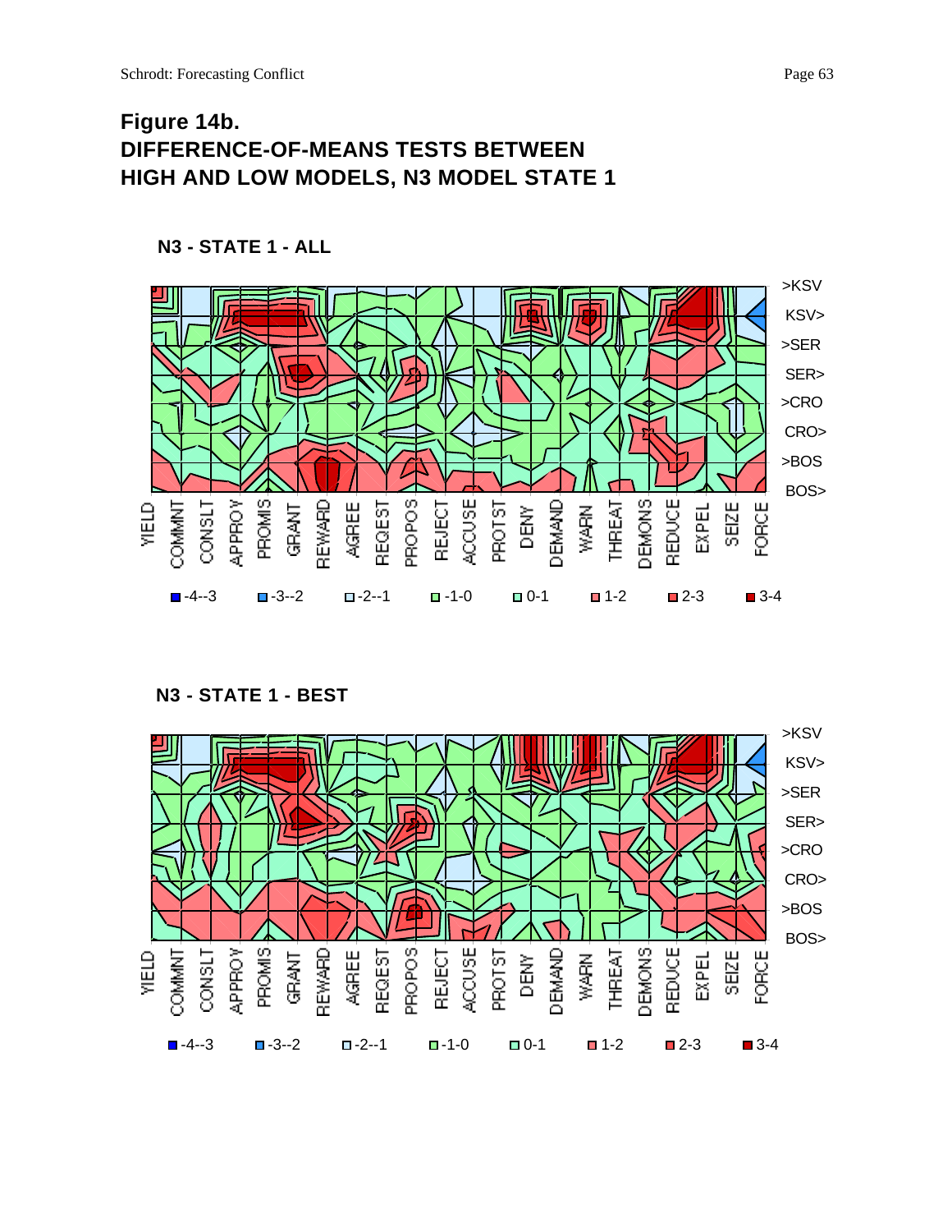# Figure 14b. DIFFERENCE-OF-MEANS TESTS BETWEEN HIGH AND LOW MODELS, N3 MODEL STATE 1

**N3 - STATE 1 - ALL**

>KSV KSV> >SER SER> >CRO CRO> >BOS BOS>

YIELD COMMNT CONSLT APPROV PROMIS GRANT REWARD AGREE REQEST PROPOS REJECT ACCUSE PROTST DENY DEMAND WARN THREAT DEMONS REDUCE EXPEL SEIZE FORCE

-4--3 -3--2 -2--1 -1-0 0-1 1-2 2-3 3-4

**N3 - STATE 1 - BEST**

>KSV KSV> >SER SER> >CRO CRO> >BOS BOS>

YIELD COMMNT CONSLT APPROV PROMIS GRANT REWARD AGREE REQEST PROPOS REJECT ACCUSE PROTST DENY DEMAND WARN THREAT DEMONS REDUCE EXPEL SEIZE FORCE

-4--3 -3--2 -2--1 -1-0 0-1 1-2 2-3 3-4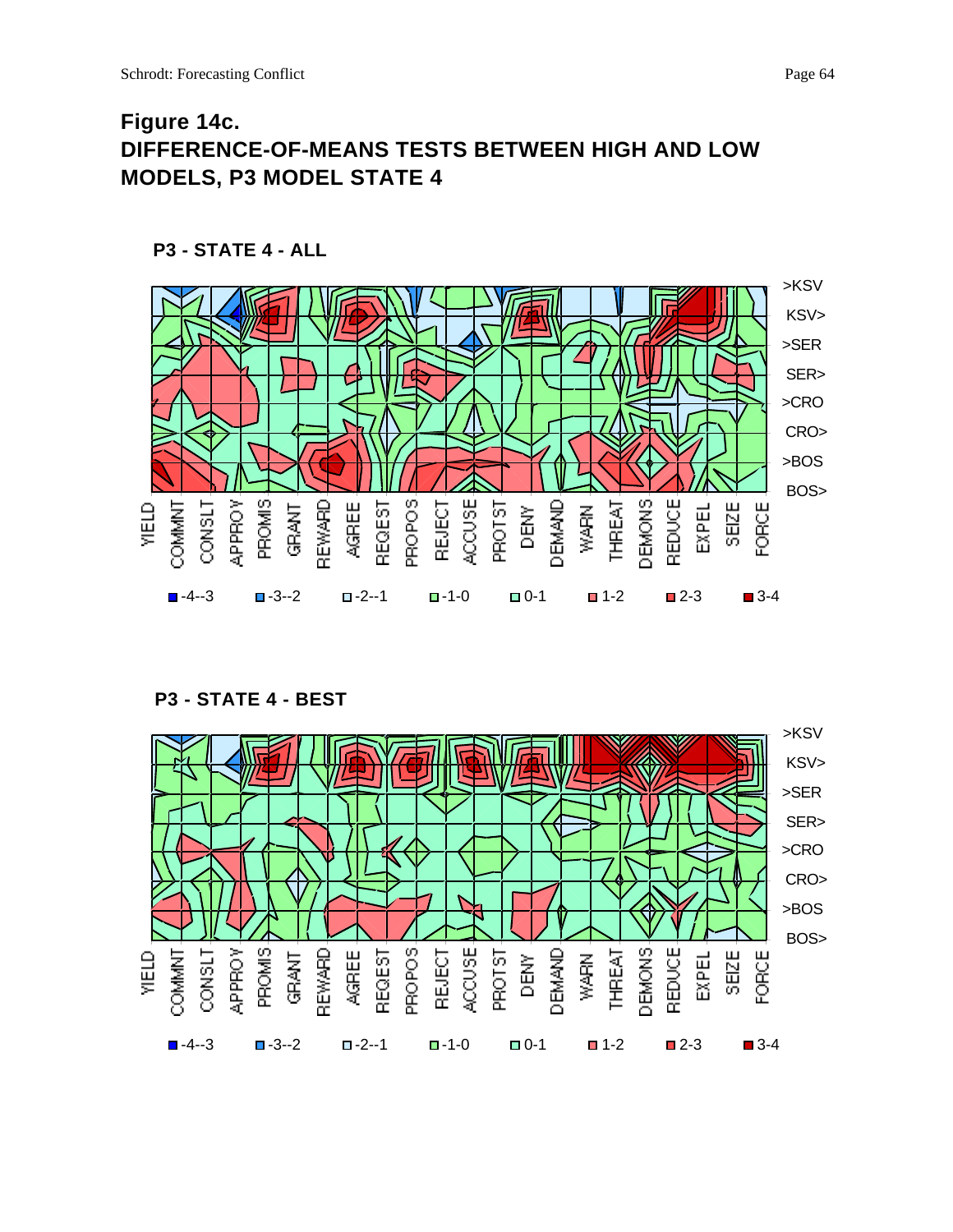# Figure 14c.
# DIFFERENCE-OF-MEANS TESTS BETWEEN HIGH AND LOW MODELS, P3 MODEL STATE 4

**P3 - STATE 4 - ALL**

>KSV
KSV>
>SER
SER>
>CRO
CRO>
>BOS
BOS>

YIELD COMMNT CONSLT APPROV PROMIS GRANT REWARD AGREE REQEST PROPOS REJECT ACCUSE PROTST DENY DEMAND WARN THREAT DEMONS REDUCE EXPEL SEIZE FORCE

-4--3 -3--2 -2--1 -1-0 0-1 1-2 2-3 3-4

**P3 - STATE 4 - BEST**

>KSV
KSV>
>SER
SER>
>CRO
CRO>
>BOS
BOS>

YIELD COMMNT CONSLT APPROV PROMIS GRANT REWARD AGREE REQEST PROPOS REJECT ACCUSE PROTST DENY DEMAND WARN THREAT DEMONS REDUCE EXPEL SEIZE FORCE

-4--3 -3--2 -2--1 -1-0 0-1 1-2 2-3 3-4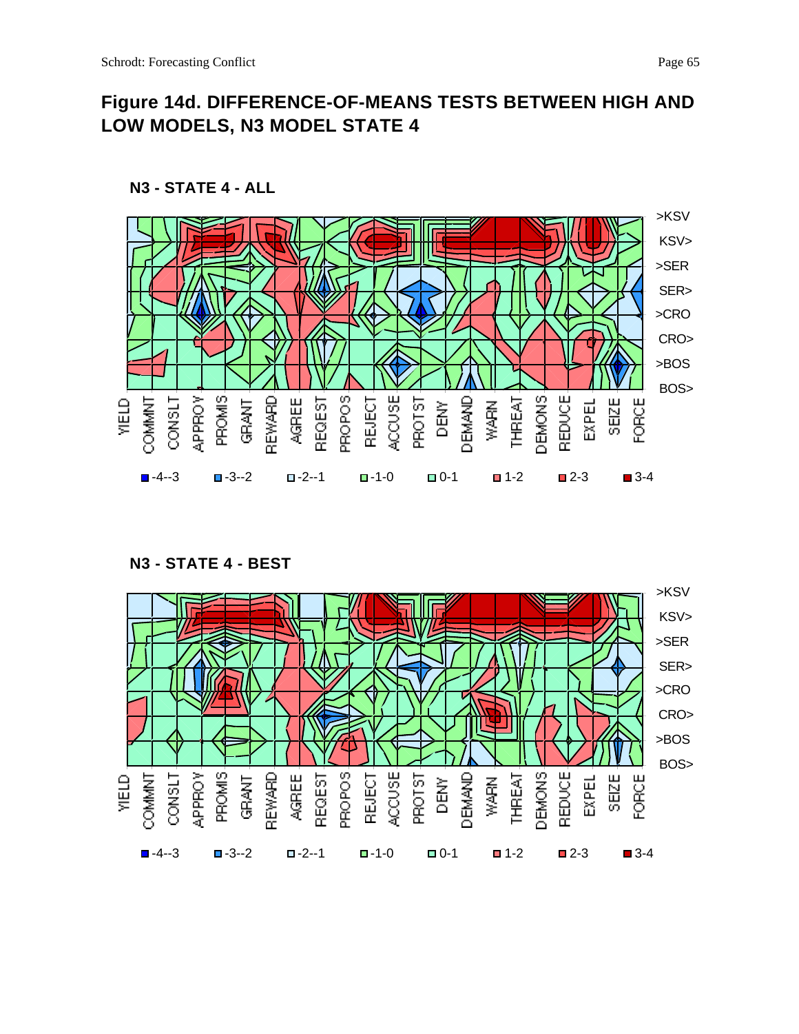# Figure 14d. DIFFERENCE-OF-MEANS TESTS BETWEEN HIGH AND LOW MODELS, N3 MODEL STATE 4

**N3 - STATE 4 - ALL**

>KSV
KSV>
>SER
SER>
>CRO
CRO>
>BOS
BOS>

YIELD COMMNT CONSLT APPROV PROMIS GRANT REWARD AGREE REQEST PROPOS REJECT ACCUSE PROTST DENY DEMAND WARN THREAT DEMONS REDUCE EXPEL SEIZE FORCE

-4--3 -3--2 -2--1 -1-0 0-1 1-2 2-3 3-4

**N3 - STATE 4 - BEST**

>KSV
KSV>
>SER
SER>
>CRO
CRO>
>BOS
BOS>

YIELD COMMNT CONSLT APPROV PROMIS GRANT REWARD AGREE REQEST PROPOS REJECT ACCUSE PROTST DENY DEMAND WARN THREAT DEMONS REDUCE EXPEL SEIZE FORCE

-4--3 -3--2 -2--1 -1-0 0-1 1-2 2-3 3-4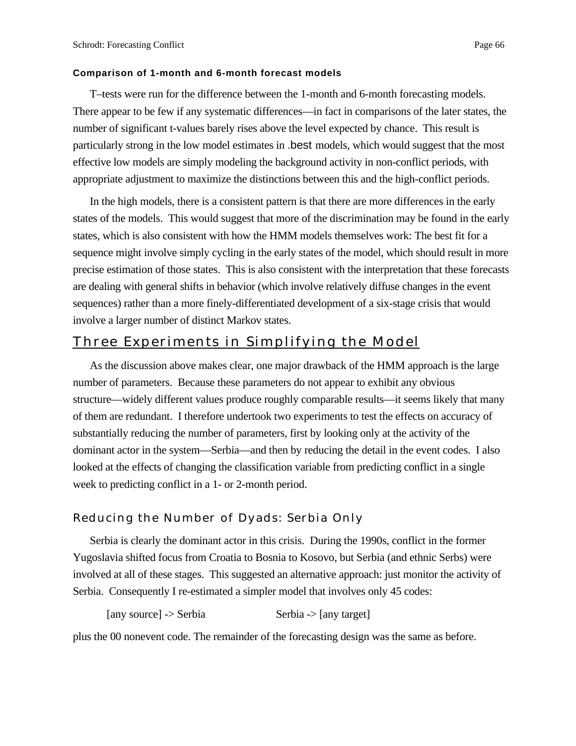#### Comparison of 1-month and 6-month forecast models

T–tests were run for the difference between the 1-month and 6-month forecasting models. There appear to be few if any systematic differences—in fact in comparisons of the later states, the number of significant t-values barely rises above the level expected by chance. This result is particularly strong in the low model estimates in .best models, which would suggest that the most effective low models are simply modeling the background activity in non-conflict periods, with appropriate adjustment to maximize the distinctions between this and the high-conflict periods.

In the high models, there is a consistent pattern is that there are more differences in the early states of the models. This would suggest that more of the discrimination may be found in the early states, which is also consistent with how the HMM models themselves work: The best fit for a sequence might involve simply cycling in the early states of the model, which should result in more precise estimation of those states. This is also consistent with the interpretation that these forecasts are dealing with general shifts in behavior (which involve relatively diffuse changes in the event sequences) rather than a more finely-differentiated development of a six-stage crisis that would involve a larger number of distinct Markov states.

## Three Experiments in Simplifying the Model

As the discussion above makes clear, one major drawback of the HMM approach is the large number of parameters. Because these parameters do not appear to exhibit any obvious structure—widely different values produce roughly comparable results—it seems likely that many of them are redundant. I therefore undertook two experiments to test the effects on accuracy of substantially reducing the number of parameters, first by looking only at the activity of the dominant actor in the system—Serbia—and then by reducing the detail in the event codes. I also looked at the effects of changing the classification variable from predicting conflict in a single week to predicting conflict in a 1- or 2-month period.

### Reducing the Number of Dyads: Serbia Only

Serbia is clearly the dominant actor in this crisis. During the 1990s, conflict in the former Yugoslavia shifted focus from Croatia to Bosnia to Kosovo, but Serbia (and ethnic Serbs) were involved at all of these stages. This suggested an alternative approach: just monitor the activity of Serbia. Consequently I re-estimated a simpler model that involves only 45 codes:

[any source] -> Serbia          Serbia -> [any target]

plus the 00 nonevent code. The remainder of the forecasting design was the same as before.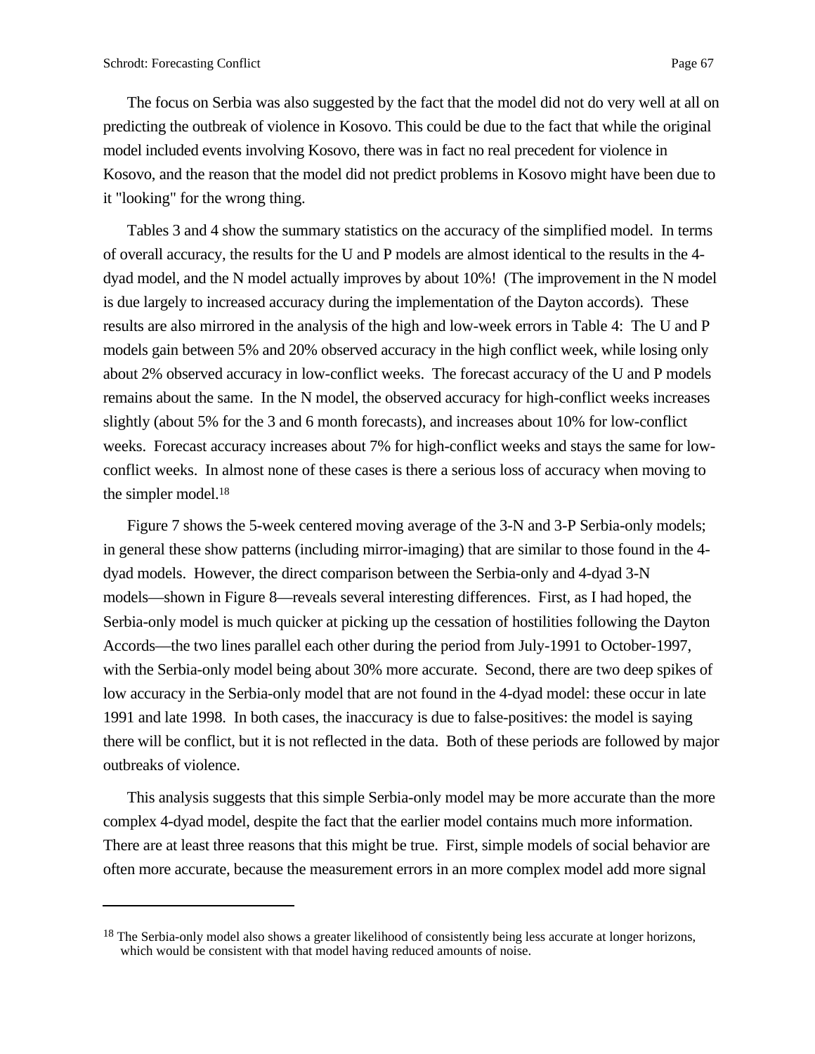The focus on Serbia was also suggested by the fact that the model did not do very well at all on predicting the outbreak of violence in Kosovo. This could be due to the fact that while the original model included events involving Kosovo, there was in fact no real precedent for violence in Kosovo, and the reason that the model did not predict problems in Kosovo might have been due to it "looking" for the wrong thing.

Tables 3 and 4 show the summary statistics on the accuracy of the simplified model. In terms of overall accuracy, the results for the U and P models are almost identical to the results in the 4-dyad model, and the N model actually improves by about 10%! (The improvement in the N model is due largely to increased accuracy during the implementation of the Dayton accords). These results are also mirrored in the analysis of the high and low-week errors in Table 4: The U and P models gain between 5% and 20% observed accuracy in the high conflict week, while losing only about 2% observed accuracy in low-conflict weeks. The forecast accuracy of the U and P models remains about the same. In the N model, the observed accuracy for high-conflict weeks increases slightly (about 5% for the 3 and 6 month forecasts), and increases about 10% for low-conflict weeks. Forecast accuracy increases about 7% for high-conflict weeks and stays the same for low-conflict weeks. In almost none of these cases is there a serious loss of accuracy when moving to the simpler model.[18]

Figure 7 shows the 5-week centered moving average of the 3-N and 3-P Serbia-only models; in general these show patterns (including mirror-imaging) that are similar to those found in the 4-dyad models. However, the direct comparison between the Serbia-only and 4-dyad 3-N models—shown in Figure 8—reveals several interesting differences. First, as I had hoped, the Serbia-only model is much quicker at picking up the cessation of hostilities following the Dayton Accords—the two lines parallel each other during the period from July-1991 to October-1997, with the Serbia-only model being about 30% more accurate. Second, there are two deep spikes of low accuracy in the Serbia-only model that are not found in the 4-dyad model: these occur in late 1991 and late 1998. In both cases, the inaccuracy is due to false-positives: the model is saying there will be conflict, but it is not reflected in the data. Both of these periods are followed by major outbreaks of violence.

This analysis suggests that this simple Serbia-only model may be more accurate than the more complex 4-dyad model, despite the fact that the earlier model contains much more information. There are at least three reasons that this might be true. First, simple models of social behavior are often more accurate, because the measurement errors in an more complex model add more signal

---

[18] The Serbia-only model also shows a greater likelihood of consistently being less accurate at longer horizons, which would be consistent with that model having reduced amounts of noise.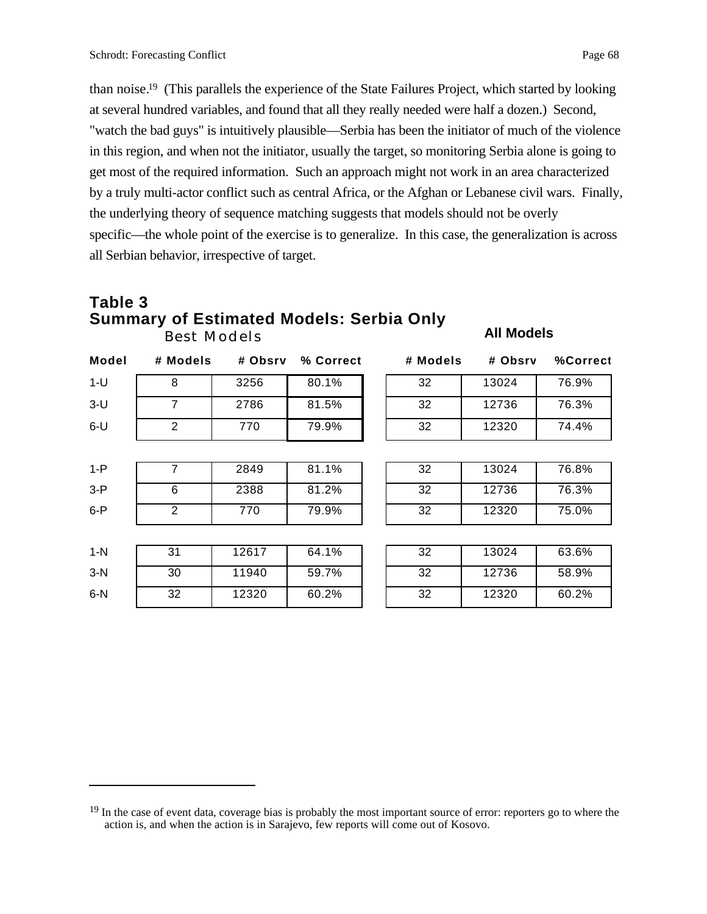than noise.[19] (This parallels the experience of the State Failures Project, which started by looking at several hundred variables, and found that all they really needed were half a dozen.) Second, "watch the bad guys" is intuitively plausible—Serbia has been the initiator of much of the violence in this region, and when not the initiator, usually the target, so monitoring Serbia alone is going to get most of the required information. Such an approach might not work in an area characterized by a truly multi-actor conflict such as central Africa, or the Afghan or Lebanese civil wars. Finally, the underlying theory of sequence matching suggests that models should not be overly specific—the whole point of the exercise is to generalize. In this case, the generalization is across all Serbian behavior, irrespective of target.

## Table 3
## Summary of Estimated Models: Serbia Only

| | Best Models | | | All Models | | |
|---|---|---|---|---|---|---|
| **Model** | **# Models** | **# Obsrv** | **% Correct** | **# Models** | **# Obsrv** | **%Correct** |
| 1-U | 8 | 3256 | 80.1% | 32 | 13024 | 76.9% |
| 3-U | 7 | 2786 | 81.5% | 32 | 12736 | 76.3% |
| 6-U | 2 | 770 | 79.9% | 32 | 12320 | 74.4% |
| 1-P | 7 | 2849 | 81.1% | 32 | 13024 | 76.8% |
| 3-P | 6 | 2388 | 81.2% | 32 | 12736 | 76.3% |
| 6-P | 2 | 770 | 79.9% | 32 | 12320 | 75.0% |
| 1-N | 31 | 12617 | 64.1% | 32 | 13024 | 63.6% |
| 3-N | 30 | 11940 | 59.7% | 32 | 12736 | 58.9% |
| 6-N | 32 | 12320 | 60.2% | 32 | 12320 | 60.2% |

[19] In the case of event data, coverage bias is probably the most important source of error: reporters go to where the action is, and when the action is in Sarajevo, few reports will come out of Kosovo.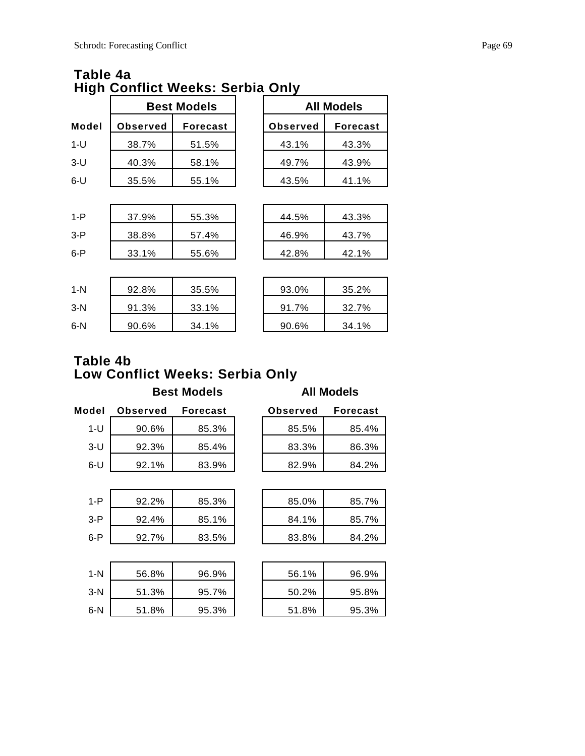## Table 4a
## High Conflict Weeks: Serbia Only

| Model | Best Models | | | All Models | |
|---|---|---|---|---|---|
| | Observed | Forecast | | Observed | Forecast |
| 1-U | 38.7% | 51.5% | | 43.1% | 43.3% |
| 3-U | 40.3% | 58.1% | | 49.7% | 43.9% |
| 6-U | 35.5% | 55.1% | | 43.5% | 41.1% |
| | | | | | |
| 1-P | 37.9% | 55.3% | | 44.5% | 43.3% |
| 3-P | 38.8% | 57.4% | | 46.9% | 43.7% |
| 6-P | 33.1% | 55.6% | | 42.8% | 42.1% |
| | | | | | |
| 1-N | 92.8% | 35.5% | | 93.0% | 35.2% |
| 3-N | 91.3% | 33.1% | | 91.7% | 32.7% |
| 6-N | 90.6% | 34.1% | | 90.6% | 34.1% |

## Table 4b
## Low Conflict Weeks: Serbia Only

| Model | Best Models | | | All Models | |
|---|---|---|---|---|---|
| | Observed | Forecast | | Observed | Forecast |
| 1-U | 90.6% | 85.3% | | 85.5% | 85.4% |
| 3-U | 92.3% | 85.4% | | 83.3% | 86.3% |
| 6-U | 92.1% | 83.9% | | 82.9% | 84.2% |
| | | | | | |
| 1-P | 92.2% | 85.3% | | 85.0% | 85.7% |
| 3-P | 92.4% | 85.1% | | 84.1% | 85.7% |
| 6-P | 92.7% | 83.5% | | 83.8% | 84.2% |
| | | | | | |
| 1-N | 56.8% | 96.9% | | 56.1% | 96.9% |
| 3-N | 51.3% | 95.7% | | 50.2% | 95.8% |
| 6-N | 51.8% | 95.3% | | 51.8% | 95.3% |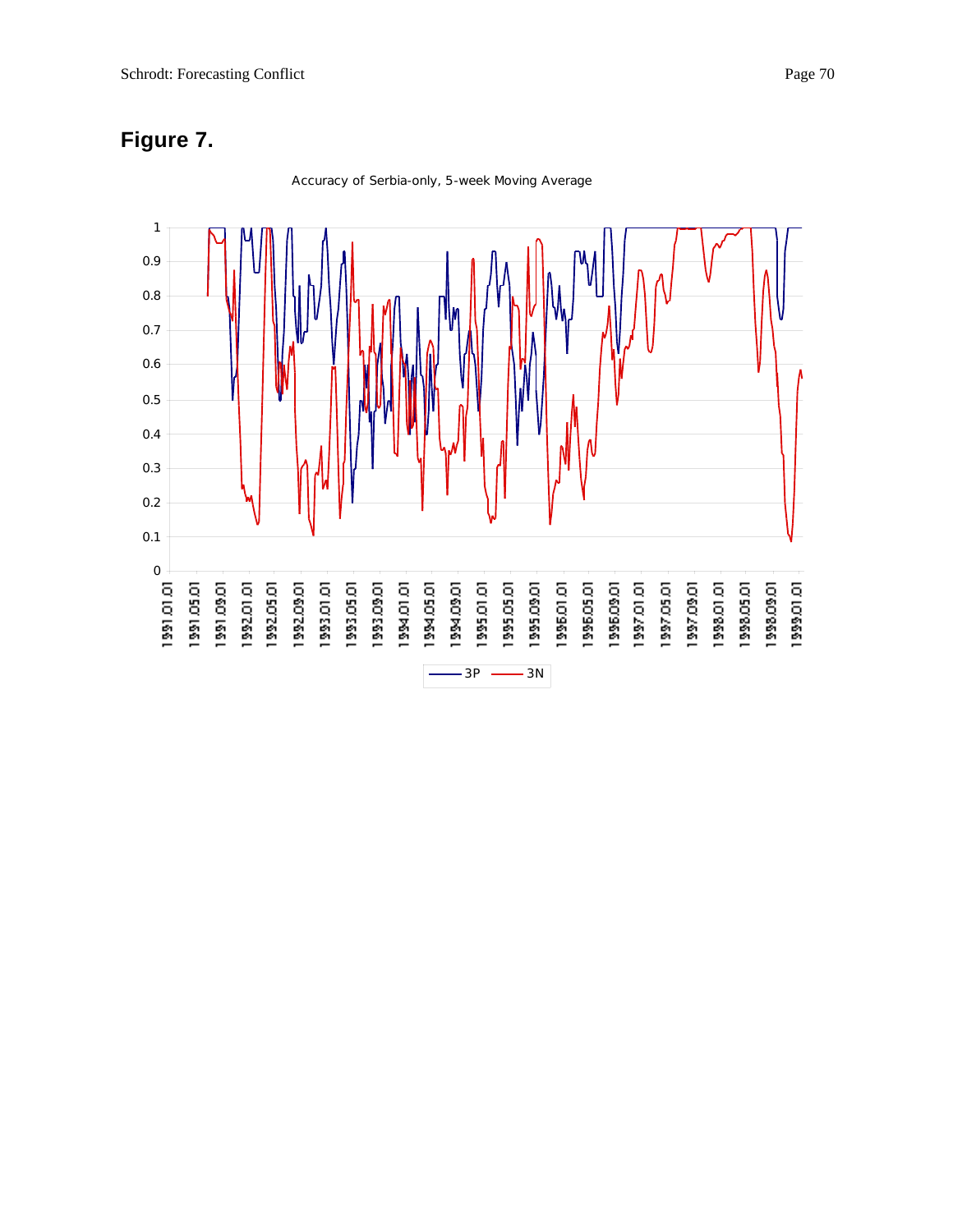# Figure 7.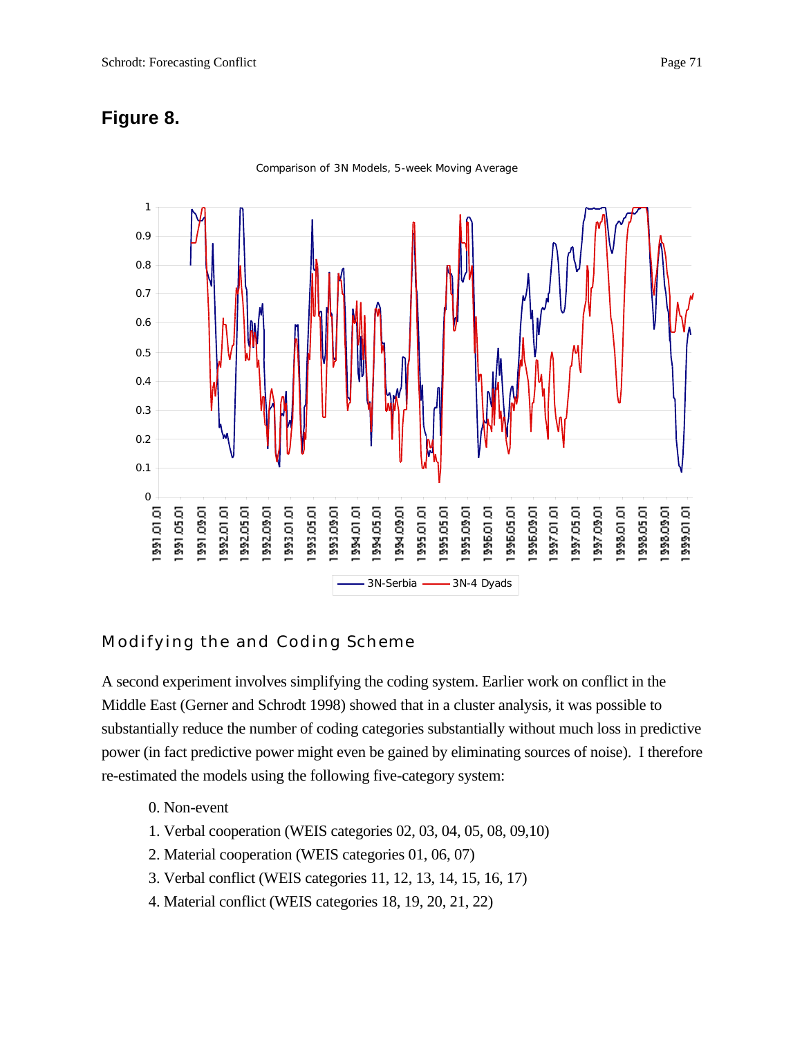## Figure 8.

Comparison of 3N Models, 5-week Moving Average

## Modifying the and Coding Scheme

A second experiment involves simplifying the coding system. Earlier work on conflict in the Middle East (Gerner and Schrodt 1998) showed that in a cluster analysis, it was possible to substantially reduce the number of coding categories substantially without much loss in predictive power (in fact predictive power might even be gained by eliminating sources of noise). I therefore re-estimated the models using the following five-category system:

0. Non-event
1. Verbal cooperation (WEIS categories 02, 03, 04, 05, 08, 09,10)
2. Material cooperation (WEIS categories 01, 06, 07)
3. Verbal conflict (WEIS categories 11, 12, 13, 14, 15, 16, 17)
4. Material conflict (WEIS categories 18, 19, 20, 21, 22)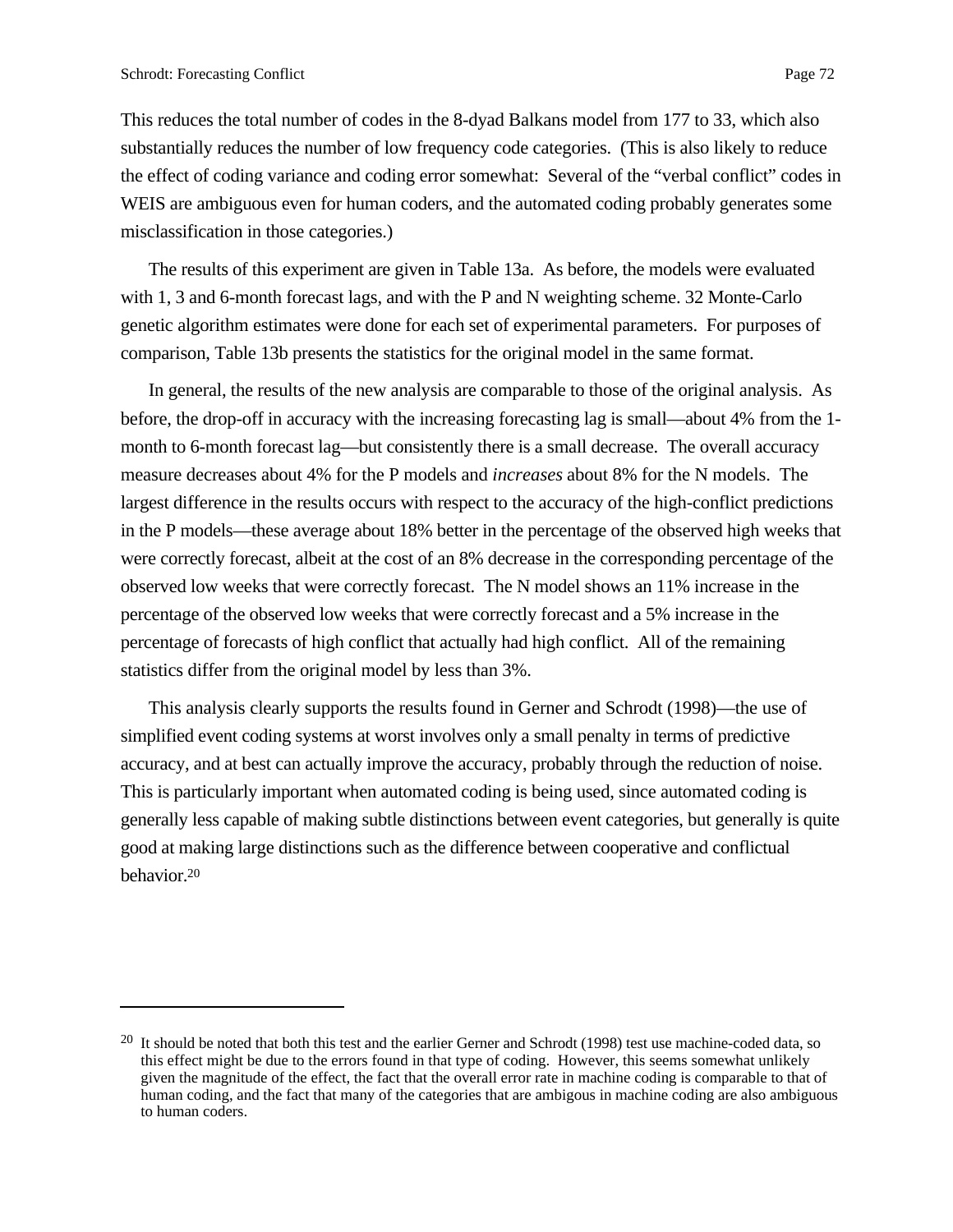This reduces the total number of codes in the 8-dyad Balkans model from 177 to 33, which also substantially reduces the number of low frequency code categories. (This is also likely to reduce the effect of coding variance and coding error somewhat: Several of the "verbal conflict" codes in WEIS are ambiguous even for human coders, and the automated coding probably generates some misclassification in those categories.)

The results of this experiment are given in Table 13a. As before, the models were evaluated with 1, 3 and 6-month forecast lags, and with the P and N weighting scheme. 32 Monte-Carlo genetic algorithm estimates were done for each set of experimental parameters. For purposes of comparison, Table 13b presents the statistics for the original model in the same format.

In general, the results of the new analysis are comparable to those of the original analysis. As before, the drop-off in accuracy with the increasing forecasting lag is small—about 4% from the 1-month to 6-month forecast lag—but consistently there is a small decrease. The overall accuracy measure decreases about 4% for the P models and *increases* about 8% for the N models. The largest difference in the results occurs with respect to the accuracy of the high-conflict predictions in the P models—these average about 18% better in the percentage of the observed high weeks that were correctly forecast, albeit at the cost of an 8% decrease in the corresponding percentage of the observed low weeks that were correctly forecast. The N model shows an 11% increase in the percentage of the observed low weeks that were correctly forecast and a 5% increase in the percentage of forecasts of high conflict that actually had high conflict. All of the remaining statistics differ from the original model by less than 3%.

This analysis clearly supports the results found in Gerner and Schrodt (1998)—the use of simplified event coding systems at worst involves only a small penalty in terms of predictive accuracy, and at best can actually improve the accuracy, probably through the reduction of noise. This is particularly important when automated coding is being used, since automated coding is generally less capable of making subtle distinctions between event categories, but generally is quite good at making large distinctions such as the difference between cooperative and conflictual behavior.[20]

---

[20] It should be noted that both this test and the earlier Gerner and Schrodt (1998) test use machine-coded data, so this effect might be due to the errors found in that type of coding. However, this seems somewhat unlikely given the magnitude of the effect, the fact that the overall error rate in machine coding is comparable to that of human coding, and the fact that many of the categories that are ambigous in machine coding are also ambiguous to human coders.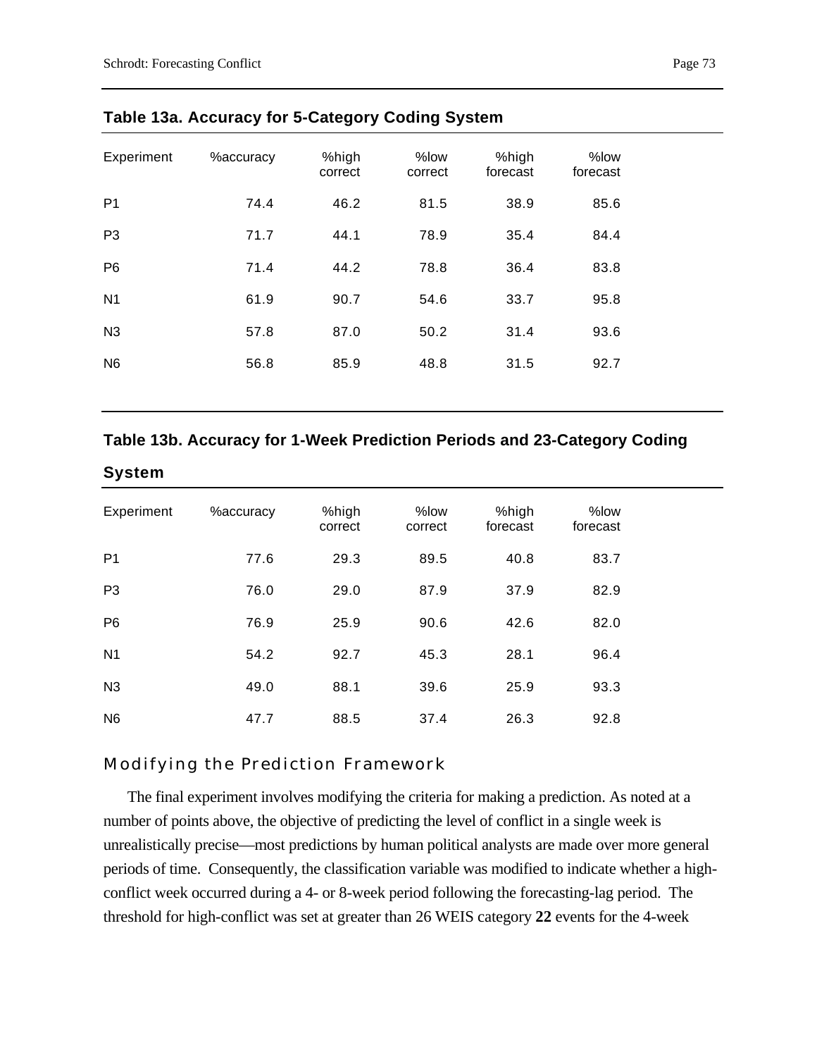**Table 13a. Accuracy for 5-Category Coding System**

| Experiment | %accuracy | %high correct | %low correct | %high forecast | %low forecast |
|---|---|---|---|---|---|
| P1 | 74.4 | 46.2 | 81.5 | 38.9 | 85.6 |
| P3 | 71.7 | 44.1 | 78.9 | 35.4 | 84.4 |
| P6 | 71.4 | 44.2 | 78.8 | 36.4 | 83.8 |
| N1 | 61.9 | 90.7 | 54.6 | 33.7 | 95.8 |
| N3 | 57.8 | 87.0 | 50.2 | 31.4 | 93.6 |
| N6 | 56.8 | 85.9 | 48.8 | 31.5 | 92.7 |

**Table 13b. Accuracy for 1-Week Prediction Periods and 23-Category Coding System**

| Experiment | %accuracy | %high correct | %low correct | %high forecast | %low forecast |
|---|---|---|---|---|---|
| P1 | 77.6 | 29.3 | 89.5 | 40.8 | 83.7 |
| P3 | 76.0 | 29.0 | 87.9 | 37.9 | 82.9 |
| P6 | 76.9 | 25.9 | 90.6 | 42.6 | 82.0 |
| N1 | 54.2 | 92.7 | 45.3 | 28.1 | 96.4 |
| N3 | 49.0 | 88.1 | 39.6 | 25.9 | 93.3 |
| N6 | 47.7 | 88.5 | 37.4 | 26.3 | 92.8 |

## Modifying the Prediction Framework

The final experiment involves modifying the criteria for making a prediction. As noted at a number of points above, the objective of predicting the level of conflict in a single week is unrealistically precise—most predictions by human political analysts are made over more general periods of time. Consequently, the classification variable was modified to indicate whether a high-conflict week occurred during a 4- or 8-week period following the forecasting-lag period. The threshold for high-conflict was set at greater than 26 WEIS category **22** events for the 4-week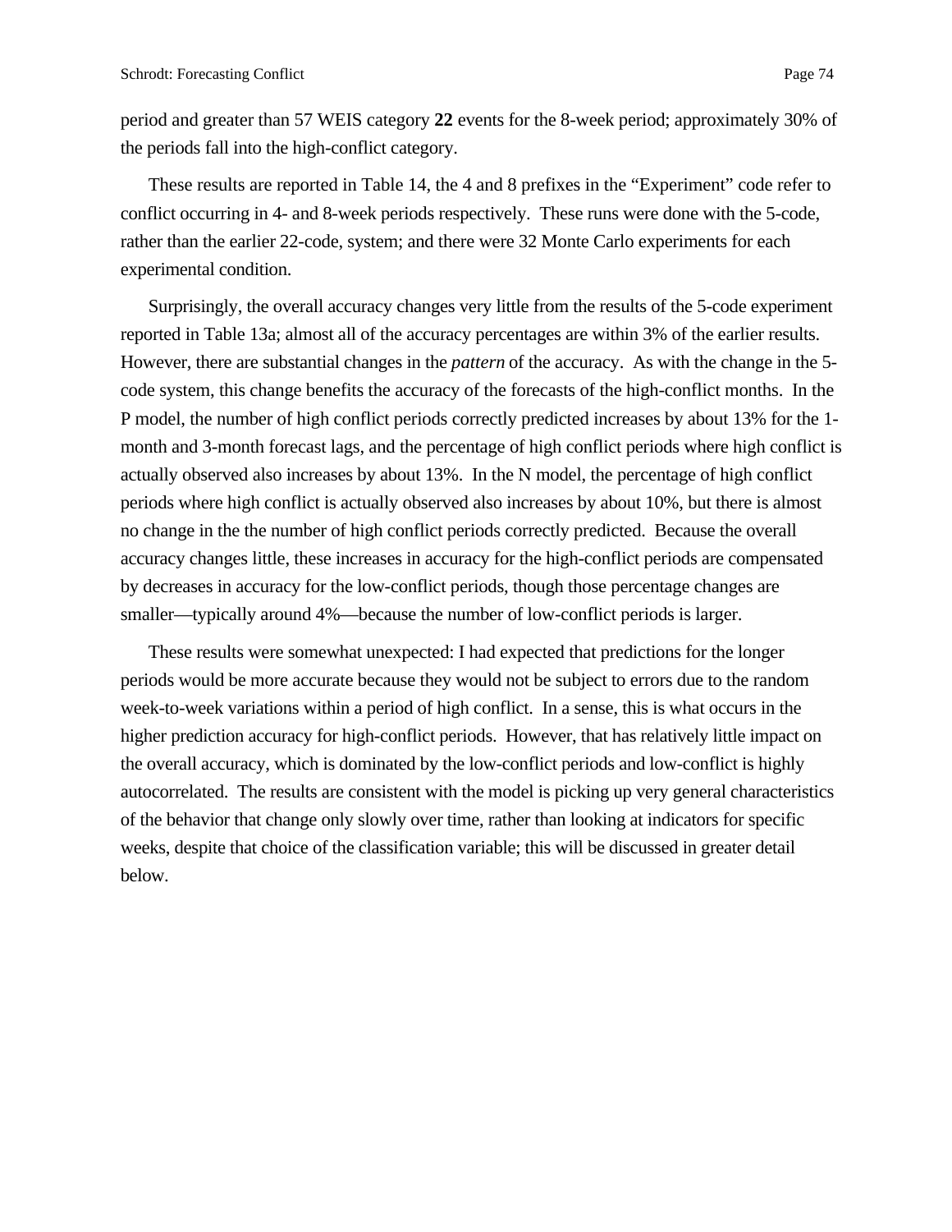period and greater than 57 WEIS category **22** events for the 8-week period; approximately 30% of the periods fall into the high-conflict category.

These results are reported in Table 14, the 4 and 8 prefixes in the "Experiment" code refer to conflict occurring in 4- and 8-week periods respectively. These runs were done with the 5-code, rather than the earlier 22-code, system; and there were 32 Monte Carlo experiments for each experimental condition.

Surprisingly, the overall accuracy changes very little from the results of the 5-code experiment reported in Table 13a; almost all of the accuracy percentages are within 3% of the earlier results. However, there are substantial changes in the *pattern* of the accuracy. As with the change in the 5-code system, this change benefits the accuracy of the forecasts of the high-conflict months. In the P model, the number of high conflict periods correctly predicted increases by about 13% for the 1-month and 3-month forecast lags, and the percentage of high conflict periods where high conflict is actually observed also increases by about 13%. In the N model, the percentage of high conflict periods where high conflict is actually observed also increases by about 10%, but there is almost no change in the the number of high conflict periods correctly predicted. Because the overall accuracy changes little, these increases in accuracy for the high-conflict periods are compensated by decreases in accuracy for the low-conflict periods, though those percentage changes are smaller—typically around 4%—because the number of low-conflict periods is larger.

These results were somewhat unexpected: I had expected that predictions for the longer periods would be more accurate because they would not be subject to errors due to the random week-to-week variations within a period of high conflict. In a sense, this is what occurs in the higher prediction accuracy for high-conflict periods. However, that has relatively little impact on the overall accuracy, which is dominated by the low-conflict periods and low-conflict is highly autocorrelated. The results are consistent with the model is picking up very general characteristics of the behavior that change only slowly over time, rather than looking at indicators for specific weeks, despite that choice of the classification variable; this will be discussed in greater detail below.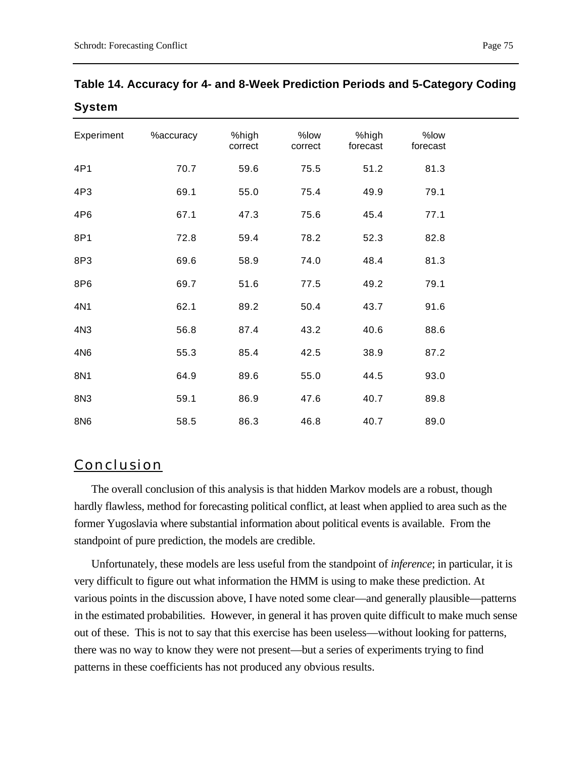**Table 14. Accuracy for 4- and 8-Week Prediction Periods and 5-Category Coding System**

| Experiment | %accuracy | %high correct | %low correct | %high forecast | %low forecast |
|---|---|---|---|---|---|
| 4P1 | 70.7 | 59.6 | 75.5 | 51.2 | 81.3 |
| 4P3 | 69.1 | 55.0 | 75.4 | 49.9 | 79.1 |
| 4P6 | 67.1 | 47.3 | 75.6 | 45.4 | 77.1 |
| 8P1 | 72.8 | 59.4 | 78.2 | 52.3 | 82.8 |
| 8P3 | 69.6 | 58.9 | 74.0 | 48.4 | 81.3 |
| 8P6 | 69.7 | 51.6 | 77.5 | 49.2 | 79.1 |
| 4N1 | 62.1 | 89.2 | 50.4 | 43.7 | 91.6 |
| 4N3 | 56.8 | 87.4 | 43.2 | 40.6 | 88.6 |
| 4N6 | 55.3 | 85.4 | 42.5 | 38.9 | 87.2 |
| 8N1 | 64.9 | 89.6 | 55.0 | 44.5 | 93.0 |
| 8N3 | 59.1 | 86.9 | 47.6 | 40.7 | 89.8 |
| 8N6 | 58.5 | 86.3 | 46.8 | 40.7 | 89.0 |

## Conclusion

The overall conclusion of this analysis is that hidden Markov models are a robust, though hardly flawless, method for forecasting political conflict, at least when applied to area such as the former Yugoslavia where substantial information about political events is available. From the standpoint of pure prediction, the models are credible.

Unfortunately, these models are less useful from the standpoint of *inference*; in particular, it is very difficult to figure out what information the HMM is using to make these prediction. At various points in the discussion above, I have noted some clear—and generally plausible—patterns in the estimated probabilities. However, in general it has proven quite difficult to make much sense out of these. This is not to say that this exercise has been useless—without looking for patterns, there was no way to know they were not present—but a series of experiments trying to find patterns in these coefficients has not produced any obvious results.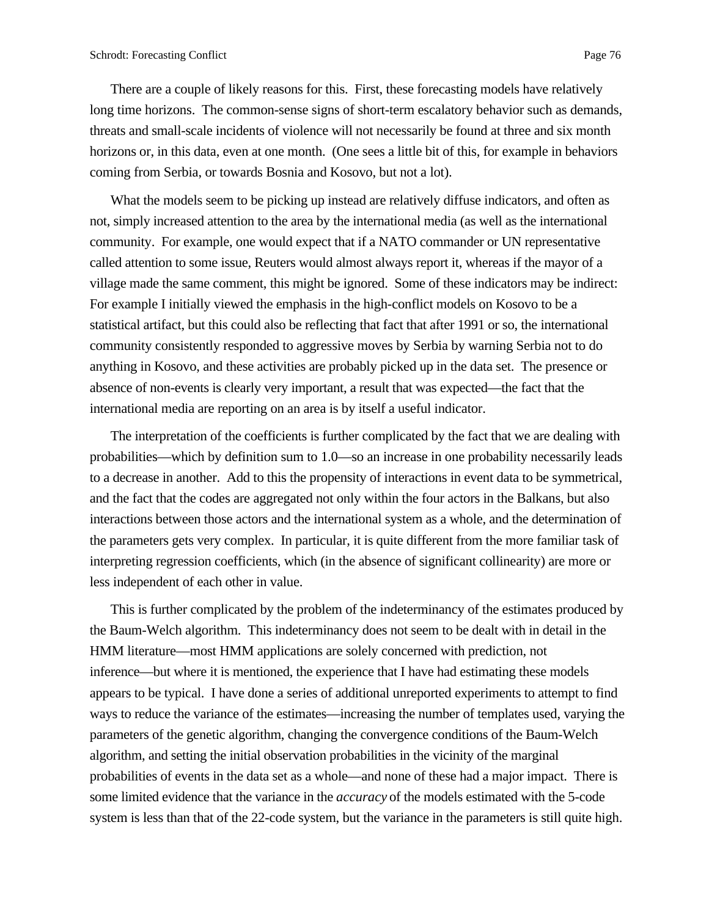There are a couple of likely reasons for this. First, these forecasting models have relatively long time horizons. The common-sense signs of short-term escalatory behavior such as demands, threats and small-scale incidents of violence will not necessarily be found at three and six month horizons or, in this data, even at one month. (One sees a little bit of this, for example in behaviors coming from Serbia, or towards Bosnia and Kosovo, but not a lot).

What the models seem to be picking up instead are relatively diffuse indicators, and often as not, simply increased attention to the area by the international media (as well as the international community. For example, one would expect that if a NATO commander or UN representative called attention to some issue, Reuters would almost always report it, whereas if the mayor of a village made the same comment, this might be ignored. Some of these indicators may be indirect: For example I initially viewed the emphasis in the high-conflict models on Kosovo to be a statistical artifact, but this could also be reflecting that fact that after 1991 or so, the international community consistently responded to aggressive moves by Serbia by warning Serbia not to do anything in Kosovo, and these activities are probably picked up in the data set. The presence or absence of non-events is clearly very important, a result that was expected—the fact that the international media are reporting on an area is by itself a useful indicator.

The interpretation of the coefficients is further complicated by the fact that we are dealing with probabilities—which by definition sum to 1.0—so an increase in one probability necessarily leads to a decrease in another. Add to this the propensity of interactions in event data to be symmetrical, and the fact that the codes are aggregated not only within the four actors in the Balkans, but also interactions between those actors and the international system as a whole, and the determination of the parameters gets very complex. In particular, it is quite different from the more familiar task of interpreting regression coefficients, which (in the absence of significant collinearity) are more or less independent of each other in value.

This is further complicated by the problem of the indeterminancy of the estimates produced by the Baum-Welch algorithm. This indeterminancy does not seem to be dealt with in detail in the HMM literature—most HMM applications are solely concerned with prediction, not inference—but where it is mentioned, the experience that I have had estimating these models appears to be typical. I have done a series of additional unreported experiments to attempt to find ways to reduce the variance of the estimates—increasing the number of templates used, varying the parameters of the genetic algorithm, changing the convergence conditions of the Baum-Welch algorithm, and setting the initial observation probabilities in the vicinity of the marginal probabilities of events in the data set as a whole—and none of these had a major impact. There is some limited evidence that the variance in the *accuracy* of the models estimated with the 5-code system is less than that of the 22-code system, but the variance in the parameters is still quite high.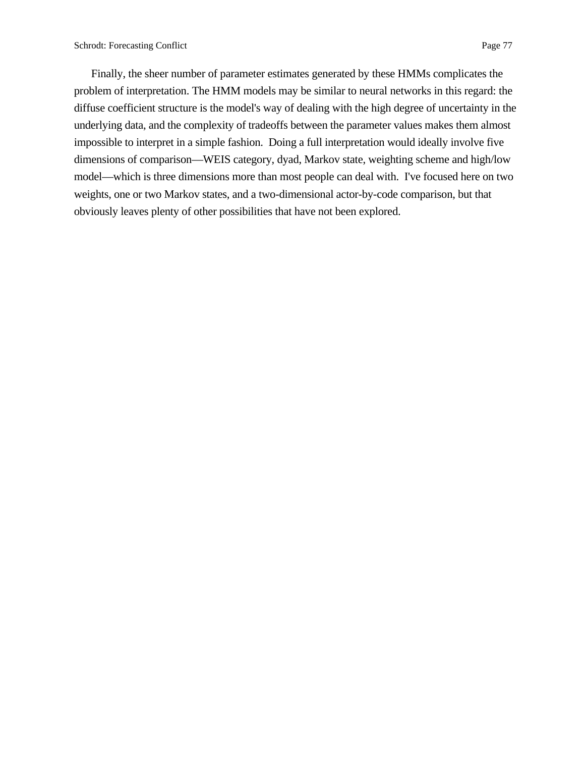Finally, the sheer number of parameter estimates generated by these HMMs complicates the problem of interpretation. The HMM models may be similar to neural networks in this regard: the diffuse coefficient structure is the model's way of dealing with the high degree of uncertainty in the underlying data, and the complexity of tradeoffs between the parameter values makes them almost impossible to interpret in a simple fashion. Doing a full interpretation would ideally involve five dimensions of comparison—WEIS category, dyad, Markov state, weighting scheme and high/low model—which is three dimensions more than most people can deal with. I've focused here on two weights, one or two Markov states, and a two-dimensional actor-by-code comparison, but that obviously leaves plenty of other possibilities that have not been explored.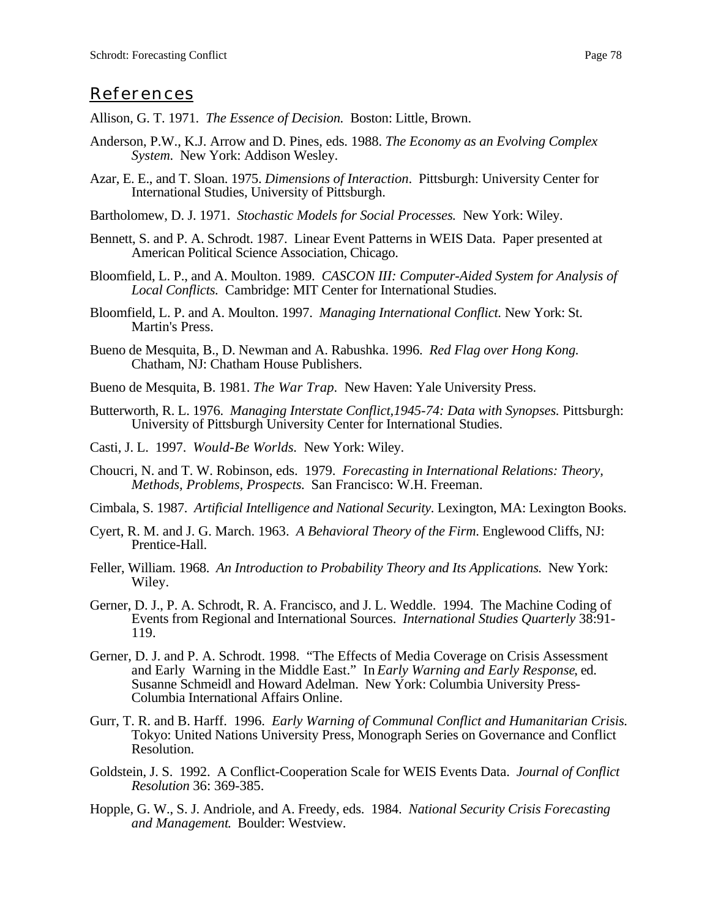## References

Allison, G. T. 1971. *The Essence of Decision.* Boston: Little, Brown.

Anderson, P.W., K.J. Arrow and D. Pines, eds. 1988. *The Economy as an Evolving Complex System.* New York: Addison Wesley.

Azar, E. E., and T. Sloan. 1975. *Dimensions of Interaction*. Pittsburgh: University Center for International Studies, University of Pittsburgh.

Bartholomew, D. J. 1971. *Stochastic Models for Social Processes.* New York: Wiley.

Bennett, S. and P. A. Schrodt. 1987. Linear Event Patterns in WEIS Data. Paper presented at American Political Science Association, Chicago.

Bloomfield, L. P., and A. Moulton. 1989. *CASCON III: Computer-Aided System for Analysis of Local Conflicts.* Cambridge: MIT Center for International Studies.

Bloomfield, L. P. and A. Moulton. 1997. *Managing International Conflict.* New York: St. Martin's Press.

Bueno de Mesquita, B., D. Newman and A. Rabushka. 1996. *Red Flag over Hong Kong.* Chatham, NJ: Chatham House Publishers.

Bueno de Mesquita, B. 1981. *The War Trap*. New Haven: Yale University Press.

Butterworth, R. L. 1976. *Managing Interstate Conflict,1945-74: Data with Synopses.* Pittsburgh: University of Pittsburgh University Center for International Studies.

Casti, J. L. 1997. *Would-Be Worlds.* New York: Wiley.

Choucri, N. and T. W. Robinson, eds. 1979. *Forecasting in International Relations: Theory, Methods, Problems, Prospects.* San Francisco: W.H. Freeman.

Cimbala, S. 1987. *Artificial Intelligence and National Security.* Lexington, MA: Lexington Books.

Cyert, R. M. and J. G. March. 1963. *A Behavioral Theory of the Firm*. Englewood Cliffs, NJ: Prentice-Hall.

Feller, William. 1968. *An Introduction to Probability Theory and Its Applications.* New York: Wiley.

Gerner, D. J., P. A. Schrodt, R. A. Francisco, and J. L. Weddle. 1994. The Machine Coding of Events from Regional and International Sources. *International Studies Quarterly* 38:91-119.

Gerner, D. J. and P. A. Schrodt. 1998. "The Effects of Media Coverage on Crisis Assessment and Early Warning in the Middle East." In *Early Warning and Early Response*, ed. Susanne Schmeidl and Howard Adelman. New York: Columbia University Press-Columbia International Affairs Online.

Gurr, T. R. and B. Harff. 1996. *Early Warning of Communal Conflict and Humanitarian Crisis.* Tokyo: United Nations University Press, Monograph Series on Governance and Conflict Resolution.

Goldstein, J. S. 1992. A Conflict-Cooperation Scale for WEIS Events Data. *Journal of Conflict Resolution* 36: 369-385.

Hopple, G. W., S. J. Andriole, and A. Freedy, eds. 1984. *National Security Crisis Forecasting and Management.* Boulder: Westview.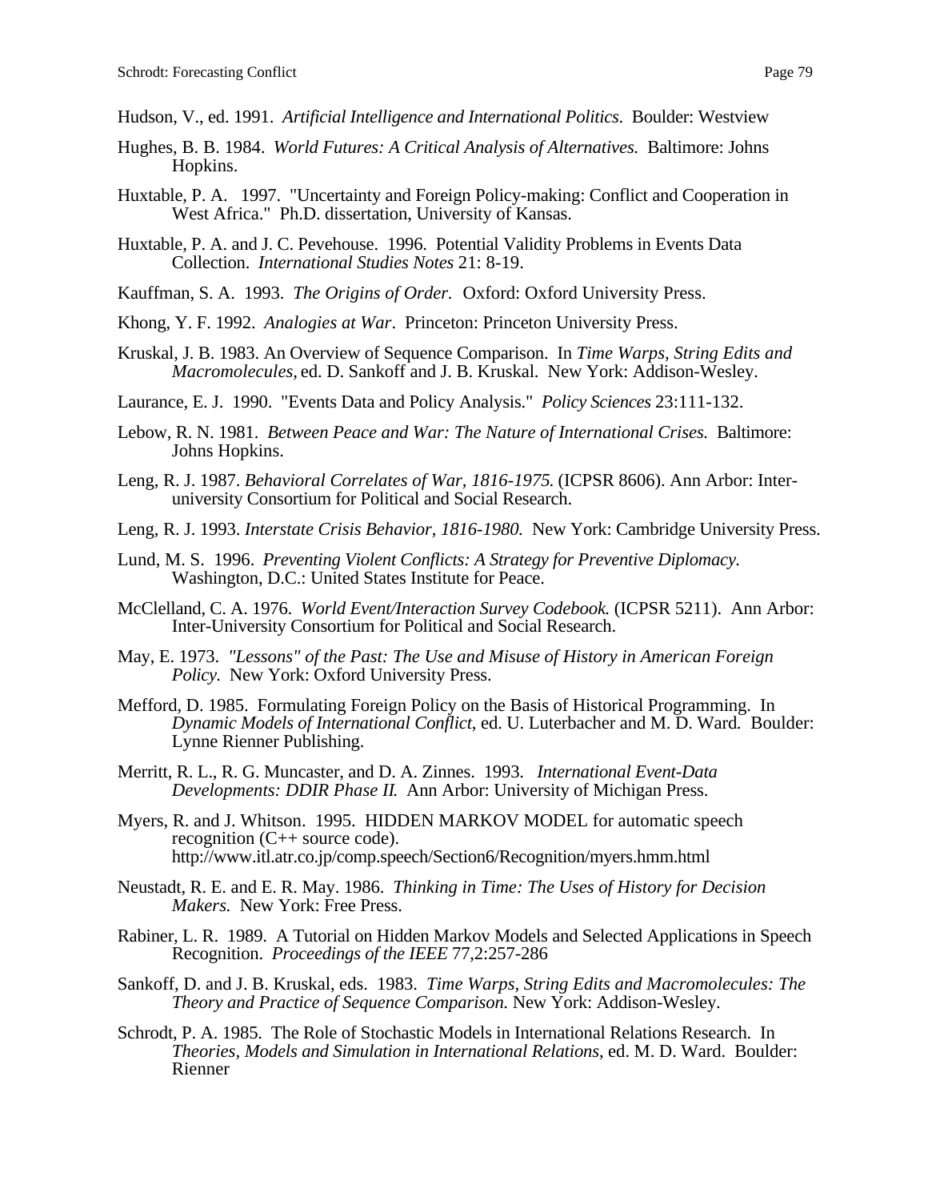Hudson, V., ed. 1991. *Artificial Intelligence and International Politics.* Boulder: Westview

Hughes, B. B. 1984. *World Futures: A Critical Analysis of Alternatives.* Baltimore: Johns Hopkins.

Huxtable, P. A. 1997. "Uncertainty and Foreign Policy-making: Conflict and Cooperation in West Africa." Ph.D. dissertation, University of Kansas.

Huxtable, P. A. and J. C. Pevehouse. 1996. Potential Validity Problems in Events Data Collection. *International Studies Notes* 21: 8-19.

Kauffman, S. A. 1993. *The Origins of Order.* Oxford: Oxford University Press.

Khong, Y. F. 1992. *Analogies at War*. Princeton: Princeton University Press.

Kruskal, J. B. 1983. An Overview of Sequence Comparison. In *Time Warps, String Edits and Macromolecules,* ed. D. Sankoff and J. B. Kruskal. New York: Addison-Wesley.

Laurance, E. J. 1990. "Events Data and Policy Analysis." *Policy Sciences* 23:111-132.

Lebow, R. N. 1981. *Between Peace and War: The Nature of International Crises.* Baltimore: Johns Hopkins.

Leng, R. J. 1987. *Behavioral Correlates of War, 1816-1975.* (ICPSR 8606). Ann Arbor: Inter-university Consortium for Political and Social Research.

Leng, R. J. 1993. *Interstate Crisis Behavior, 1816-1980.* New York: Cambridge University Press.

Lund, M. S. 1996. *Preventing Violent Conflicts: A Strategy for Preventive Diplomacy.* Washington, D.C.: United States Institute for Peace.

McClelland, C. A. 1976. *World Event/Interaction Survey Codebook.* (ICPSR 5211). Ann Arbor: Inter-University Consortium for Political and Social Research.

May, E. 1973. *"Lessons" of the Past: The Use and Misuse of History in American Foreign Policy.* New York: Oxford University Press.

Mefford, D. 1985. Formulating Foreign Policy on the Basis of Historical Programming. In *Dynamic Models of International Conflict*, ed. U. Luterbacher and M. D. Ward. Boulder: Lynne Rienner Publishing.

Merritt, R. L., R. G. Muncaster, and D. A. Zinnes. 1993. *International Event-Data Developments: DDIR Phase II.* Ann Arbor: University of Michigan Press.

Myers, R. and J. Whitson. 1995. HIDDEN MARKOV MODEL for automatic speech recognition (C++ source code). http://www.itl.atr.co.jp/comp.speech/Section6/Recognition/myers.hmm.html

Neustadt, R. E. and E. R. May. 1986. *Thinking in Time: The Uses of History for Decision Makers.* New York: Free Press.

Rabiner, L. R. 1989. A Tutorial on Hidden Markov Models and Selected Applications in Speech Recognition. *Proceedings of the IEEE* 77,2:257-286

Sankoff, D. and J. B. Kruskal, eds. 1983. *Time Warps, String Edits and Macromolecules: The Theory and Practice of Sequence Comparison.* New York: Addison-Wesley.

Schrodt, P. A. 1985. The Role of Stochastic Models in International Relations Research. In *Theories, Models and Simulation in International Relations*, ed. M. D. Ward. Boulder: Rienner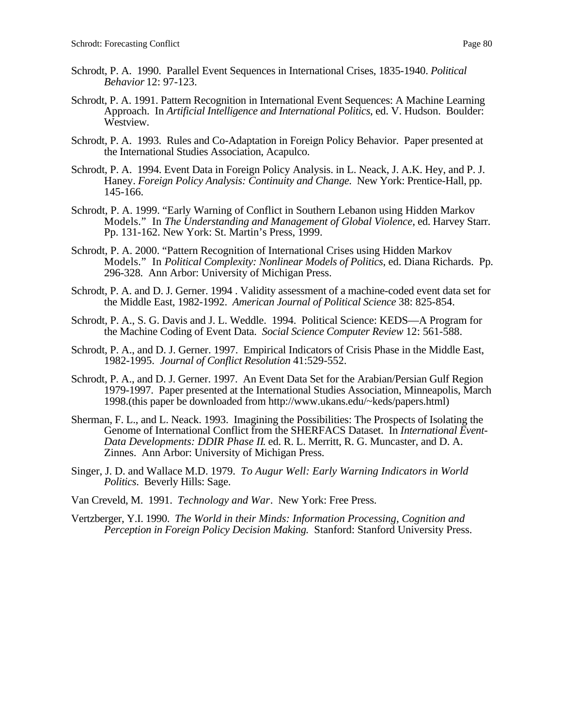Schrodt, P. A. 1990. Parallel Event Sequences in International Crises, 1835-1940. *Political Behavior* 12: 97-123.

Schrodt, P. A. 1991. Pattern Recognition in International Event Sequences: A Machine Learning Approach. In *Artificial Intelligence and International Politics*, ed. V. Hudson. Boulder: Westview.

Schrodt, P. A. 1993. Rules and Co-Adaptation in Foreign Policy Behavior. Paper presented at the International Studies Association, Acapulco.

Schrodt, P. A. 1994. Event Data in Foreign Policy Analysis. in L. Neack, J. A.K. Hey, and P. J. Haney. *Foreign Policy Analysis: Continuity and Change.* New York: Prentice-Hall, pp. 145-166.

Schrodt, P. A. 1999. "Early Warning of Conflict in Southern Lebanon using Hidden Markov Models." In *The Understanding and Management of Global Violence*, ed. Harvey Starr. Pp. 131-162. New York: St. Martin's Press, 1999.

Schrodt, P. A. 2000. "Pattern Recognition of International Crises using Hidden Markov Models." In *Political Complexity: Nonlinear Models of Politics*, ed. Diana Richards. Pp. 296-328. Ann Arbor: University of Michigan Press.

Schrodt, P. A. and D. J. Gerner. 1994 . Validity assessment of a machine-coded event data set for the Middle East, 1982-1992. *American Journal of Political Science* 38: 825-854.

Schrodt, P. A., S. G. Davis and J. L. Weddle. 1994. Political Science: KEDS—A Program for the Machine Coding of Event Data. *Social Science Computer Review* 12: 561-588.

Schrodt, P. A., and D. J. Gerner. 1997. Empirical Indicators of Crisis Phase in the Middle East, 1982-1995. *Journal of Conflict Resolution* 41:529-552.

Schrodt, P. A., and D. J. Gerner. 1997. An Event Data Set for the Arabian/Persian Gulf Region 1979-1997. Paper presented at the International Studies Association, Minneapolis, March 1998.(this paper be downloaded from http://www.ukans.edu/~keds/papers.html)

Sherman, F. L., and L. Neack. 1993. Imagining the Possibilities: The Prospects of Isolating the Genome of International Conflict from the SHERFACS Dataset. In *International Event-Data Developments: DDIR Phase II.* ed. R. L. Merritt, R. G. Muncaster, and D. A. Zinnes. Ann Arbor: University of Michigan Press.

Singer, J. D. and Wallace M.D. 1979. *To Augur Well: Early Warning Indicators in World Politics.* Beverly Hills: Sage.

Van Creveld, M. 1991. *Technology and War*. New York: Free Press.

Vertzberger, Y.I. 1990. *The World in their Minds: Information Processing, Cognition and Perception in Foreign Policy Decision Making.* Stanford: Stanford University Press.